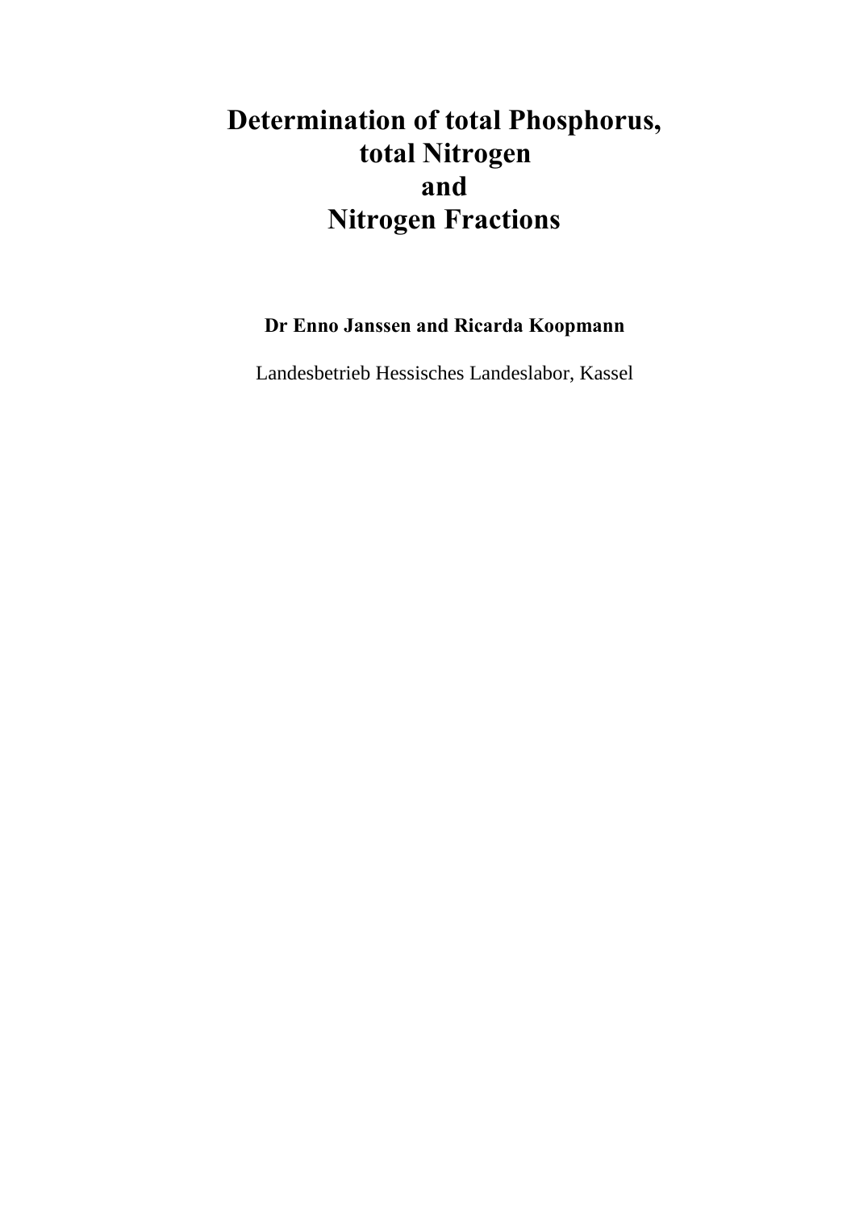# Determination of total Phosphorus, total Nitrogen and Nitrogen Fractions

**Dr Enno Janssen and Ricarda Koopmann**

Landesbetrieb Hessisches Landeslabor, Kassel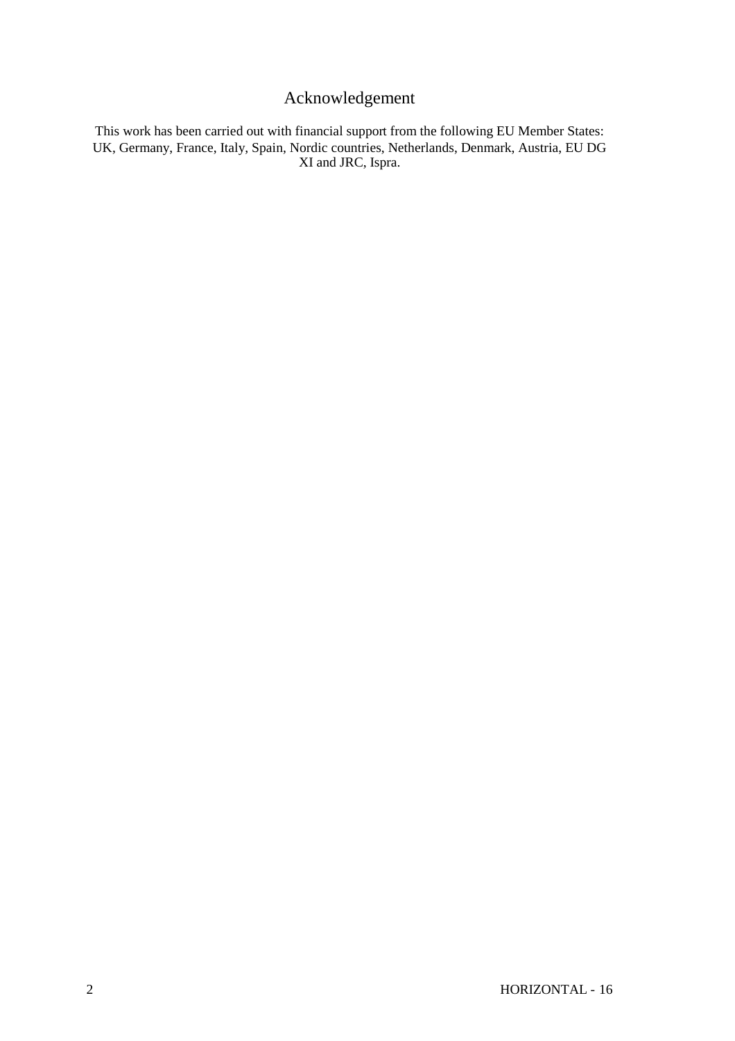# Acknowledgement

This work has been carried out with financial support from the following EU Member States: UK, Germany, France, Italy, Spain, Nordic countries, Netherlands, Denmark, Austria, EU DG XI and JRC, Ispra.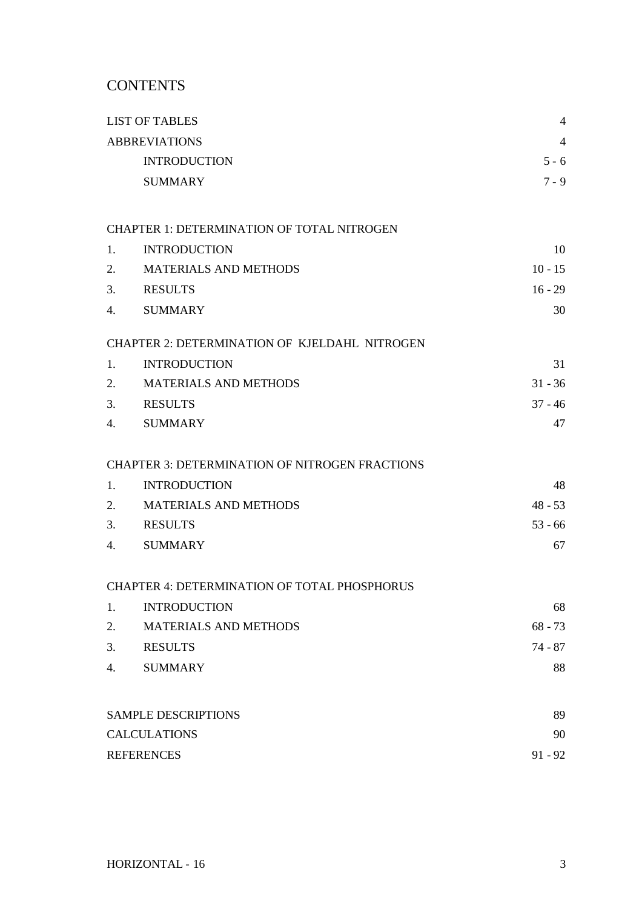# CONTENTS

| | | |
|---|---|---|
| LIST OF TABLES | | 4 |
| ABBREVIATIONS | | 4 |
| | INTRODUCTION | 5 - 6 |
| | SUMMARY | 7 - 9 |
| | | |
| CHAPTER 1: DETERMINATION OF TOTAL NITROGEN | | |
| 1. | INTRODUCTION | 10 |
| 2. | MATERIALS AND METHODS | 10 - 15 |
| 3. | RESULTS | 16 - 29 |
| 4. | SUMMARY | 30 |
| | | |
| CHAPTER 2: DETERMINATION OF KJELDAHL NITROGEN | | |
| 1. | INTRODUCTION | 31 |
| 2. | MATERIALS AND METHODS | 31 - 36 |
| 3. | RESULTS | 37 - 46 |
| 4. | SUMMARY | 47 |
| | | |
| CHAPTER 3: DETERMINATION OF NITROGEN FRACTIONS | | |
| 1. | INTRODUCTION | 48 |
| 2. | MATERIALS AND METHODS | 48 - 53 |
| 3. | RESULTS | 53 - 66 |
| 4. | SUMMARY | 67 |
| | | |
| CHAPTER 4: DETERMINATION OF TOTAL PHOSPHORUS | | |
| 1. | INTRODUCTION | 68 |
| 2. | MATERIALS AND METHODS | 68 - 73 |
| 3. | RESULTS | 74 - 87 |
| 4. | SUMMARY | 88 |
| | | |
| SAMPLE DESCRIPTIONS | | 89 |
| CALCULATIONS | | 90 |
| REFERENCES | | 91 - 92 |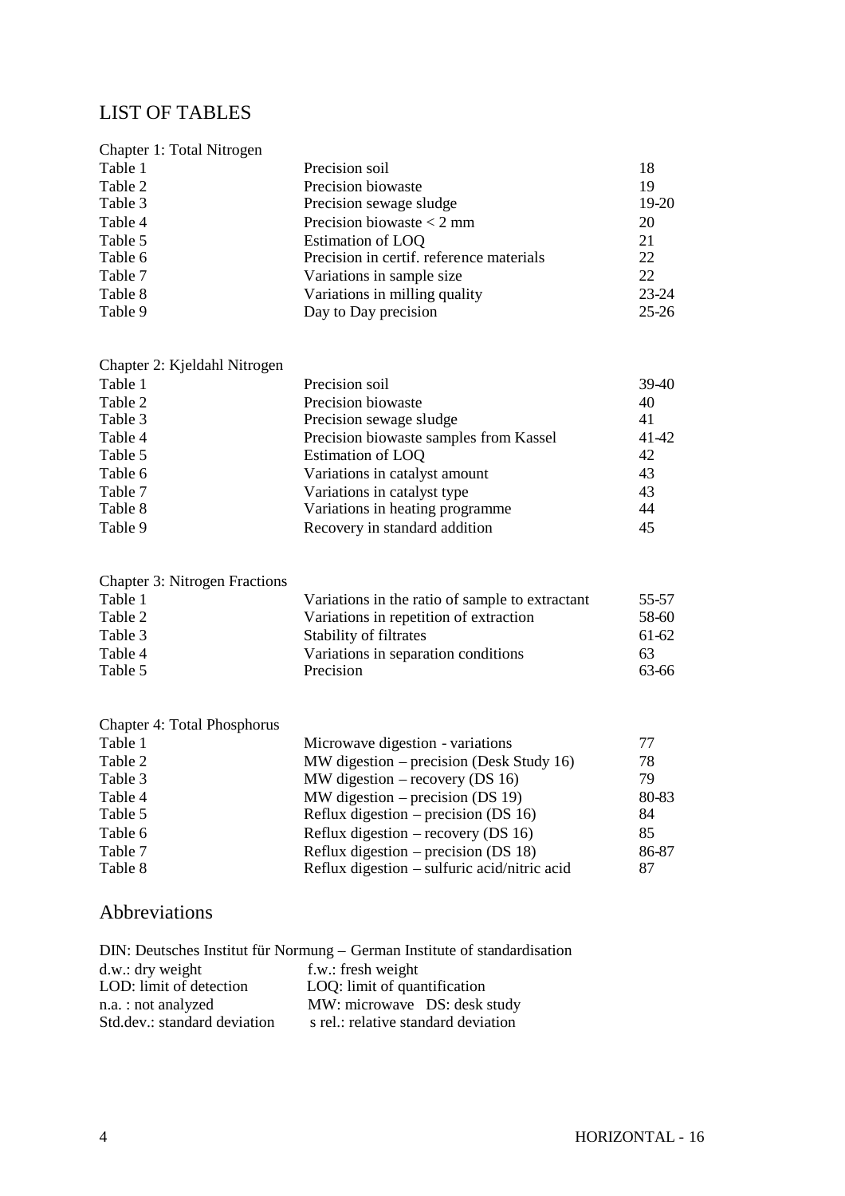# LIST OF TABLES

Chapter 1: Total Nitrogen

| | | |
|---|---|---|
| Table 1 | Precision soil | 18 |
| Table 2 | Precision biowaste | 19 |
| Table 3 | Precision sewage sludge | 19-20 |
| Table 4 | Precision biowaste < 2 mm | 20 |
| Table 5 | Estimation of LOQ | 21 |
| Table 6 | Precision in certif. reference materials | 22 |
| Table 7 | Variations in sample size | 22 |
| Table 8 | Variations in milling quality | 23-24 |
| Table 9 | Day to Day precision | 25-26 |

Chapter 2: Kjeldahl Nitrogen

| | | |
|---|---|---|
| Table 1 | Precision soil | 39-40 |
| Table 2 | Precision biowaste | 40 |
| Table 3 | Precision sewage sludge | 41 |
| Table 4 | Precision biowaste samples from Kassel | 41-42 |
| Table 5 | Estimation of LOQ | 42 |
| Table 6 | Variations in catalyst amount | 43 |
| Table 7 | Variations in catalyst type | 43 |
| Table 8 | Variations in heating programme | 44 |
| Table 9 | Recovery in standard addition | 45 |

Chapter 3: Nitrogen Fractions

| | | |
|---|---|---|
| Table 1 | Variations in the ratio of sample to extractant | 55-57 |
| Table 2 | Variations in repetition of extraction | 58-60 |
| Table 3 | Stability of filtrates | 61-62 |
| Table 4 | Variations in separation conditions | 63 |
| Table 5 | Precision | 63-66 |

Chapter 4: Total Phosphorus

| | | |
|---|---|---|
| Table 1 | Microwave digestion - variations | 77 |
| Table 2 | MW digestion – precision (Desk Study 16) | 78 |
| Table 3 | MW digestion – recovery (DS 16) | 79 |
| Table 4 | MW digestion – precision (DS 19) | 80-83 |
| Table 5 | Reflux digestion – precision (DS 16) | 84 |
| Table 6 | Reflux digestion – recovery (DS 16) | 85 |
| Table 7 | Reflux digestion – precision (DS 18) | 86-87 |
| Table 8 | Reflux digestion – sulfuric acid/nitric acid | 87 |

# Abbreviations

DIN: Deutsches Institut für Normung – German Institute of standardisation

| | |
|---|---|
| d.w.: dry weight | f.w.: fresh weight |
| LOD: limit of detection | LOQ: limit of quantification |
| n.a. : not analyzed | MW: microwave DS: desk study |
| Std.dev.: standard deviation | s rel.: relative standard deviation |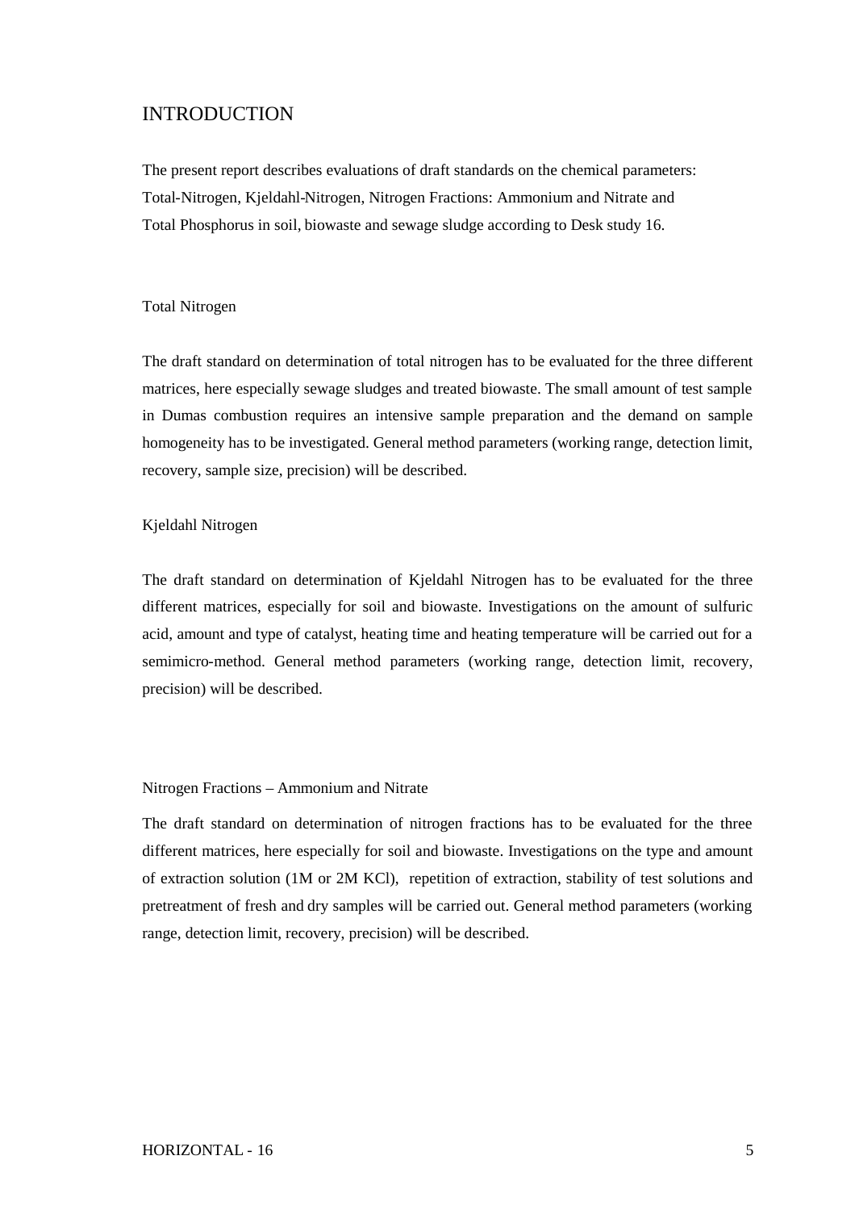# INTRODUCTION

The present report describes evaluations of draft standards on the chemical parameters: Total-Nitrogen, Kjeldahl-Nitrogen, Nitrogen Fractions: Ammonium and Nitrate and Total Phosphorus in soil, biowaste and sewage sludge according to Desk study 16.

## Total Nitrogen

The draft standard on determination of total nitrogen has to be evaluated for the three different matrices, here especially sewage sludges and treated biowaste. The small amount of test sample in Dumas combustion requires an intensive sample preparation and the demand on sample homogeneity has to be investigated. General method parameters (working range, detection limit, recovery, sample size, precision) will be described.

## Kjeldahl Nitrogen

The draft standard on determination of Kjeldahl Nitrogen has to be evaluated for the three different matrices, especially for soil and biowaste. Investigations on the amount of sulfuric acid, amount and type of catalyst, heating time and heating temperature will be carried out for a semimicro-method. General method parameters (working range, detection limit, recovery, precision) will be described.

## Nitrogen Fractions – Ammonium and Nitrate

The draft standard on determination of nitrogen fractions has to be evaluated for the three different matrices, here especially for soil and biowaste. Investigations on the type and amount of extraction solution (1M or 2M KCl), repetition of extraction, stability of test solutions and pretreatment of fresh and dry samples will be carried out. General method parameters (working range, detection limit, recovery, precision) will be described.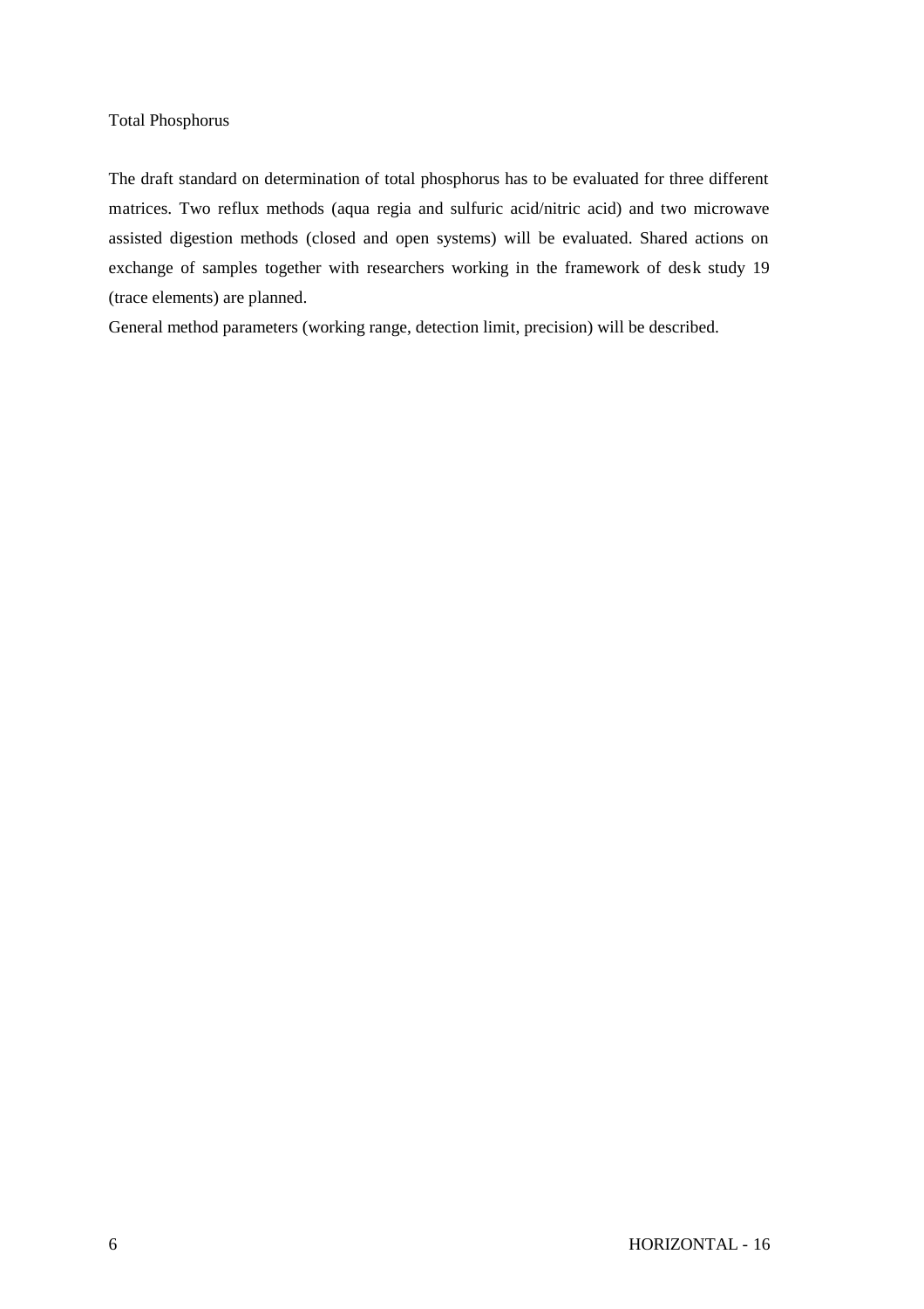Total Phosphorus

The draft standard on determination of total phosphorus has to be evaluated for three different matrices. Two reflux methods (aqua regia and sulfuric acid/nitric acid) and two microwave assisted digestion methods (closed and open systems) will be evaluated. Shared actions on exchange of samples together with researchers working in the framework of desk study 19 (trace elements) are planned.

General method parameters (working range, detection limit, precision) will be described.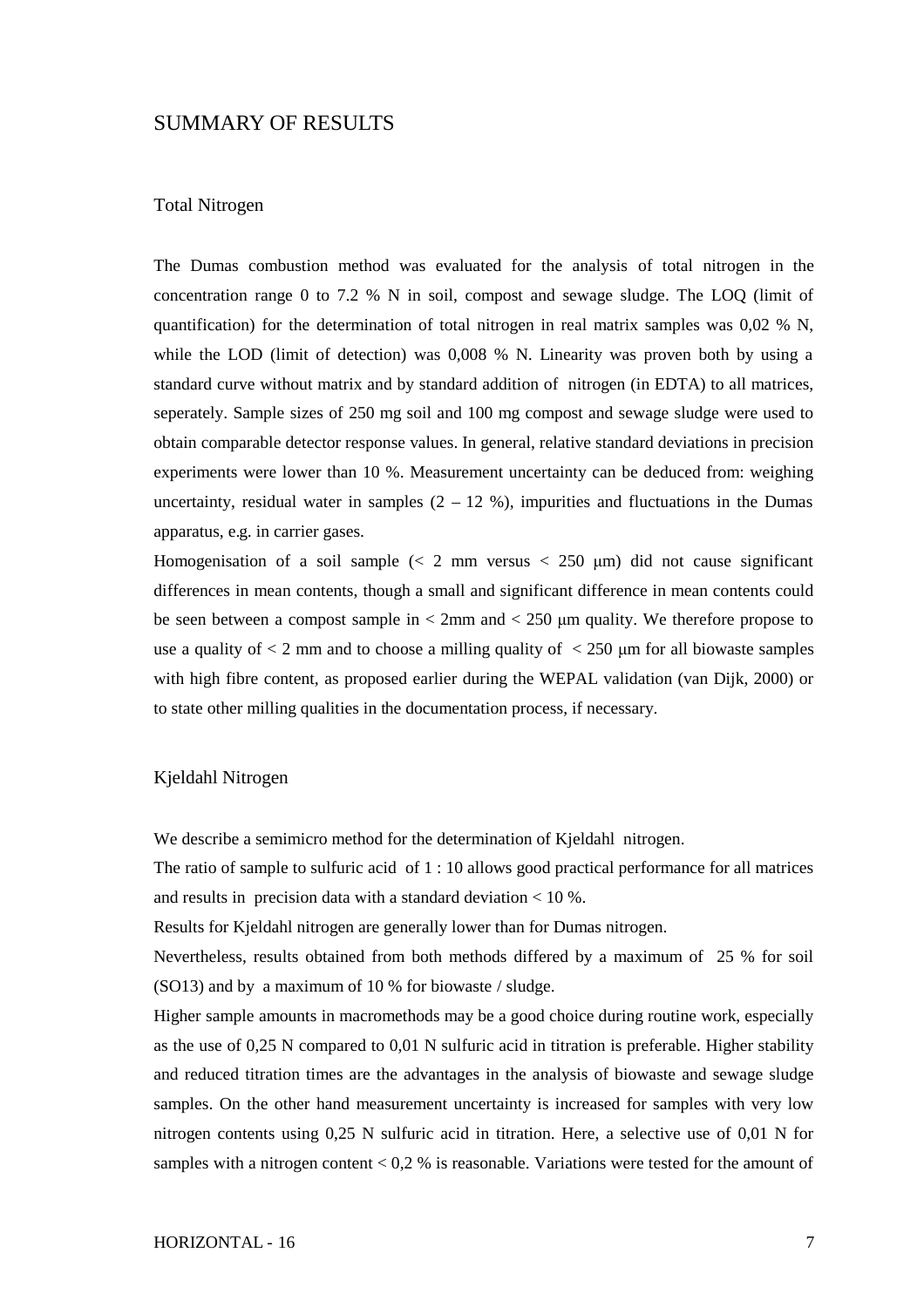# SUMMARY OF RESULTS

## Total Nitrogen

The Dumas combustion method was evaluated for the analysis of total nitrogen in the concentration range 0 to 7.2 % N in soil, compost and sewage sludge. The LOQ (limit of quantification) for the determination of total nitrogen in real matrix samples was 0,02 % N, while the LOD (limit of detection) was 0,008 % N. Linearity was proven both by using a standard curve without matrix and by standard addition of nitrogen (in EDTA) to all matrices, seperately. Sample sizes of 250 mg soil and 100 mg compost and sewage sludge were used to obtain comparable detector response values. In general, relative standard deviations in precision experiments were lower than 10 %. Measurement uncertainty can be deduced from: weighing uncertainty, residual water in samples (2 – 12 %), impurities and fluctuations in the Dumas apparatus, e.g. in carrier gases.

Homogenisation of a soil sample (< 2 mm versus < 250 µm) did not cause significant differences in mean contents, though a small and significant difference in mean contents could be seen between a compost sample in < 2mm and < 250 µm quality. We therefore propose to use a quality of < 2 mm and to choose a milling quality of < 250 µm for all biowaste samples with high fibre content, as proposed earlier during the WEPAL validation (van Dijk, 2000) or to state other milling qualities in the documentation process, if necessary.

## Kjeldahl Nitrogen

We describe a semimicro method for the determination of Kjeldahl nitrogen.

The ratio of sample to sulfuric acid of 1 : 10 allows good practical performance for all matrices and results in precision data with a standard deviation < 10 %.

Results for Kjeldahl nitrogen are generally lower than for Dumas nitrogen.

Nevertheless, results obtained from both methods differed by a maximum of 25 % for soil (SO13) and by a maximum of 10 % for biowaste / sludge.

Higher sample amounts in macromethods may be a good choice during routine work, especially as the use of 0,25 N compared to 0,01 N sulfuric acid in titration is preferable. Higher stability and reduced titration times are the advantages in the analysis of biowaste and sewage sludge samples. On the other hand measurement uncertainty is increased for samples with very low nitrogen contents using 0,25 N sulfuric acid in titration. Here, a selective use of 0,01 N for samples with a nitrogen content < 0,2 % is reasonable. Variations were tested for the amount of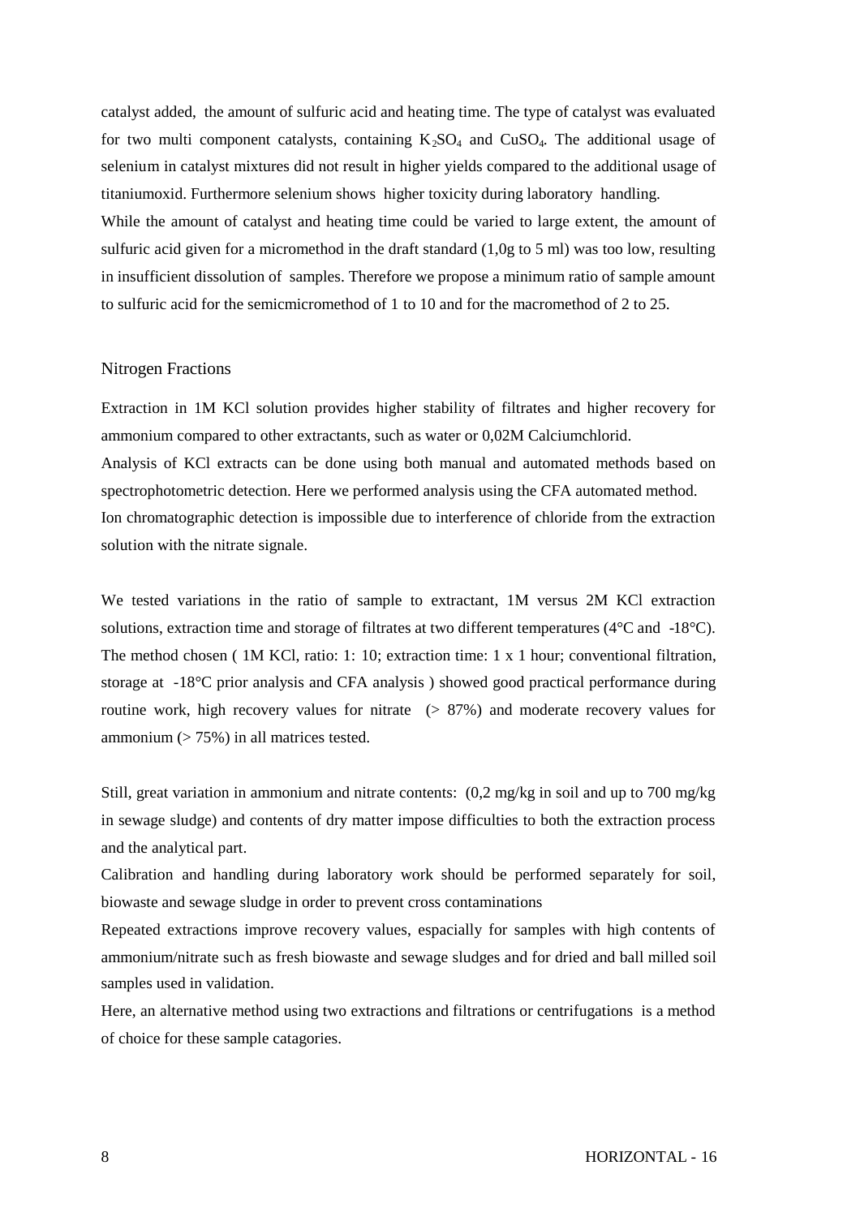catalyst added, the amount of sulfuric acid and heating time. The type of catalyst was evaluated for two multi component catalysts, containing $K_2SO_4$ and $CuSO_4$. The additional usage of selenium in catalyst mixtures did not result in higher yields compared to the additional usage of titaniumoxid. Furthermore selenium shows higher toxicity during laboratory handling.

While the amount of catalyst and heating time could be varied to large extent, the amount of sulfuric acid given for a micromethod in the draft standard (1,0g to 5 ml) was too low, resulting in insufficient dissolution of samples. Therefore we propose a minimum ratio of sample amount to sulfuric acid for the semicmicromethod of 1 to 10 and for the macromethod of 2 to 25.

## Nitrogen Fractions

Extraction in 1M KCl solution provides higher stability of filtrates and higher recovery for ammonium compared to other extractants, such as water or 0,02M Calciumchlorid.

Analysis of KCl extracts can be done using both manual and automated methods based on spectrophotometric detection. Here we performed analysis using the CFA automated method.

Ion chromatographic detection is impossible due to interference of chloride from the extraction solution with the nitrate signale.

We tested variations in the ratio of sample to extractant, 1M versus 2M KCl extraction solutions, extraction time and storage of filtrates at two different temperatures (4°C and -18°C). The method chosen ( 1M KCl, ratio: 1: 10; extraction time: 1 x 1 hour; conventional filtration, storage at -18°C prior analysis and CFA analysis ) showed good practical performance during routine work, high recovery values for nitrate (> 87%) and moderate recovery values for ammonium (> 75%) in all matrices tested.

Still, great variation in ammonium and nitrate contents: (0,2 mg/kg in soil and up to 700 mg/kg in sewage sludge) and contents of dry matter impose difficulties to both the extraction process and the analytical part.

Calibration and handling during laboratory work should be performed separately for soil, biowaste and sewage sludge in order to prevent cross contaminations

Repeated extractions improve recovery values, espacially for samples with high contents of ammonium/nitrate such as fresh biowaste and sewage sludges and for dried and ball milled soil samples used in validation.

Here, an alternative method using two extractions and filtrations or centrifugations is a method of choice for these sample catagories.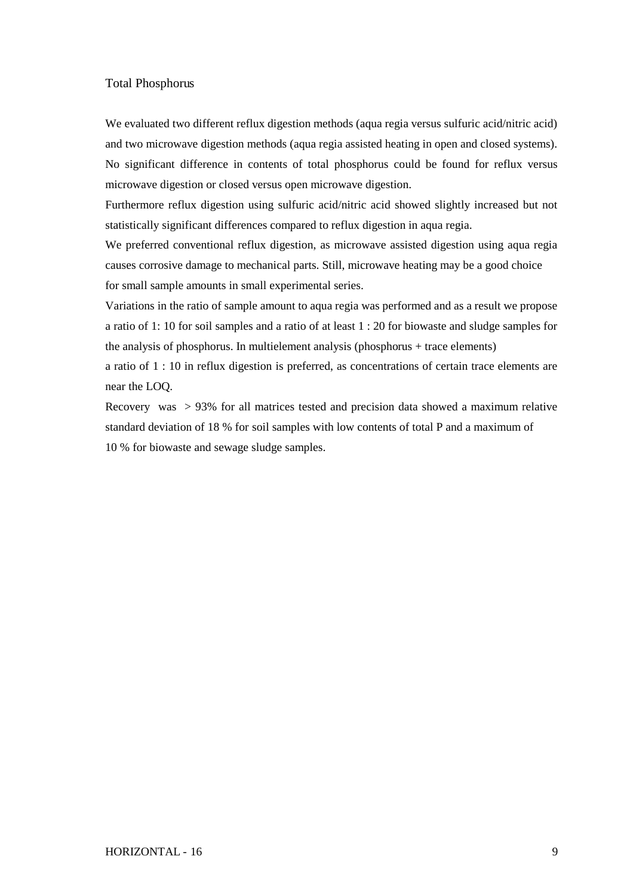## Total Phosphorus

We evaluated two different reflux digestion methods (aqua regia versus sulfuric acid/nitric acid) and two microwave digestion methods (aqua regia assisted heating in open and closed systems). No significant difference in contents of total phosphorus could be found for reflux versus microwave digestion or closed versus open microwave digestion.

Furthermore reflux digestion using sulfuric acid/nitric acid showed slightly increased but not statistically significant differences compared to reflux digestion in aqua regia.

We preferred conventional reflux digestion, as microwave assisted digestion using aqua regia causes corrosive damage to mechanical parts. Still, microwave heating may be a good choice for small sample amounts in small experimental series.

Variations in the ratio of sample amount to aqua regia was performed and as a result we propose a ratio of 1: 10 for soil samples and a ratio of at least 1 : 20 for biowaste and sludge samples for the analysis of phosphorus. In multielement analysis (phosphorus + trace elements) a ratio of 1 : 10 in reflux digestion is preferred, as concentrations of certain trace elements are near the LOQ.

Recovery was > 93% for all matrices tested and precision data showed a maximum relative standard deviation of 18 % for soil samples with low contents of total P and a maximum of 10 % for biowaste and sewage sludge samples.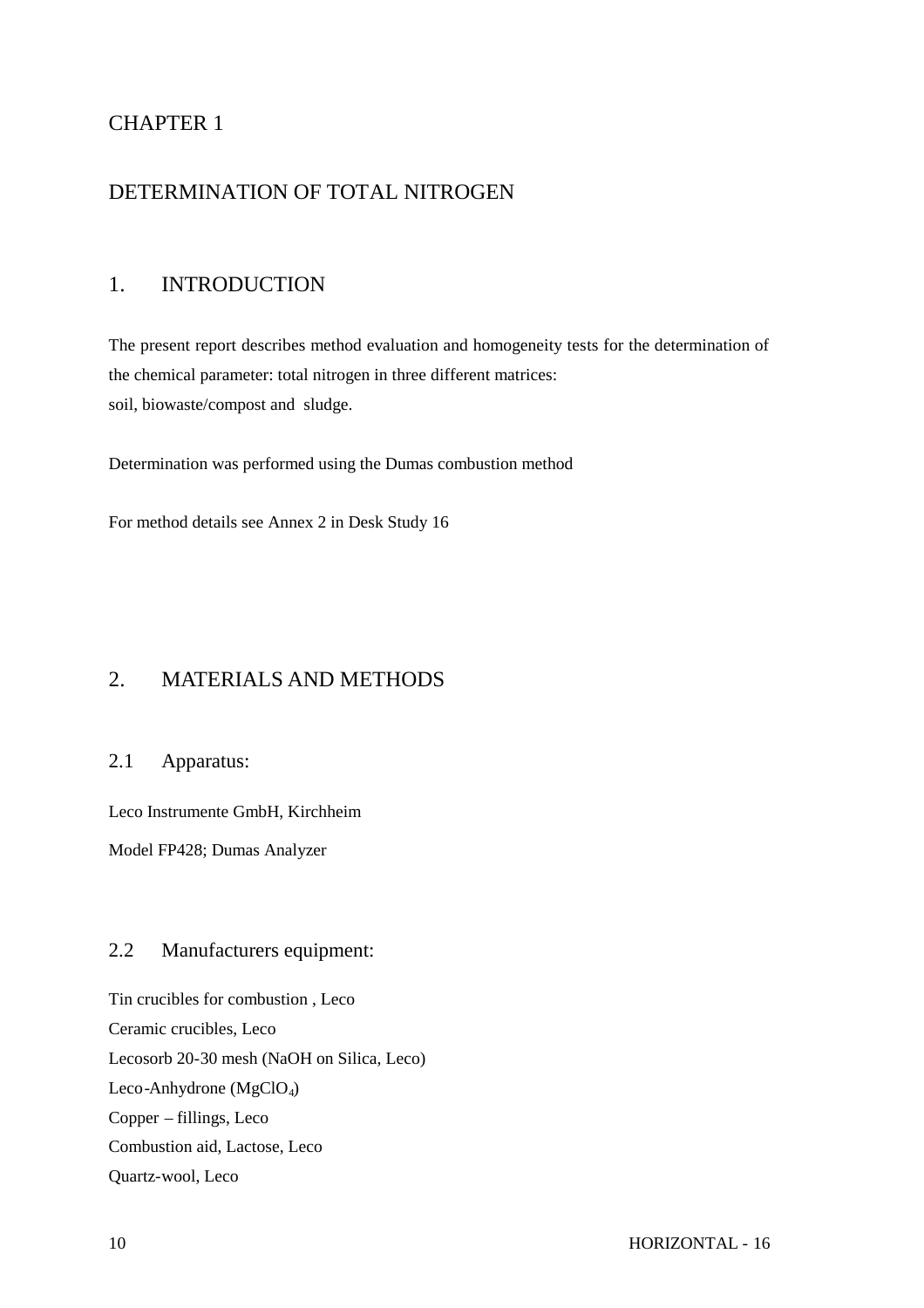# CHAPTER 1

# DETERMINATION OF TOTAL NITROGEN

## 1. INTRODUCTION

The present report describes method evaluation and homogeneity tests for the determination of the chemical parameter: total nitrogen in three different matrices:
soil, biowaste/compost and sludge.

Determination was performed using the Dumas combustion method

For method details see Annex 2 in Desk Study 16

## 2. MATERIALS AND METHODS

### 2.1 Apparatus:

Leco Instrumente GmbH, Kirchheim

Model FP428; Dumas Analyzer

### 2.2 Manufacturers equipment:

Tin crucibles for combustion , Leco
Ceramic crucibles, Leco
Lecosorb 20-30 mesh (NaOH on Silica, Leco)
Leco-Anhydrone ($MgClO_4$)
Copper – fillings, Leco
Combustion aid, Lactose, Leco
Quartz-wool, Leco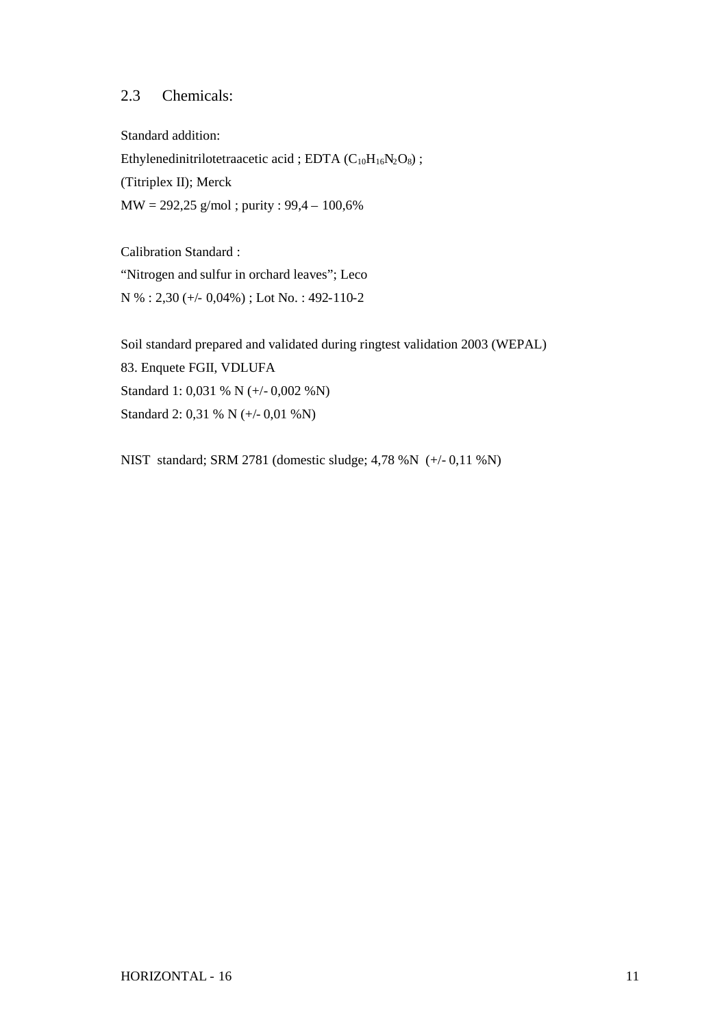## 2.3 Chemicals:

Standard addition:
Ethylenedinitrilotetraacetic acid ; EDTA ($C_{10}H_{16}N_2O_8$) ;
(Titriplex II); Merck
MW = 292,25 g/mol ; purity : 99,4 – 100,6%

Calibration Standard :
"Nitrogen and sulfur in orchard leaves"; Leco
N % : 2,30 (+/- 0,04%) ; Lot No. : 492-110-2

Soil standard prepared and validated during ringtest validation 2003 (WEPAL)
83. Enquete FGII, VDLUFA
Standard 1: 0,031 % N (+/- 0,002 %N)
Standard 2: 0,31 % N (+/- 0,01 %N)

NIST standard; SRM 2781 (domestic sludge; 4,78 %N (+/- 0,11 %N)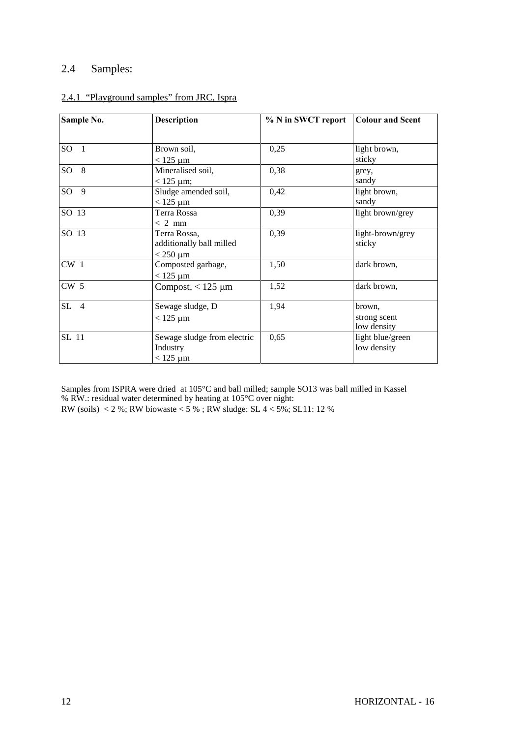## 2.4 Samples:

### 2.4.1 "Playground samples" from JRC, Ispra

| Sample No. | Description | % N in SWCT report | Colour and Scent |
|---|---|---|---|
| SO 1 | Brown soil, < 125 µm | 0,25 | light brown, sticky |
| SO 8 | Mineralised soil, < 125 µm; | 0,38 | grey, sandy |
| SO 9 | Sludge amended soil, < 125 µm | 0,42 | light brown, sandy |
| SO 13 | Terra Rossa < 2 mm | 0,39 | light brown/grey |
| SO 13 | Terra Rossa, additionally ball milled < 250 µm | 0,39 | light-brown/grey sticky |
| CW 1 | Composted garbage, < 125 µm | 1,50 | dark brown, |
| CW 5 | Compost, < 125 µm | 1,52 | dark brown, |
| SL 4 | Sewage sludge, D < 125 µm | 1,94 | brown, strong scent low density |
| SL 11 | Sewage sludge from electric Industry < 125 µm | 0,65 | light blue/green low density |

Samples from ISPRA were dried at 105°C and ball milled; sample SO13 was ball milled in Kassel
% RW.: residual water determined by heating at 105°C over night:
RW (soils) < 2 %; RW biowaste < 5 % ; RW sludge: SL 4 < 5%; SL11: 12 %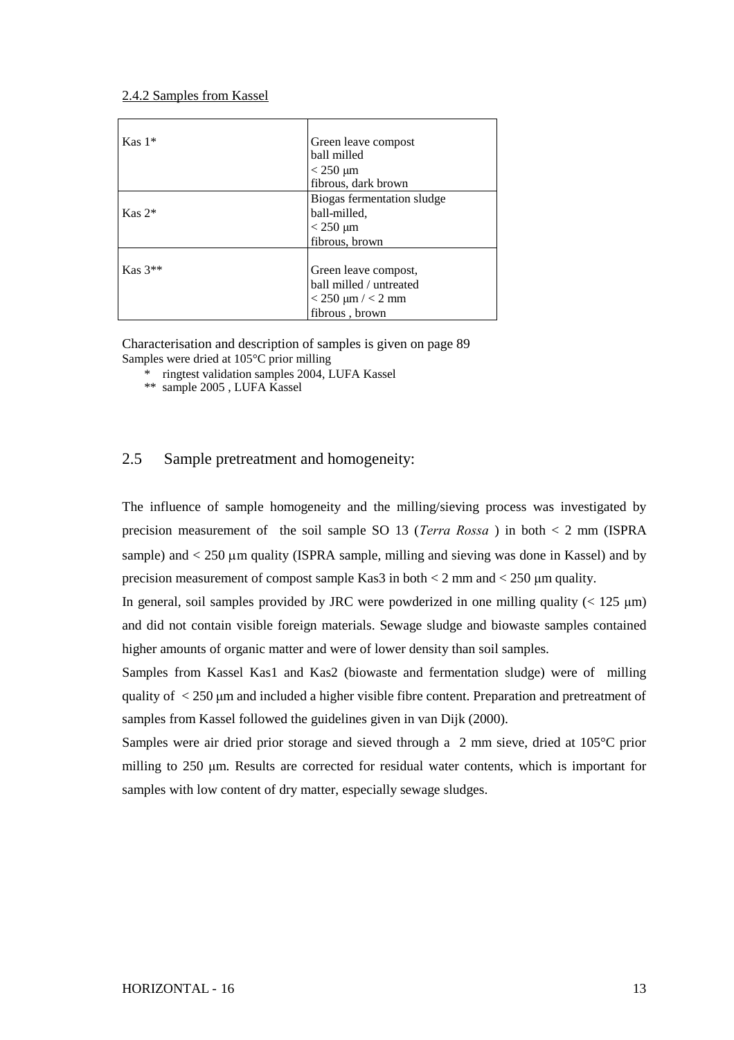2.4.2 Samples from Kassel

| | |
|---|---|
| Kas 1* | Green leave compost<br>ball milled<br>< 250 µm<br>fibrous, dark brown |
| Kas 2* | Biogas fermentation sludge<br>ball-milled,<br>< 250 µm<br>fibrous, brown |
| Kas 3** | Green leave compost,<br>ball milled / untreated<br>< 250 µm / < 2 mm<br>fibrous , brown |

Characterisation and description of samples is given on page 89
Samples were dried at 105°C prior milling

- \* ringtest validation samples 2004, LUFA Kassel
- \** sample 2005 , LUFA Kassel

## 2.5 Sample pretreatment and homogeneity:

The influence of sample homogeneity and the milling/sieving process was investigated by precision measurement of the soil sample SO 13 (*Terra Rossa* ) in both < 2 mm (ISPRA sample) and < 250 µm quality (ISPRA sample, milling and sieving was done in Kassel) and by precision measurement of compost sample Kas3 in both < 2 mm and < 250 µm quality.

In general, soil samples provided by JRC were powderized in one milling quality (< 125 µm) and did not contain visible foreign materials. Sewage sludge and biowaste samples contained higher amounts of organic matter and were of lower density than soil samples.

Samples from Kassel Kas1 and Kas2 (biowaste and fermentation sludge) were of milling quality of < 250 µm and included a higher visible fibre content. Preparation and pretreatment of samples from Kassel followed the guidelines given in van Dijk (2000).

Samples were air dried prior storage and sieved through a 2 mm sieve, dried at 105°C prior milling to 250 µm. Results are corrected for residual water contents, which is important for samples with low content of dry matter, especially sewage sludges.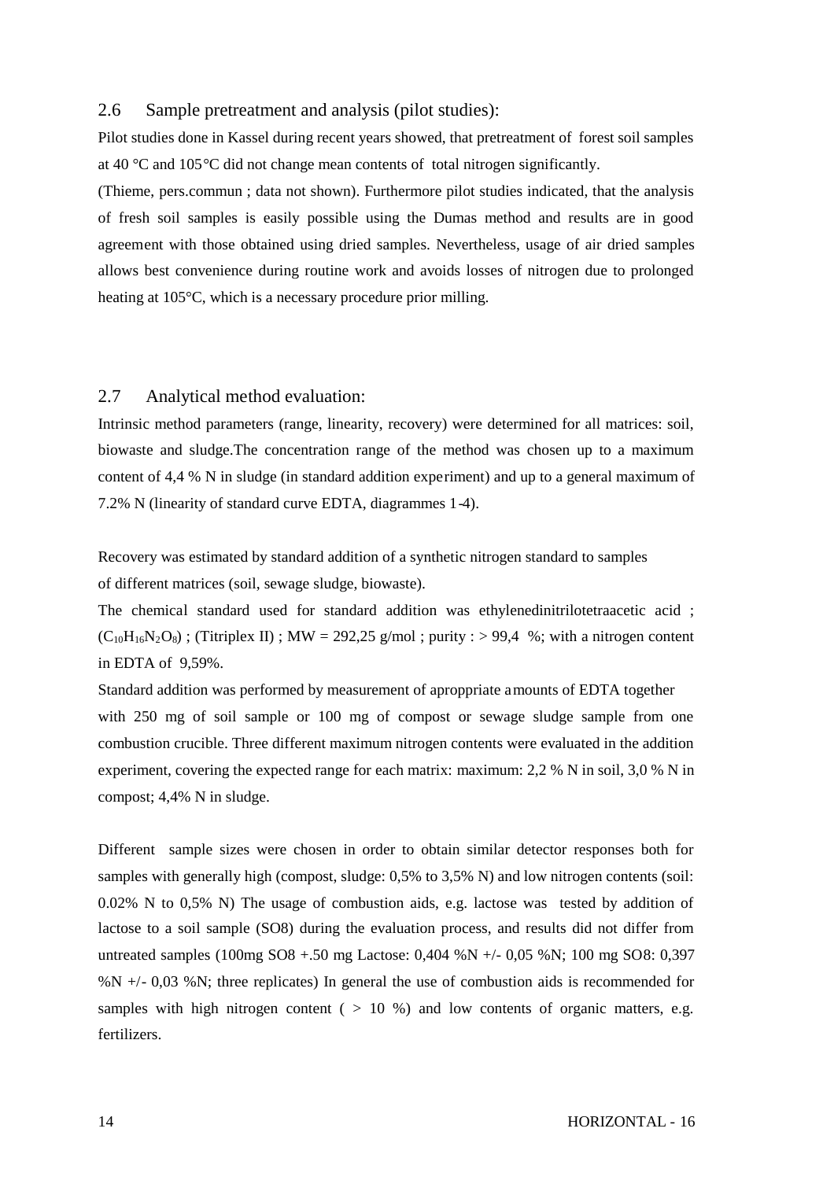## 2.6 Sample pretreatment and analysis (pilot studies):

Pilot studies done in Kassel during recent years showed, that pretreatment of forest soil samples at 40 °C and 105°C did not change mean contents of total nitrogen significantly.

(Thieme, pers.commun ; data not shown). Furthermore pilot studies indicated, that the analysis of fresh soil samples is easily possible using the Dumas method and results are in good agreement with those obtained using dried samples. Nevertheless, usage of air dried samples allows best convenience during routine work and avoids losses of nitrogen due to prolonged heating at 105°C, which is a necessary procedure prior milling.

## 2.7 Analytical method evaluation:

Intrinsic method parameters (range, linearity, recovery) were determined for all matrices: soil, biowaste and sludge.The concentration range of the method was chosen up to a maximum content of 4,4 % N in sludge (in standard addition experiment) and up to a general maximum of 7.2% N (linearity of standard curve EDTA, diagrammes 1-4).

Recovery was estimated by standard addition of a synthetic nitrogen standard to samples of different matrices (soil, sewage sludge, biowaste).

The chemical standard used for standard addition was ethylenedinitrilotetraacetic acid ; ($C_{10}H_{16}N_2O_8$) ; (Titriplex II) ; MW = 292,25 g/mol ; purity : > 99,4 %; with a nitrogen content in EDTA of 9,59%.

Standard addition was performed by measurement of aproppriate amounts of EDTA together with 250 mg of soil sample or 100 mg of compost or sewage sludge sample from one combustion crucible. Three different maximum nitrogen contents were evaluated in the addition experiment, covering the expected range for each matrix: maximum: 2,2 % N in soil, 3,0 % N in compost; 4,4% N in sludge.

Different sample sizes were chosen in order to obtain similar detector responses both for samples with generally high (compost, sludge: 0,5% to 3,5% N) and low nitrogen contents (soil: 0.02% N to 0,5% N) The usage of combustion aids, e.g. lactose was tested by addition of lactose to a soil sample (SO8) during the evaluation process, and results did not differ from untreated samples (100mg SO8 +.50 mg Lactose: 0,404 %N +/- 0,05 %N; 100 mg SO8: 0,397 %N +/- 0,03 %N; three replicates) In general the use of combustion aids is recommended for samples with high nitrogen content ( > 10 %) and low contents of organic matters, e.g. fertilizers.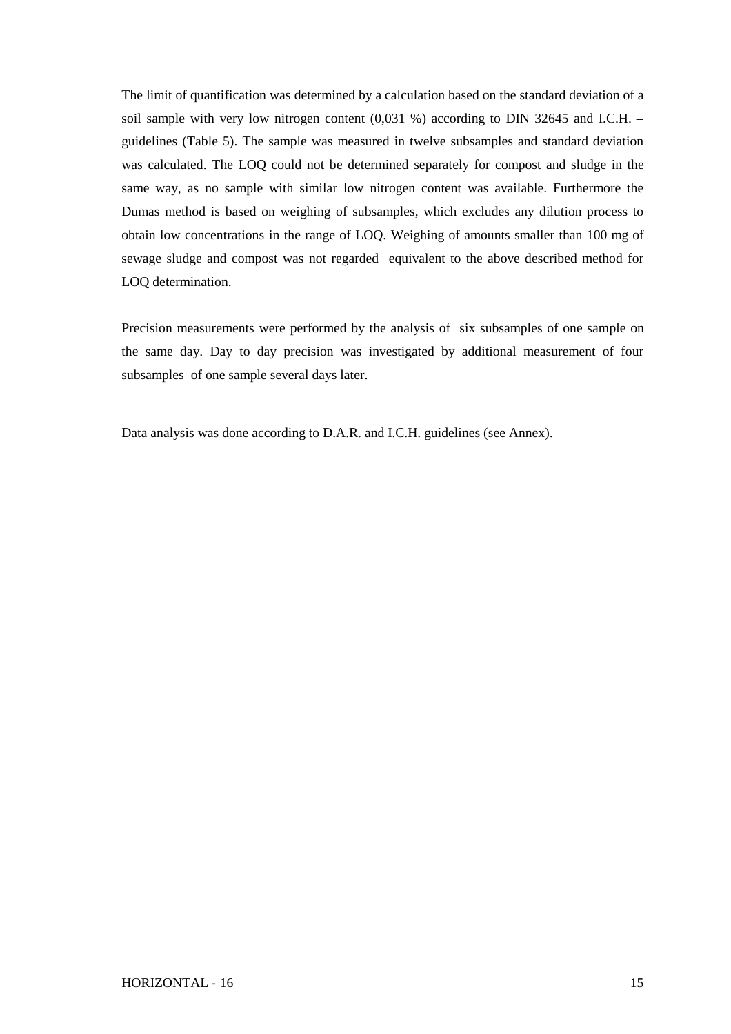The limit of quantification was determined by a calculation based on the standard deviation of a soil sample with very low nitrogen content (0,031 %) according to DIN 32645 and I.C.H. – guidelines (Table 5). The sample was measured in twelve subsamples and standard deviation was calculated. The LOQ could not be determined separately for compost and sludge in the same way, as no sample with similar low nitrogen content was available. Furthermore the Dumas method is based on weighing of subsamples, which excludes any dilution process to obtain low concentrations in the range of LOQ. Weighing of amounts smaller than 100 mg of sewage sludge and compost was not regarded equivalent to the above described method for LOQ determination.

Precision measurements were performed by the analysis of six subsamples of one sample on the same day. Day to day precision was investigated by additional measurement of four subsamples of one sample several days later.

Data analysis was done according to D.A.R. and I.C.H. guidelines (see Annex).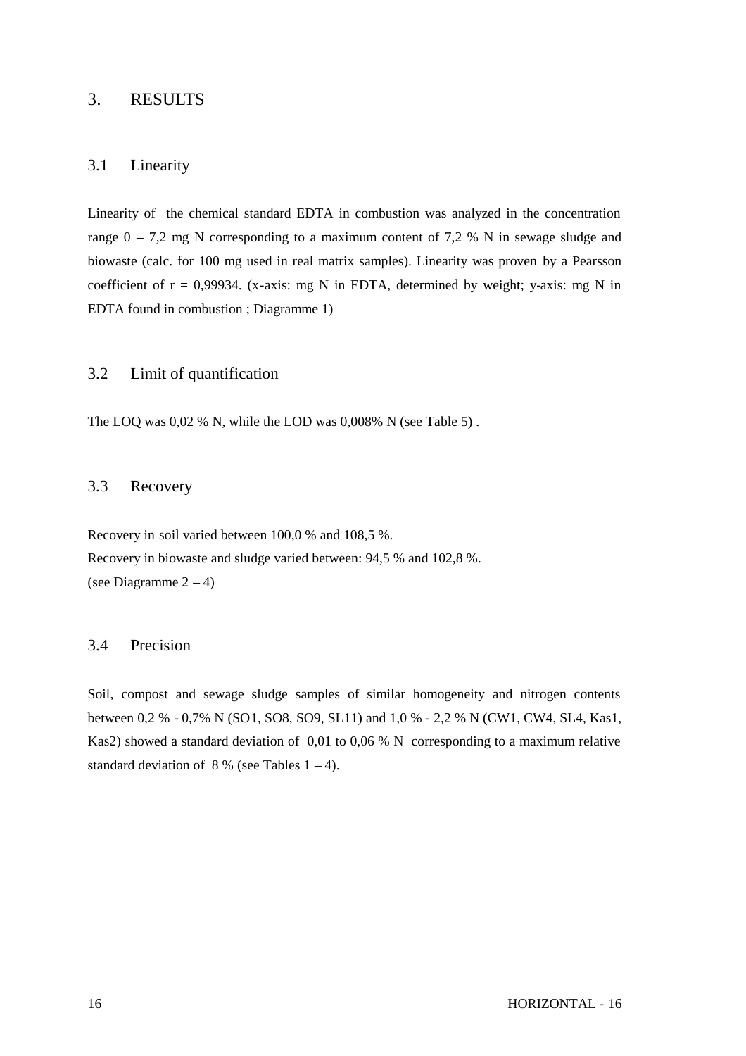# 3. RESULTS

## 3.1 Linearity

Linearity of the chemical standard EDTA in combustion was analyzed in the concentration range 0 – 7,2 mg N corresponding to a maximum content of 7,2 % N in sewage sludge and biowaste (calc. for 100 mg used in real matrix samples). Linearity was proven by a Pearsson coefficient of r = 0,99934. (x-axis: mg N in EDTA, determined by weight; y-axis: mg N in EDTA found in combustion ; Diagramme 1)

## 3.2 Limit of quantification

The LOQ was 0,02 % N, while the LOD was 0,008% N (see Table 5) .

## 3.3 Recovery

Recovery in soil varied between 100,0 % and 108,5 %.
Recovery in biowaste and sludge varied between: 94,5 % and 102,8 %.
(see Diagramme 2 – 4)

## 3.4 Precision

Soil, compost and sewage sludge samples of similar homogeneity and nitrogen contents between 0,2 % - 0,7% N (SO1, SO8, SO9, SL11) and 1,0 % - 2,2 % N (CW1, CW4, SL4, Kas1, Kas2) showed a standard deviation of 0,01 to 0,06 % N corresponding to a maximum relative standard deviation of 8 % (see Tables 1 – 4).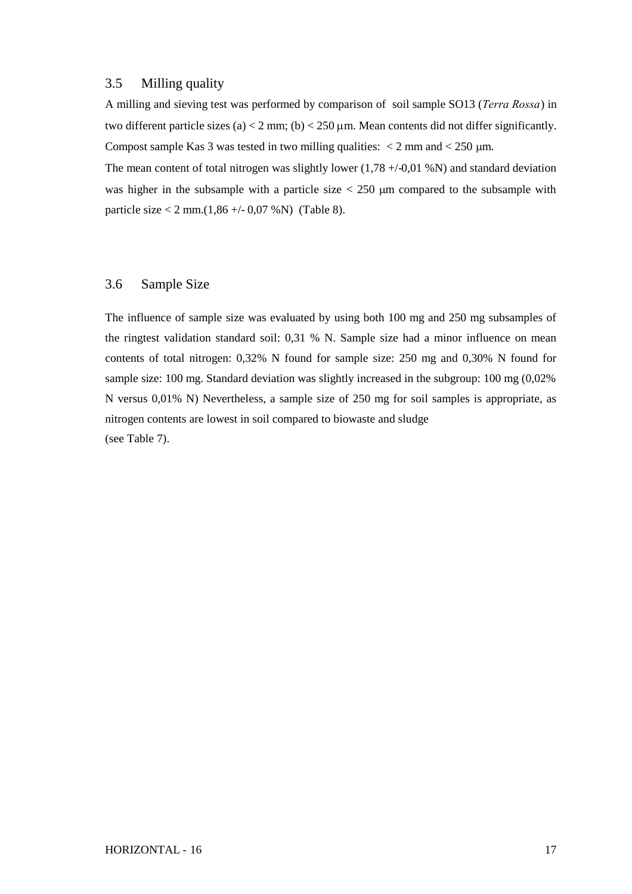## 3.5 Milling quality

A milling and sieving test was performed by comparison of soil sample SO13 (*Terra Rossa*) in two different particle sizes (a) < 2 mm; (b) < 250 µm. Mean contents did not differ significantly. Compost sample Kas 3 was tested in two milling qualities: < 2 mm and < 250 µm.

The mean content of total nitrogen was slightly lower (1,78 +/-0,01 %N) and standard deviation was higher in the subsample with a particle size < 250 µm compared to the subsample with particle size < 2 mm.(1,86 +/- 0,07 %N) (Table 8).

## 3.6 Sample Size

The influence of sample size was evaluated by using both 100 mg and 250 mg subsamples of the ringtest validation standard soil: 0,31 % N. Sample size had a minor influence on mean contents of total nitrogen: 0,32% N found for sample size: 250 mg and 0,30% N found for sample size: 100 mg. Standard deviation was slightly increased in the subgroup: 100 mg (0,02% N versus 0,01% N) Nevertheless, a sample size of 250 mg for soil samples is appropriate, as nitrogen contents are lowest in soil compared to biowaste and sludge
(see Table 7).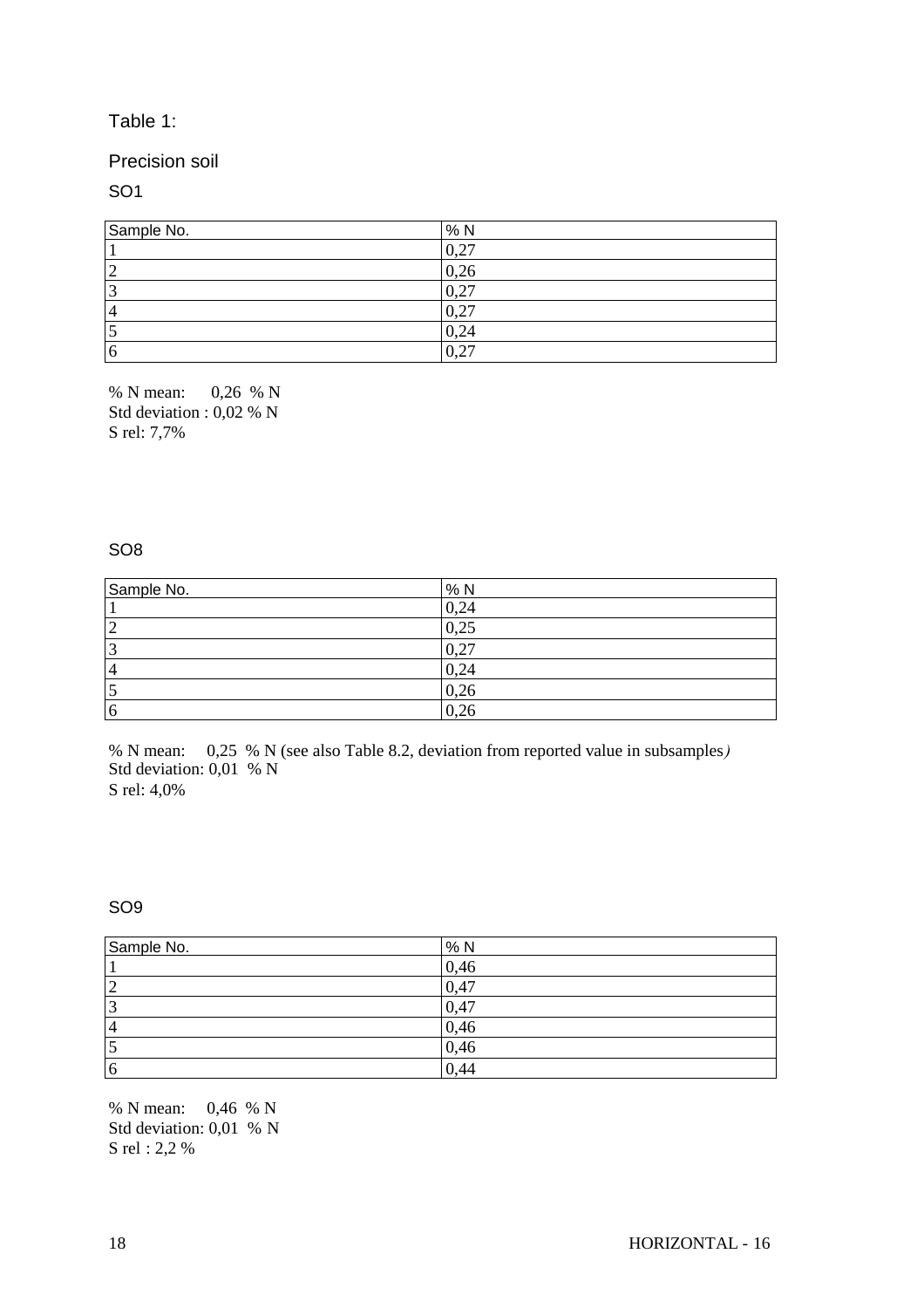Table 1:

Precision soil

SO1

| Sample No. | % N |
|---|---|
| 1 | 0,27 |
| 2 | 0,26 |
| 3 | 0,27 |
| 4 | 0,27 |
| 5 | 0,24 |
| 6 | 0,27 |

% N mean: 0,26 % N
Std deviation : 0,02 % N
S rel: 7,7%

SO8

| Sample No. | % N |
|---|---|
| 1 | 0,24 |
| 2 | 0,25 |
| 3 | 0,27 |
| 4 | 0,24 |
| 5 | 0,26 |
| 6 | 0,26 |

% N mean: 0,25 % N (see also Table 8.2, deviation from reported value in subsamples*)*
Std deviation: 0,01 % N
S rel: 4,0%

SO9

| Sample No. | % N |
|---|---|
| 1 | 0,46 |
| 2 | 0,47 |
| 3 | 0,47 |
| 4 | 0,46 |
| 5 | 0,46 |
| 6 | 0,44 |

% N mean: 0,46 % N
Std deviation: 0,01 % N
S rel : 2,2 %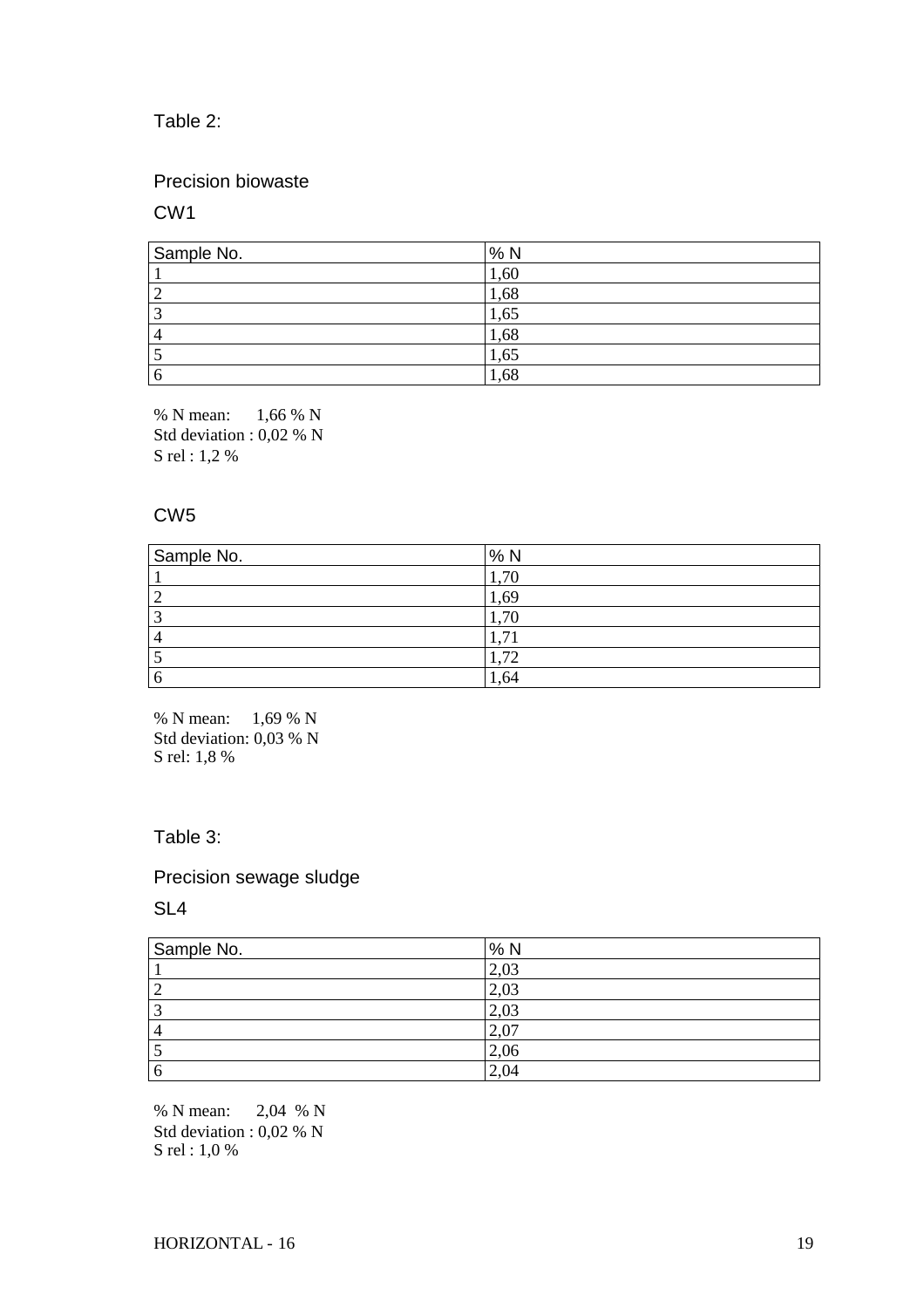Table 2:

Precision biowaste

CW1

| Sample No. | % N |
|---|---|
| 1 | 1,60 |
| 2 | 1,68 |
| 3 | 1,65 |
| 4 | 1,68 |
| 5 | 1,65 |
| 6 | 1,68 |

% N mean: 1,66 % N
Std deviation : 0,02 % N
S rel : 1,2 %

CW5

| Sample No. | % N |
|---|---|
| 1 | 1,70 |
| 2 | 1,69 |
| 3 | 1,70 |
| 4 | 1,71 |
| 5 | 1,72 |
| 6 | 1,64 |

% N mean: 1,69 % N
Std deviation: 0,03 % N
S rel: 1,8 %

Table 3:

Precision sewage sludge

SL4

| Sample No. | % N |
|---|---|
| 1 | 2,03 |
| 2 | 2,03 |
| 3 | 2,03 |
| 4 | 2,07 |
| 5 | 2,06 |
| 6 | 2,04 |

% N mean: 2,04 % N
Std deviation : 0,02 % N
S rel : 1,0 %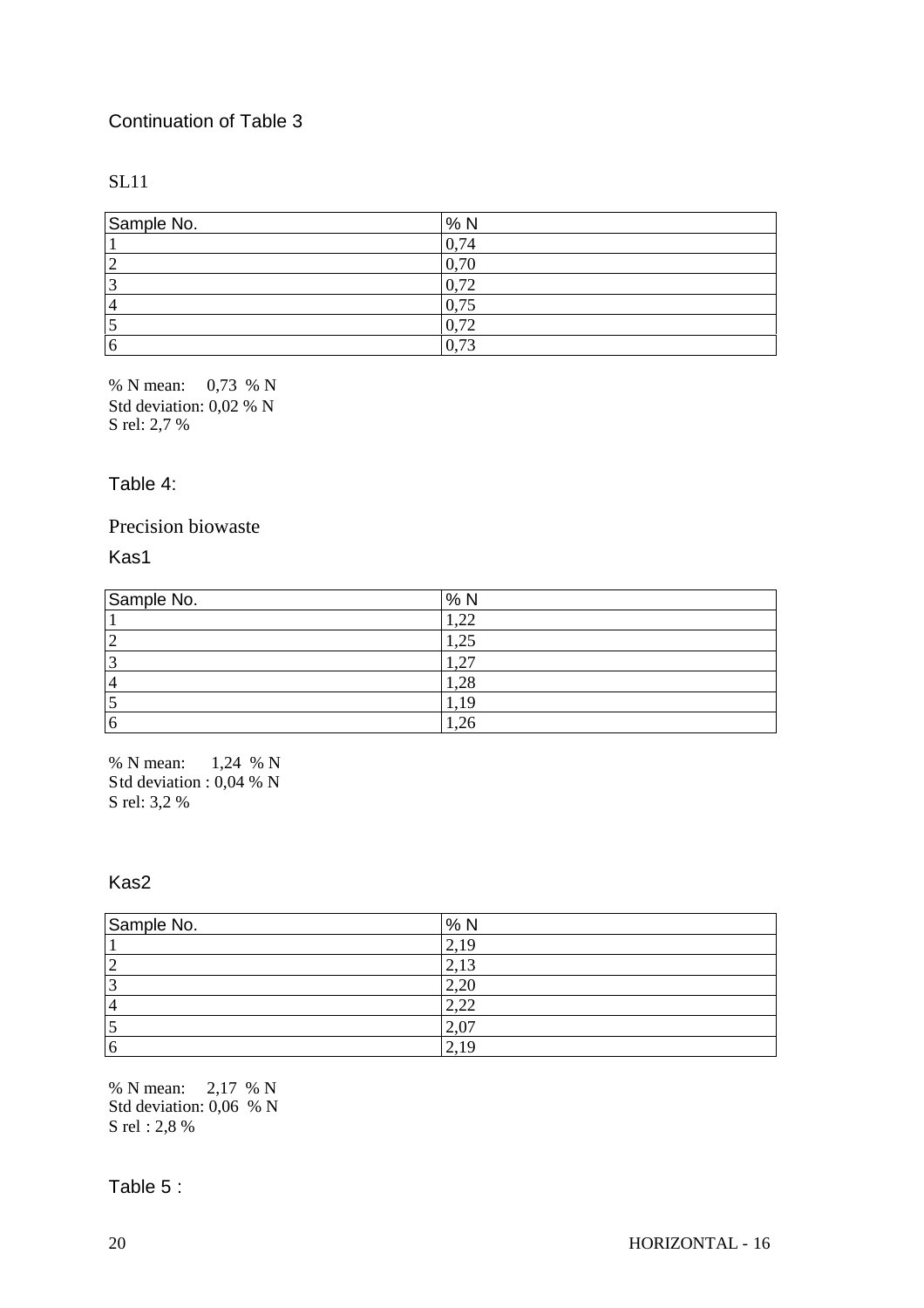Continuation of Table 3

SL11

| Sample No. | % N |
|---|---|
| 1 | 0,74 |
| 2 | 0,70 |
| 3 | 0,72 |
| 4 | 0,75 |
| 5 | 0,72 |
| 6 | 0,73 |

% N mean: 0,73 % N
Std deviation: 0,02 % N
S rel: 2,7 %

Table 4:

Precision biowaste

Kas1

| Sample No. | % N |
|---|---|
| 1 | 1,22 |
| 2 | 1,25 |
| 3 | 1,27 |
| 4 | 1,28 |
| 5 | 1,19 |
| 6 | 1,26 |

% N mean: 1,24 % N
Std deviation : 0,04 % N
S rel: 3,2 %

Kas2

| Sample No. | % N |
|---|---|
| 1 | 2,19 |
| 2 | 2,13 |
| 3 | 2,20 |
| 4 | 2,22 |
| 5 | 2,07 |
| 6 | 2,19 |

% N mean: 2,17 % N
Std deviation: 0,06 % N
S rel : 2,8 %

Table 5 :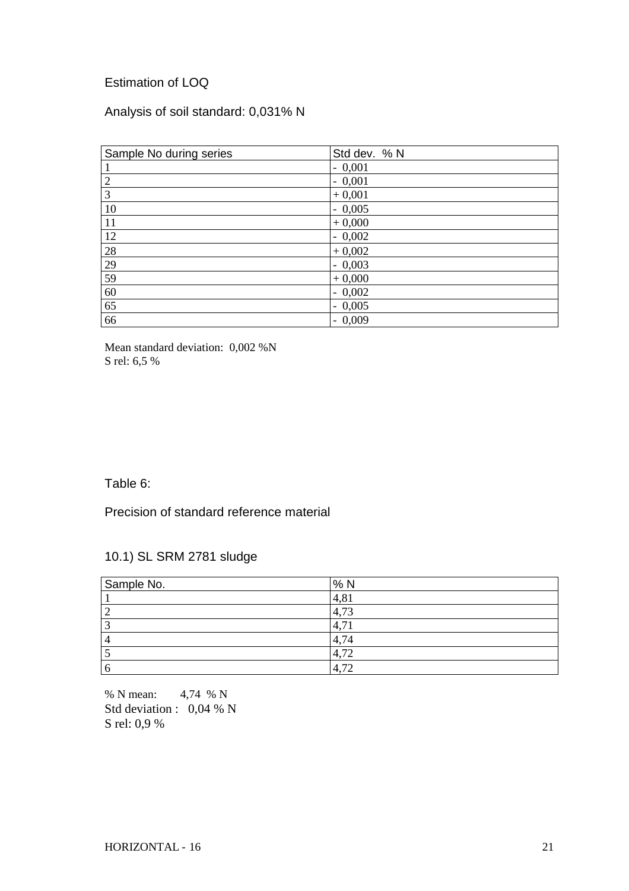Estimation of LOQ

Analysis of soil standard: 0,031% N

| Sample No during series | Std dev. % N |
|---|---|
| 1 | - 0,001 |
| 2 | - 0,001 |
| 3 | + 0,001 |
| 10 | - 0,005 |
| 11 | + 0,000 |
| 12 | - 0,002 |
| 28 | + 0,002 |
| 29 | - 0,003 |
| 59 | + 0,000 |
| 60 | - 0,002 |
| 65 | - 0,005 |
| 66 | - 0,009 |

Mean standard deviation: 0,002 %N
S rel: 6,5 %

Table 6:

Precision of standard reference material

10.1) SL SRM 2781 sludge

| Sample No. | % N |
|---|---|
| 1 | 4,81 |
| 2 | 4,73 |
| 3 | 4,71 |
| 4 | 4,74 |
| 5 | 4,72 |
| 6 | 4,72 |

% N mean: 4,74 % N
Std deviation : 0,04 % N
S rel: 0,9 %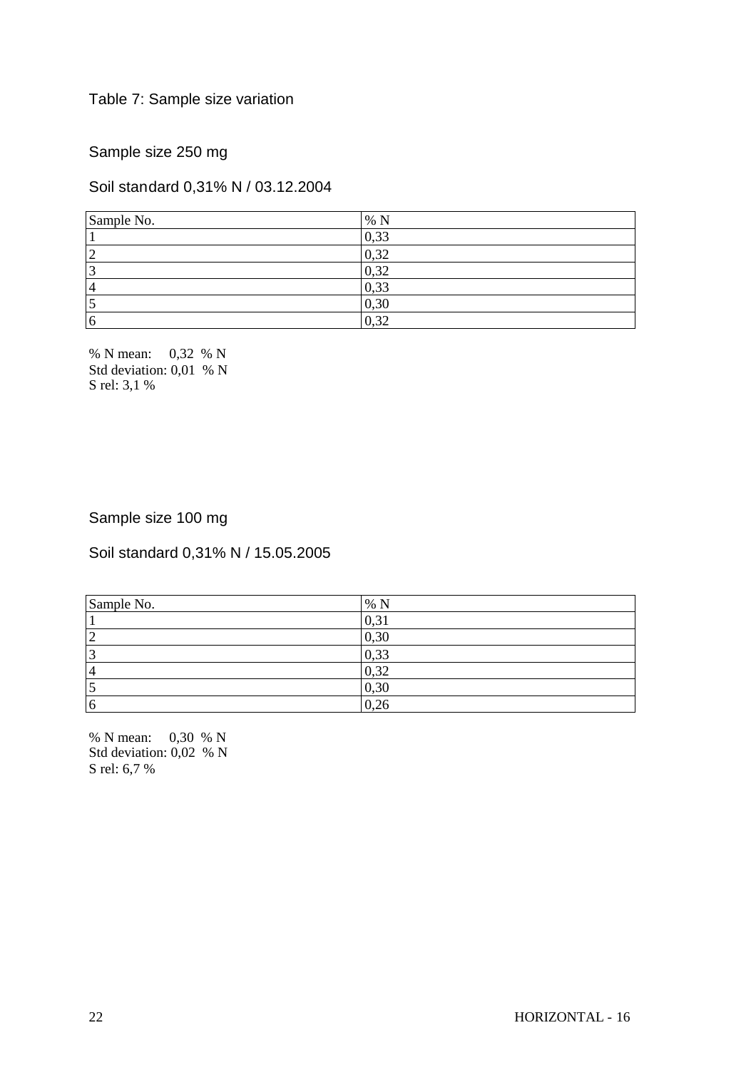Table 7: Sample size variation

Sample size 250 mg

Soil standard 0,31% N / 03.12.2004

| Sample No. | % N |
|---|---|
| 1 | 0,33 |
| 2 | 0,32 |
| 3 | 0,32 |
| 4 | 0,33 |
| 5 | 0,30 |
| 6 | 0,32 |

% N mean: 0,32 % N
Std deviation: 0,01 % N
S rel: 3,1 %

Sample size 100 mg

Soil standard 0,31% N / 15.05.2005

| Sample No. | % N |
|---|---|
| 1 | 0,31 |
| 2 | 0,30 |
| 3 | 0,33 |
| 4 | 0,32 |
| 5 | 0,30 |
| 6 | 0,26 |

% N mean: 0,30 % N
Std deviation: 0,02 % N
S rel: 6,7 %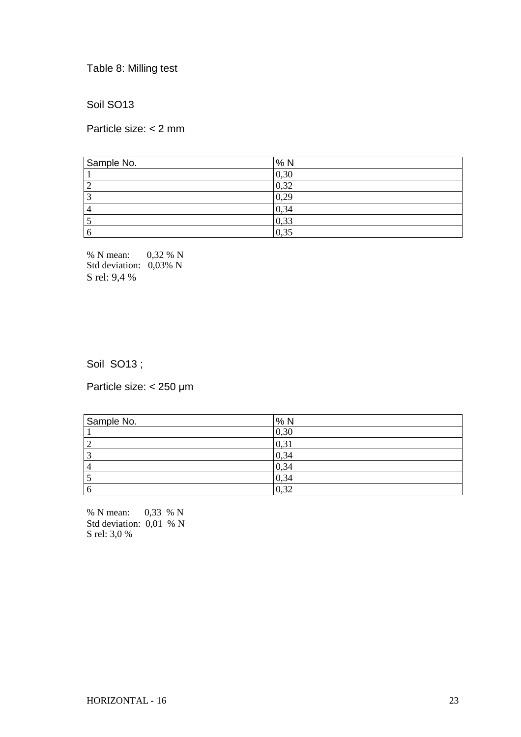Table 8: Milling test

Soil SO13

Particle size: < 2 mm

| Sample No. | % N |
|---|---|
| 1 | 0,30 |
| 2 | 0,32 |
| 3 | 0,29 |
| 4 | 0,34 |
| 5 | 0,33 |
| 6 | 0,35 |

% N mean: 0,32 % N
Std deviation: 0,03% N
S rel: 9,4 %

Soil SO13 ;

Particle size: < 250 μm

| Sample No. | % N |
|---|---|
| 1 | 0,30 |
| 2 | 0,31 |
| 3 | 0,34 |
| 4 | 0,34 |
| 5 | 0,34 |
| 6 | 0,32 |

% N mean: 0,33 % N
Std deviation: 0,01 % N
S rel: 3,0 %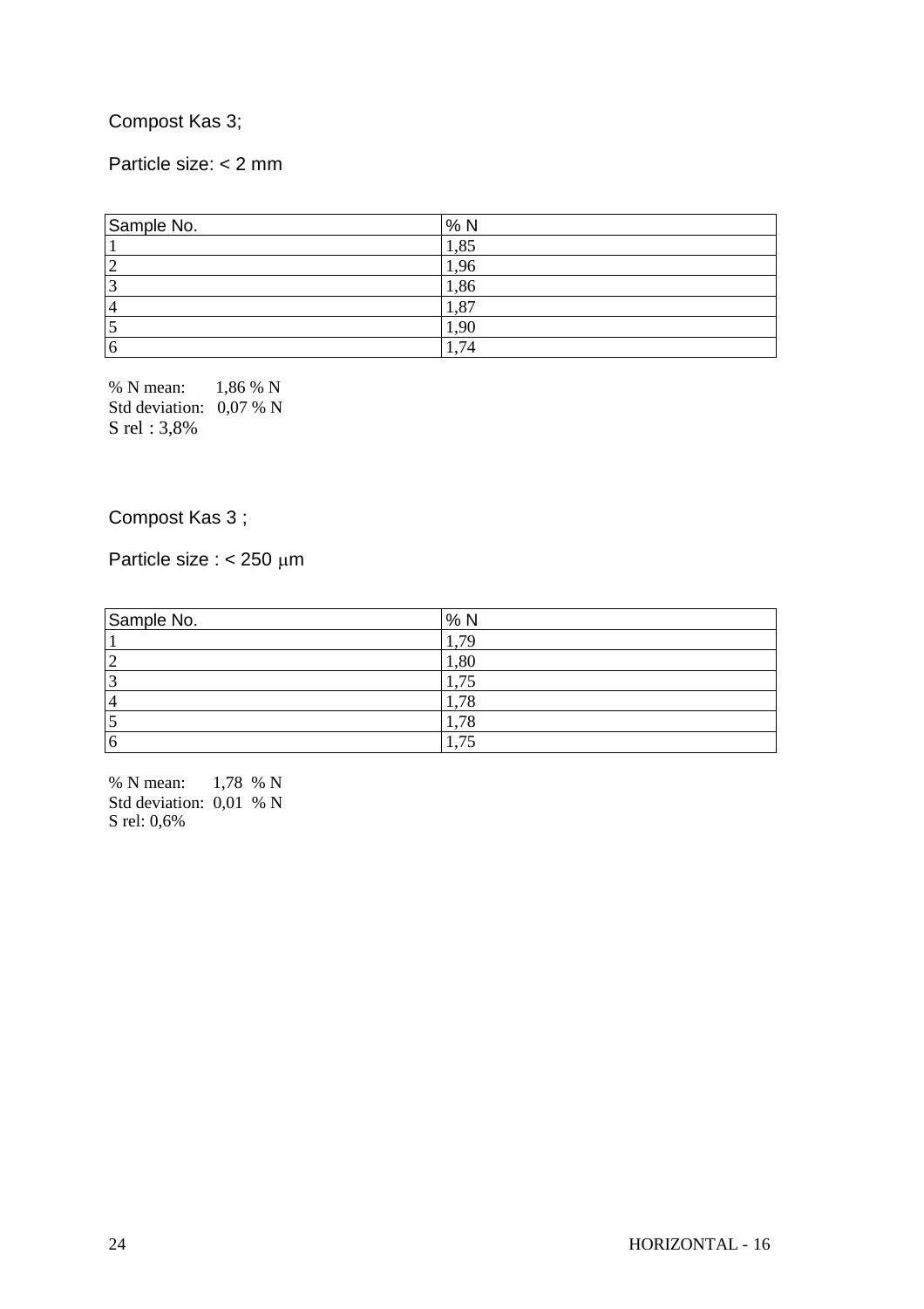Compost Kas 3;

Particle size: < 2 mm

| Sample No. | % N |
|---|---|
| 1 | 1,85 |
| 2 | 1,96 |
| 3 | 1,86 |
| 4 | 1,87 |
| 5 | 1,90 |
| 6 | 1,74 |

% N mean: 1,86 % N
Std deviation: 0,07 % N
S rel : 3,8%

Compost Kas 3 ;

Particle size : < 250 $\mu$m

| Sample No. | % N |
|---|---|
| 1 | 1,79 |
| 2 | 1,80 |
| 3 | 1,75 |
| 4 | 1,78 |
| 5 | 1,78 |
| 6 | 1,75 |

% N mean: 1,78 % N
Std deviation: 0,01 % N
S rel: 0,6%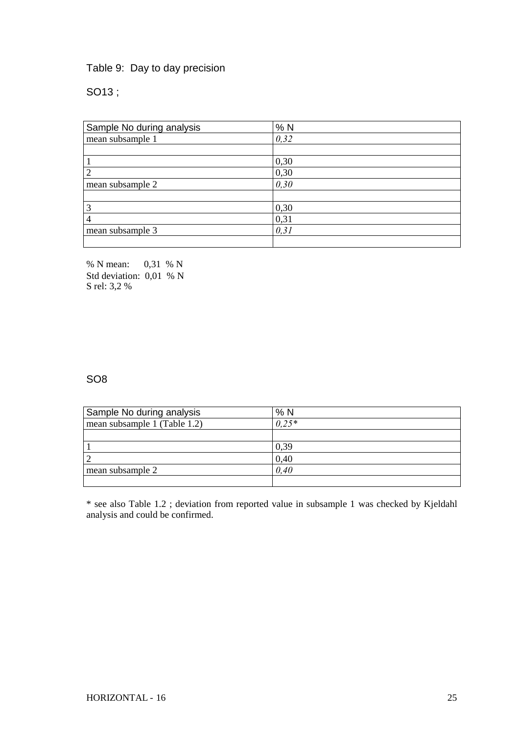Table 9: Day to day precision

SO13 ;

| Sample No during analysis | % N |
|---|---|
| mean subsample 1 | *0,32* |
| | |
| 1 | 0,30 |
| 2 | 0,30 |
| mean subsample 2 | *0,30* |
| | |
| 3 | 0,30 |
| 4 | 0,31 |
| mean subsample 3 | *0,31* |
| | |

% N mean: 0,31 % N
Std deviation: 0,01 % N
S rel: 3,2 %

SO8

| Sample No during analysis | % N |
|---|---|
| mean subsample 1 (Table 1.2) | *0,25** |
| | |
| 1 | 0,39 |
| 2 | 0,40 |
| mean subsample 2 | *0,40* |
| | |

* see also Table 1.2 ; deviation from reported value in subsample 1 was checked by Kjeldahl analysis and could be confirmed.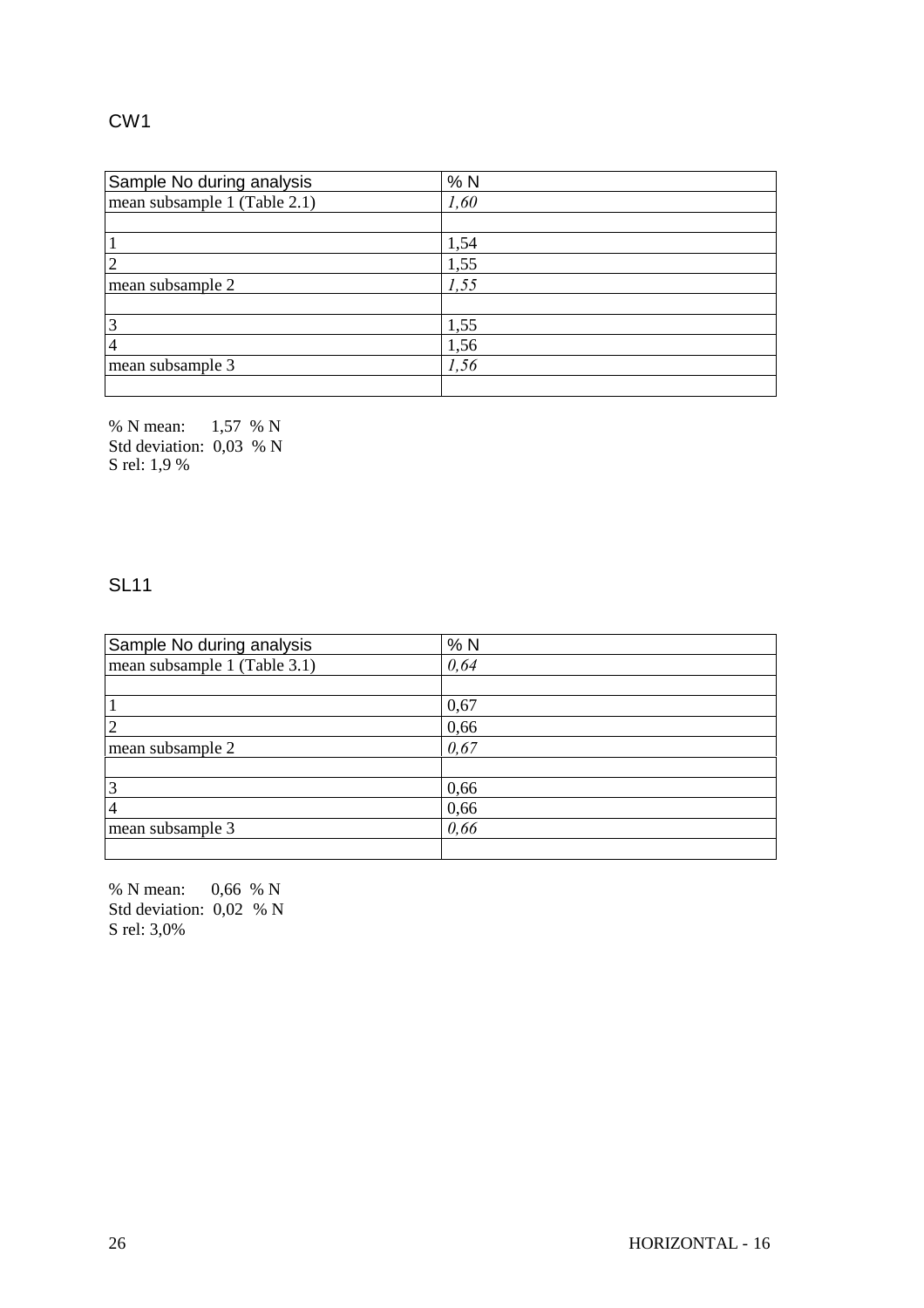## CW1

| Sample No during analysis | % N |
|---|---|
| mean subsample 1 (Table 2.1) | *1,60* |
| | |
| 1 | 1,54 |
| 2 | 1,55 |
| mean subsample 2 | *1,55* |
| | |
| 3 | 1,55 |
| 4 | 1,56 |
| mean subsample 3 | *1,56* |
| | |

% N mean: 1,57 % N
Std deviation: 0,03 % N
S rel: 1,9 %

## SL11

| Sample No during analysis | % N |
|---|---|
| mean subsample 1 (Table 3.1) | *0,64* |
| | |
| 1 | 0,67 |
| 2 | 0,66 |
| mean subsample 2 | *0,67* |
| | |
| 3 | 0,66 |
| 4 | 0,66 |
| mean subsample 3 | *0,66* |
| | |

% N mean: 0,66 % N
Std deviation: 0,02 % N
S rel: 3,0%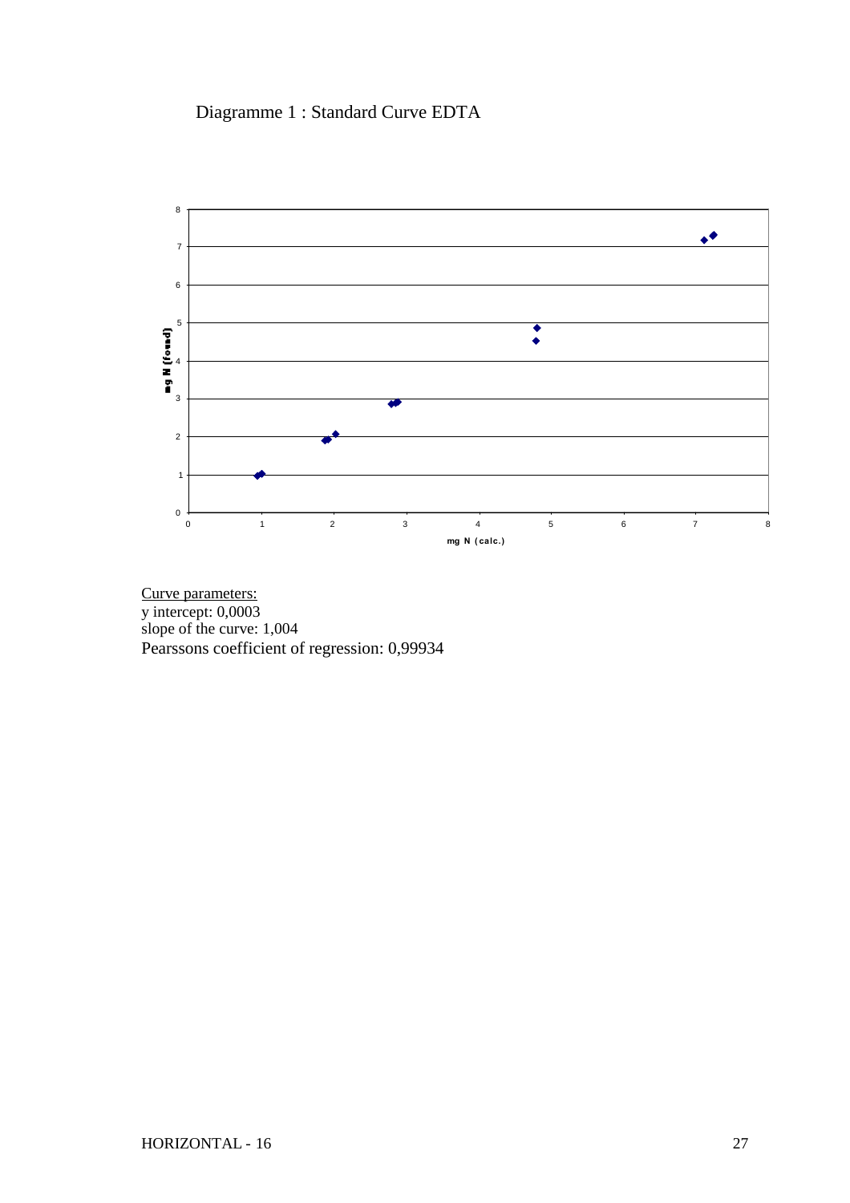Diagramme 1 : Standard Curve EDTA

<u>Curve parameters:</u>
y intercept: 0,0003
slope of the curve: 1,004
Pearssons coefficient of regression: 0,99934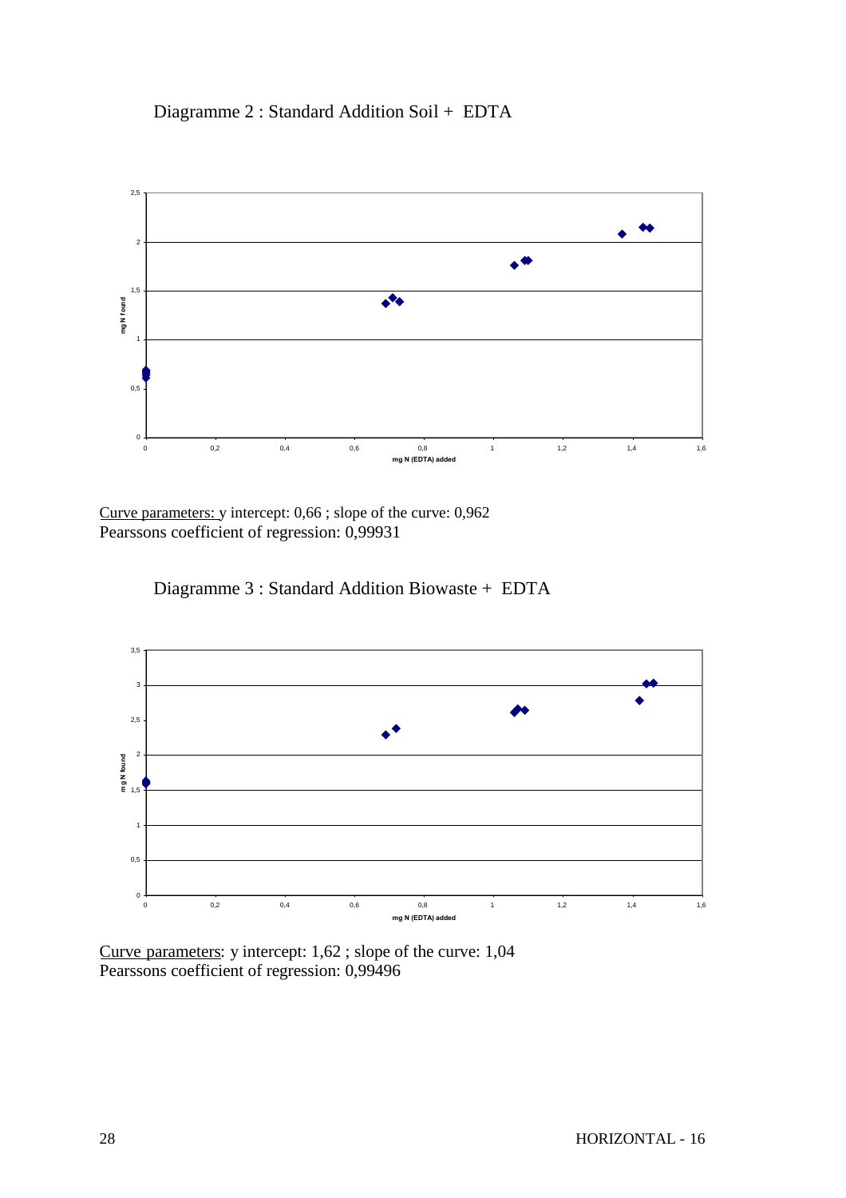Diagramme 2 : Standard Addition Soil + EDTA

Curve parameters: y intercept: 0,66 ; slope of the curve: 0,962
Pearssons coefficient of regression: 0,99931

Diagramme 3 : Standard Addition Biowaste + EDTA

Curve parameters: y intercept: 1,62 ; slope of the curve: 1,04
Pearssons coefficient of regression: 0,99496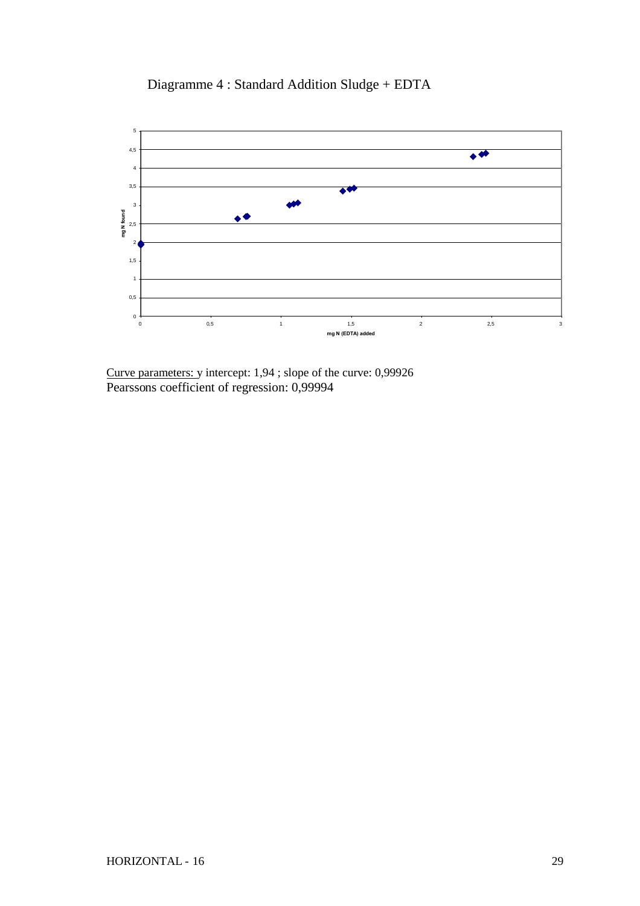Diagramme 4 : Standard Addition Sludge + EDTA

Curve parameters: y intercept: 1,94 ; slope of the curve: 0,99926
Pearssons coefficient of regression: 0,99994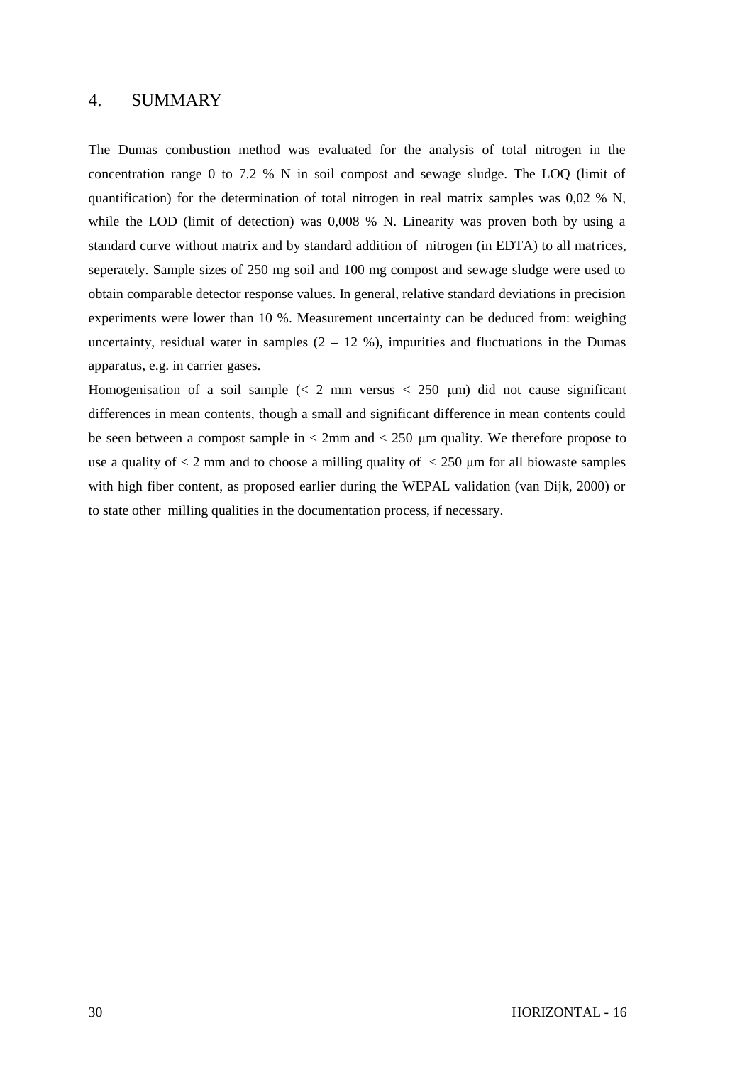## 4. SUMMARY

The Dumas combustion method was evaluated for the analysis of total nitrogen in the concentration range 0 to 7.2 % N in soil compost and sewage sludge. The LOQ (limit of quantification) for the determination of total nitrogen in real matrix samples was 0,02 % N, while the LOD (limit of detection) was 0,008 % N. Linearity was proven both by using a standard curve without matrix and by standard addition of nitrogen (in EDTA) to all matrices, seperately. Sample sizes of 250 mg soil and 100 mg compost and sewage sludge were used to obtain comparable detector response values. In general, relative standard deviations in precision experiments were lower than 10 %. Measurement uncertainty can be deduced from: weighing uncertainty, residual water in samples (2 – 12 %), impurities and fluctuations in the Dumas apparatus, e.g. in carrier gases.

Homogenisation of a soil sample (< 2 mm versus < 250 μm) did not cause significant differences in mean contents, though a small and significant difference in mean contents could be seen between a compost sample in < 2mm and < 250 μm quality. We therefore propose to use a quality of < 2 mm and to choose a milling quality of < 250 μm for all biowaste samples with high fiber content, as proposed earlier during the WEPAL validation (van Dijk, 2000) or to state other milling qualities in the documentation process, if necessary.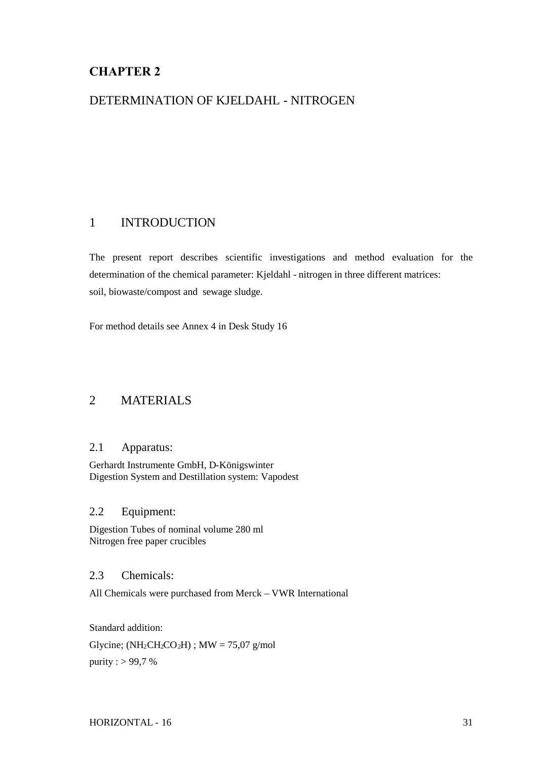# CHAPTER 2

## DETERMINATION OF KJELDAHL - NITROGEN

## 1 INTRODUCTION

The present report describes scientific investigations and method evaluation for the determination of the chemical parameter: Kjeldahl - nitrogen in three different matrices: soil, biowaste/compost and sewage sludge.

For method details see Annex 4 in Desk Study 16

## 2 MATERIALS

### 2.1 Apparatus:

Gerhardt Instrumente GmbH, D-Königswinter
Digestion System and Destillation system: Vapodest

### 2.2 Equipment:

Digestion Tubes of nominal volume 280 ml
Nitrogen free paper crucibles

### 2.3 Chemicals:

All Chemicals were purchased from Merck – VWR International

Standard addition:

Glycine; ($NH_2CH_2CO_2H$) ; MW = 75,07 g/mol

purity : > 99,7 %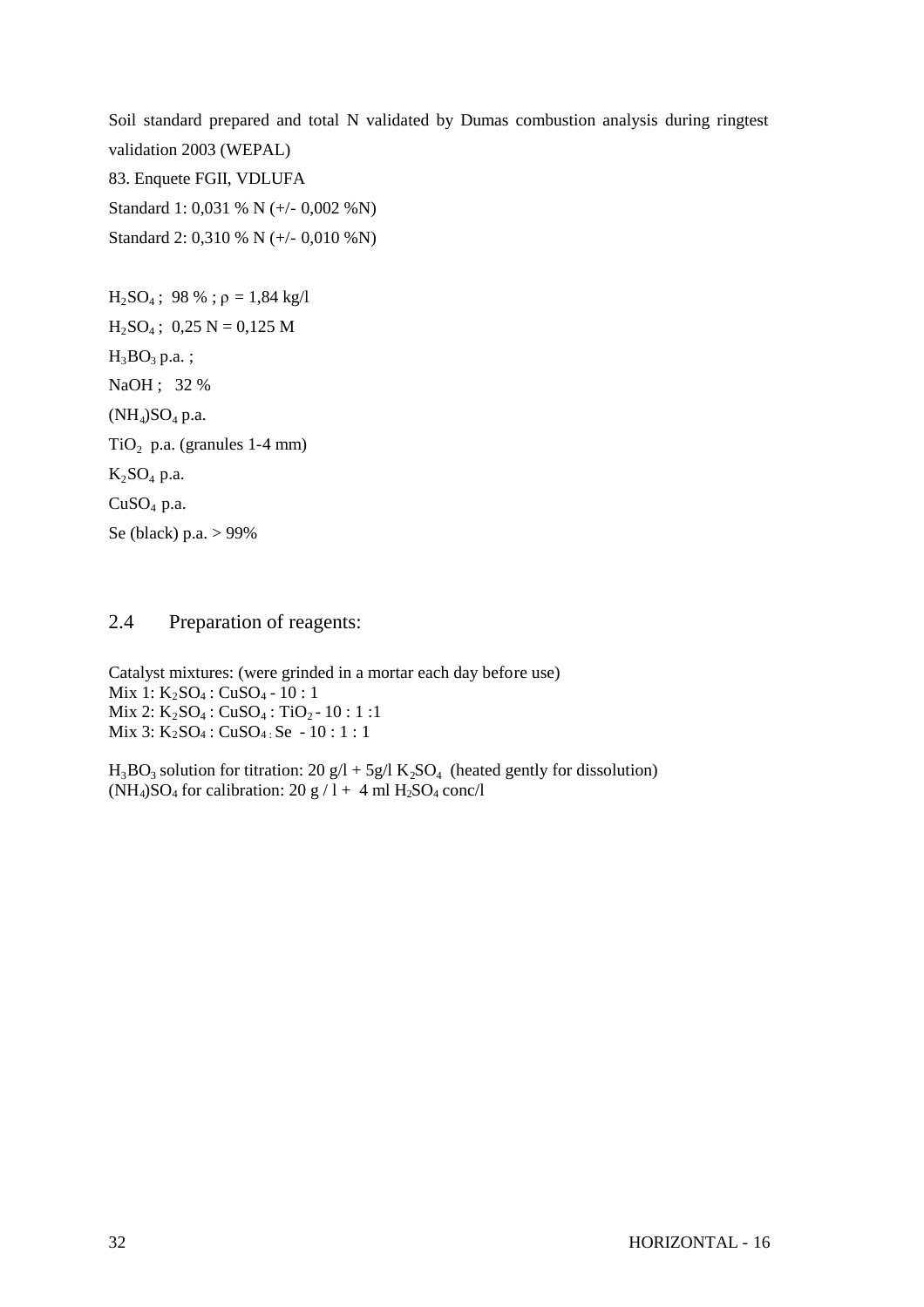Soil standard prepared and total N validated by Dumas combustion analysis during ringtest validation 2003 (WEPAL)

83. Enquete FGII, VDLUFA

Standard 1: 0,031 % N (+/- 0,002 %N)

Standard 2: 0,310 % N (+/- 0,010 %N)

$H_2SO_4$ ; 98 % ; $\rho$ = 1,84 kg/l

$H_2SO_4$ ; 0,25 N = 0,125 M

$H_3BO_3$ p.a. ;

NaOH ; 32 %

$(NH_4)SO_4$ p.a.

$TiO_2$ p.a. (granules 1-4 mm)

$K_2SO_4$ p.a.

$CuSO_4$ p.a.

Se (black) p.a. > 99%

## 2.4 Preparation of reagents:

Catalyst mixtures: (were grinded in a mortar each day before use)
Mix 1: $K_2SO_4$ : $CuSO_4$ - 10 : 1
Mix 2: $K_2SO_4$ : $CuSO_4$ : $TiO_2$ - 10 : 1 :1
Mix 3: $K_2SO_4$ : $CuSO_4$ : Se - 10 : 1 : 1

$H_3BO_3$ solution for titration: 20 g/l + 5g/l $K_2SO_4$ (heated gently for dissolution)
$(NH_4)SO_4$ for calibration: 20 g / l + 4 ml $H_2SO_4$ conc/l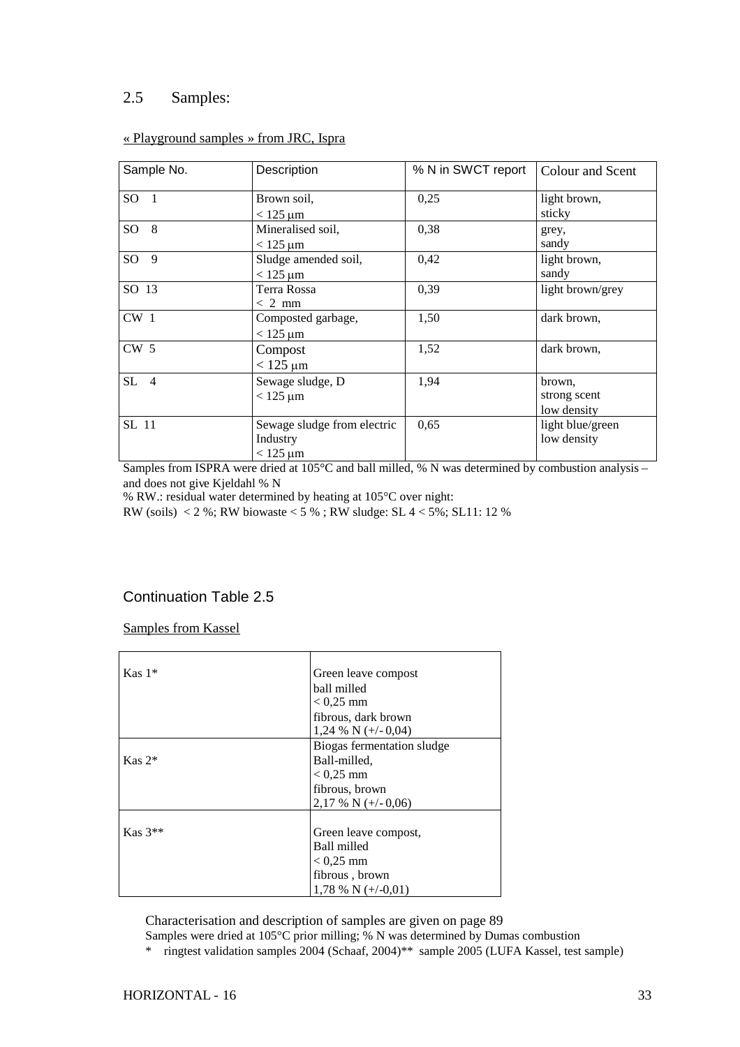## 2.5 Samples:

« Playground samples » from JRC, Ispra

| Sample No. | Description | % N in SWCT report | Colour and Scent |
|---|---|---|---|
| SO 1 | Brown soil, < 125 µm | 0,25 | light brown, sticky |
| SO 8 | Mineralised soil, < 125 µm | 0,38 | grey, sandy |
| SO 9 | Sludge amended soil, < 125 µm | 0,42 | light brown, sandy |
| SO 13 | Terra Rossa < 2 mm | 0,39 | light brown/grey |
| CW 1 | Composted garbage, < 125 µm | 1,50 | dark brown, |
| CW 5 | Compost < 125 µm | 1,52 | dark brown, |
| SL 4 | Sewage sludge, D < 125 µm | 1,94 | brown, strong scent low density |
| SL 11 | Sewage sludge from electric Industry < 125 µm | 0,65 | light blue/green low density |

Samples from ISPRA were dried at 105°C and ball milled, % N was determined by combustion analysis – and does not give Kjeldahl % N

% RW.: residual water determined by heating at 105°C over night:

RW (soils) < 2 %; RW biowaste < 5 % ; RW sludge: SL 4 < 5%; SL11: 12 %

### Continuation Table 2.5

Samples from Kassel

| | |
|---|---|
| Kas 1* | Green leave compost ball milled < 0,25 mm fibrous, dark brown 1,24 % N (+/- 0,04) |
| Kas 2* | Biogas fermentation sludge Ball-milled, < 0,25 mm fibrous, brown 2,17 % N (+/- 0,06) |
| Kas 3** | Green leave compost, Ball milled < 0,25 mm fibrous , brown 1,78 % N (+/-0,01) |

Characterisation and description of samples are given on page 89

Samples were dried at 105°C prior milling; % N was determined by Dumas combustion

\* ringtest validation samples 2004 (Schaaf, 2004)** sample 2005 (LUFA Kassel, test sample)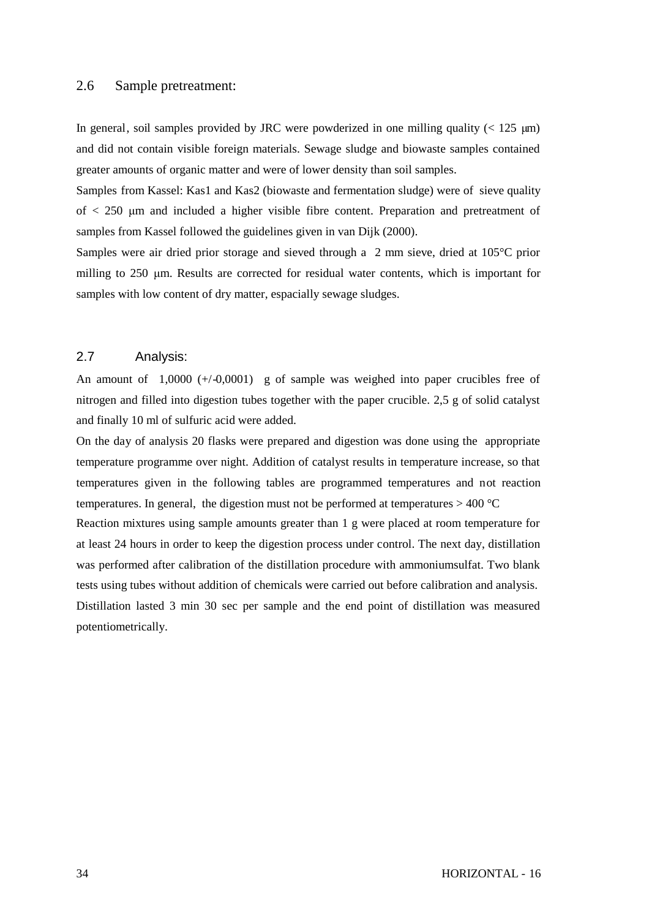## 2.6 Sample pretreatment:

In general, soil samples provided by JRC were powderized in one milling quality (< 125 µm) and did not contain visible foreign materials. Sewage sludge and biowaste samples contained greater amounts of organic matter and were of lower density than soil samples.

Samples from Kassel: Kas1 and Kas2 (biowaste and fermentation sludge) were of sieve quality of < 250 µm and included a higher visible fibre content. Preparation and pretreatment of samples from Kassel followed the guidelines given in van Dijk (2000).

Samples were air dried prior storage and sieved through a 2 mm sieve, dried at 105°C prior milling to 250 µm. Results are corrected for residual water contents, which is important for samples with low content of dry matter, espacially sewage sludges.

## 2.7 Analysis:

An amount of 1,0000 (+/-0,0001) g of sample was weighed into paper crucibles free of nitrogen and filled into digestion tubes together with the paper crucible. 2,5 g of solid catalyst and finally 10 ml of sulfuric acid were added.

On the day of analysis 20 flasks were prepared and digestion was done using the appropriate temperature programme over night. Addition of catalyst results in temperature increase, so that temperatures given in the following tables are programmed temperatures and not reaction temperatures. In general, the digestion must not be performed at temperatures > 400 °C

Reaction mixtures using sample amounts greater than 1 g were placed at room temperature for at least 24 hours in order to keep the digestion process under control. The next day, distillation was performed after calibration of the distillation procedure with ammoniumsulfat. Two blank tests using tubes without addition of chemicals were carried out before calibration and analysis. Distillation lasted 3 min 30 sec per sample and the end point of distillation was measured potentiometrically.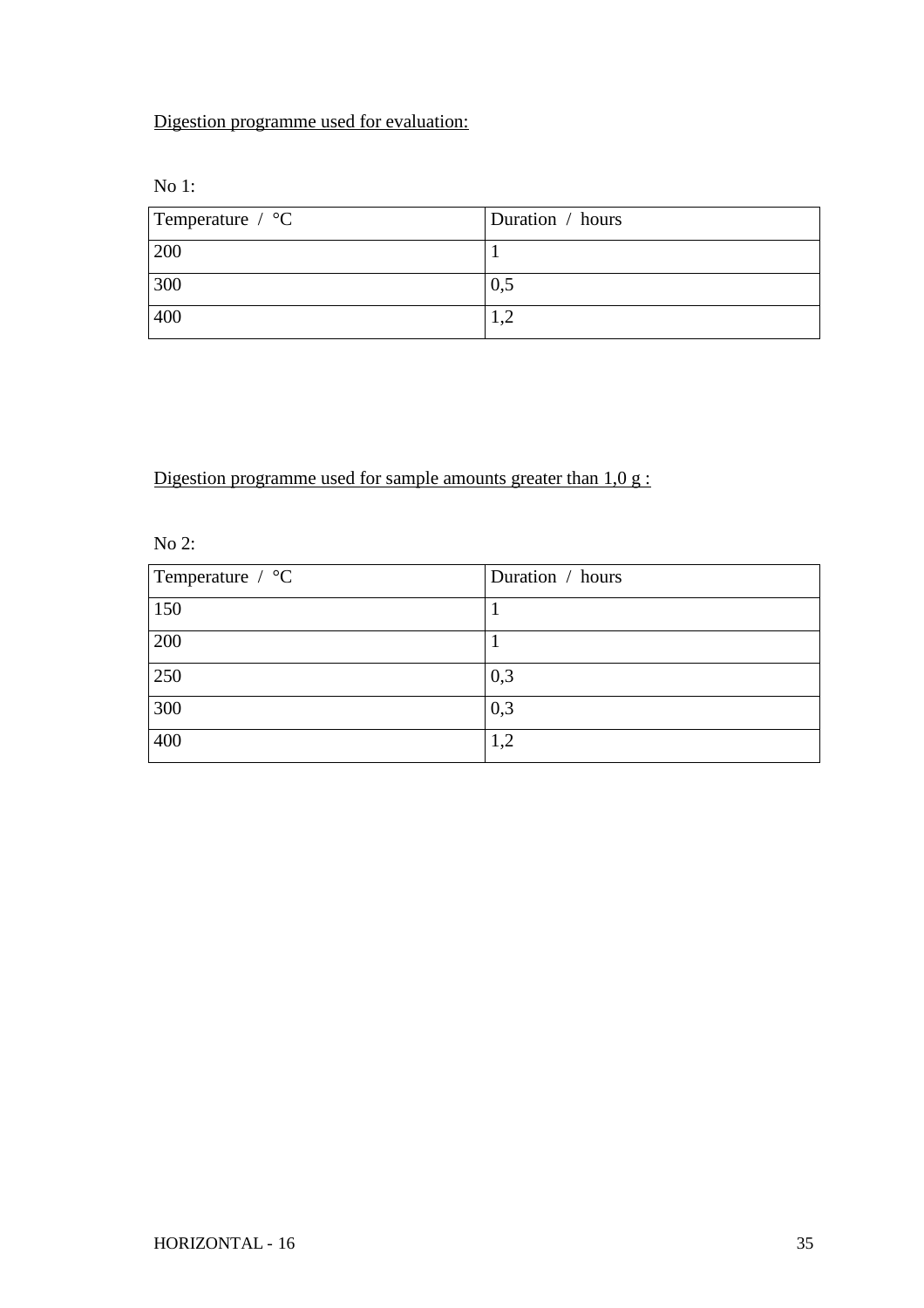Digestion programme used for evaluation:

No 1:

| Temperature / °C | Duration / hours |
|---|---|
| 200 | 1 |
| 300 | 0,5 |
| 400 | 1,2 |

Digestion programme used for sample amounts greater than 1,0 g :

No 2:

| Temperature / °C | Duration / hours |
|---|---|
| 150 | 1 |
| 200 | 1 |
| 250 | 0,3 |
| 300 | 0,3 |
| 400 | 1,2 |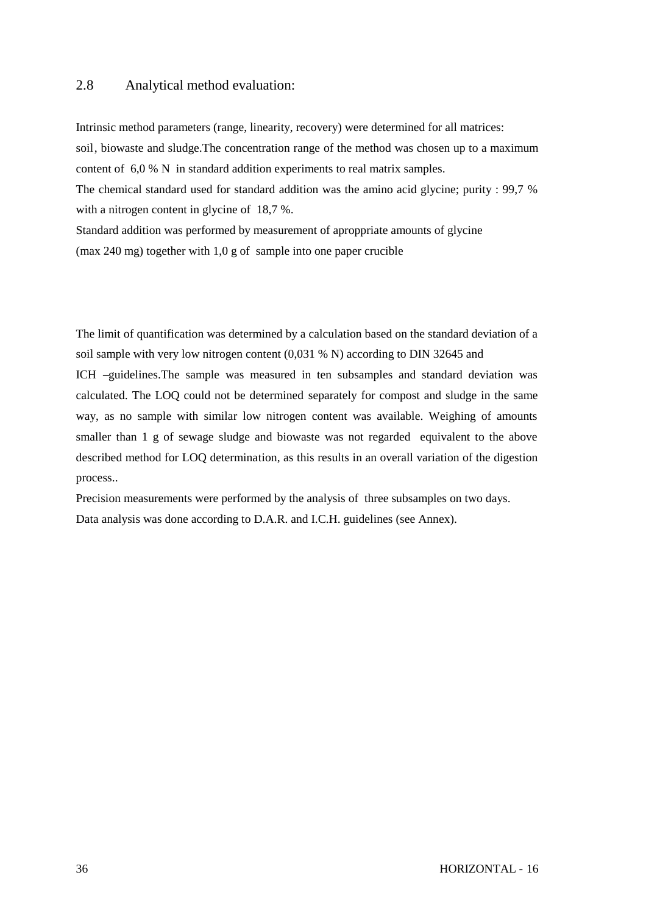## 2.8 Analytical method evaluation:

Intrinsic method parameters (range, linearity, recovery) were determined for all matrices: soil, biowaste and sludge.The concentration range of the method was chosen up to a maximum content of 6,0 % N in standard addition experiments to real matrix samples.
The chemical standard used for standard addition was the amino acid glycine; purity : 99,7 % with a nitrogen content in glycine of 18,7 %.
Standard addition was performed by measurement of aproppriate amounts of glycine (max 240 mg) together with 1,0 g of sample into one paper crucible

The limit of quantification was determined by a calculation based on the standard deviation of a soil sample with very low nitrogen content (0,031 % N) according to DIN 32645 and ICH –guidelines.The sample was measured in ten subsamples and standard deviation was calculated. The LOQ could not be determined separately for compost and sludge in the same way, as no sample with similar low nitrogen content was available. Weighing of amounts smaller than 1 g of sewage sludge and biowaste was not regarded equivalent to the above described method for LOQ determination, as this results in an overall variation of the digestion process..
Precision measurements were performed by the analysis of three subsamples on two days.
Data analysis was done according to D.A.R. and I.C.H. guidelines (see Annex).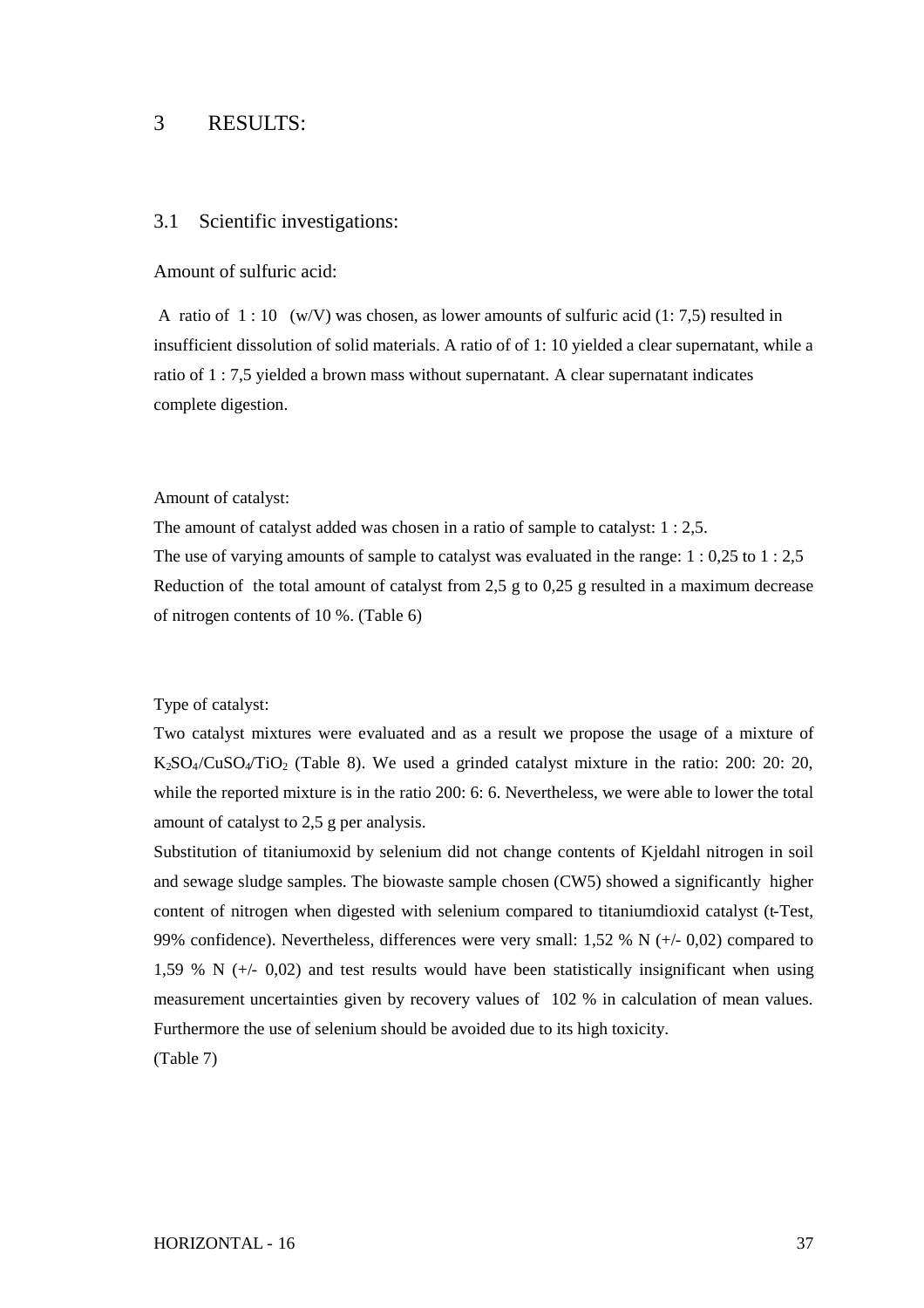# 3 RESULTS:

## 3.1 Scientific investigations:

Amount of sulfuric acid:

A ratio of 1 : 10 (w/V) was chosen, as lower amounts of sulfuric acid (1: 7,5) resulted in insufficient dissolution of solid materials. A ratio of of 1: 10 yielded a clear supernatant, while a ratio of 1 : 7,5 yielded a brown mass without supernatant. A clear supernatant indicates complete digestion.

Amount of catalyst:

The amount of catalyst added was chosen in a ratio of sample to catalyst: 1 : 2,5.
The use of varying amounts of sample to catalyst was evaluated in the range: 1 : 0,25 to 1 : 2,5
Reduction of the total amount of catalyst from 2,5 g to 0,25 g resulted in a maximum decrease of nitrogen contents of 10 %. (Table 6)

Type of catalyst:

Two catalyst mixtures were evaluated and as a result we propose the usage of a mixture of $K_2SO_4$/$CuSO_4$/$TiO_2$ (Table 8). We used a grinded catalyst mixture in the ratio: 200: 20: 20, while the reported mixture is in the ratio 200: 6: 6. Nevertheless, we were able to lower the total amount of catalyst to 2,5 g per analysis.

Substitution of titaniumoxid by selenium did not change contents of Kjeldahl nitrogen in soil and sewage sludge samples. The biowaste sample chosen (CW5) showed a significantly higher content of nitrogen when digested with selenium compared to titaniumdioxid catalyst (t-Test, 99% confidence). Nevertheless, differences were very small: 1,52 % N (+/- 0,02) compared to 1,59 % N (+/- 0,02) and test results would have been statistically insignificant when using measurement uncertainties given by recovery values of 102 % in calculation of mean values. Furthermore the use of selenium should be avoided due to its high toxicity.
(Table 7)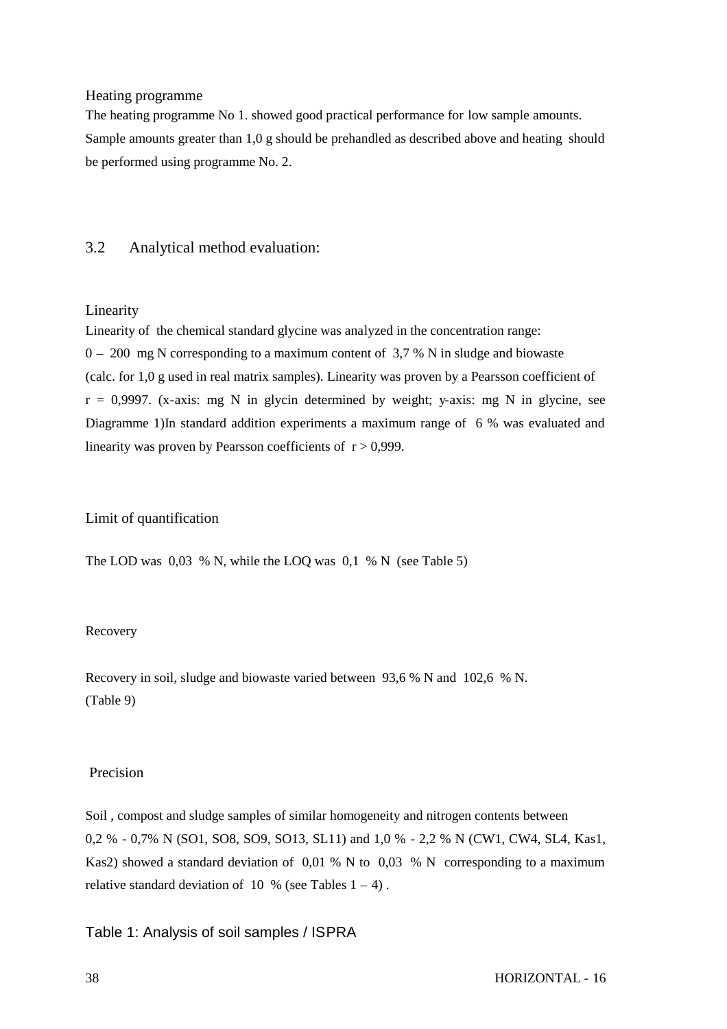Heating programme

The heating programme No 1. showed good practical performance for low sample amounts. Sample amounts greater than 1,0 g should be prehandled as described above and heating should be performed using programme No. 2.

## 3.2 Analytical method evaluation:

### Linearity

Linearity of the chemical standard glycine was analyzed in the concentration range: 0 – 200 mg N corresponding to a maximum content of 3,7 % N in sludge and biowaste (calc. for 1,0 g used in real matrix samples). Linearity was proven by a Pearsson coefficient of r = 0,9997. (x-axis: mg N in glycin determined by weight; y-axis: mg N in glycine, see Diagramme 1)In standard addition experiments a maximum range of 6 % was evaluated and linearity was proven by Pearsson coefficients of r > 0,999.

### Limit of quantification

The LOD was 0,03 % N, while the LOQ was 0,1 % N (see Table 5)

### Recovery

Recovery in soil, sludge and biowaste varied between 93,6 % N and 102,6 % N. (Table 9)

### Precision

Soil , compost and sludge samples of similar homogeneity and nitrogen contents between 0,2 % - 0,7% N (SO1, SO8, SO9, SO13, SL11) and 1,0 % - 2,2 % N (CW1, CW4, SL4, Kas1, Kas2) showed a standard deviation of 0,01 % N to 0,03 % N corresponding to a maximum relative standard deviation of 10 % (see Tables 1 – 4) .

Table 1: Analysis of soil samples / ISPRA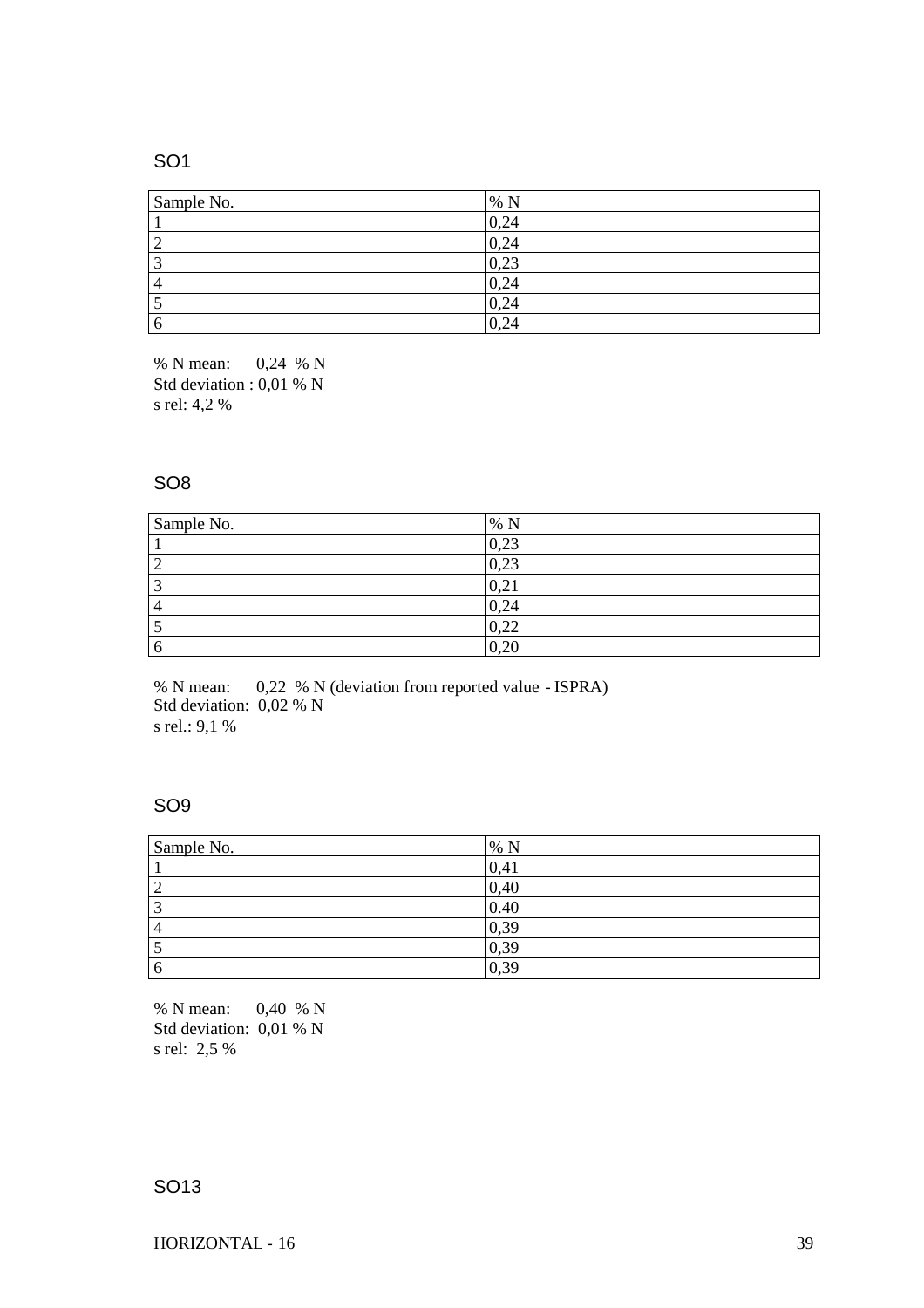## SO1

| Sample No. | % N |
|---|---|
| 1 | 0,24 |
| 2 | 0,24 |
| 3 | 0,23 |
| 4 | 0,24 |
| 5 | 0,24 |
| 6 | 0,24 |

% N mean: 0,24 % N
Std deviation : 0,01 % N
s rel: 4,2 %

## SO8

| Sample No. | % N |
|---|---|
| 1 | 0,23 |
| 2 | 0,23 |
| 3 | 0,21 |
| 4 | 0,24 |
| 5 | 0,22 |
| 6 | 0,20 |

% N mean: 0,22 % N (deviation from reported value - ISPRA)
Std deviation: 0,02 % N
s rel.: 9,1 %

## SO9

| Sample No. | % N |
|---|---|
| 1 | 0,41 |
| 2 | 0,40 |
| 3 | 0.40 |
| 4 | 0,39 |
| 5 | 0,39 |
| 6 | 0,39 |

% N mean: 0,40 % N
Std deviation: 0,01 % N
s rel: 2,5 %

## SO13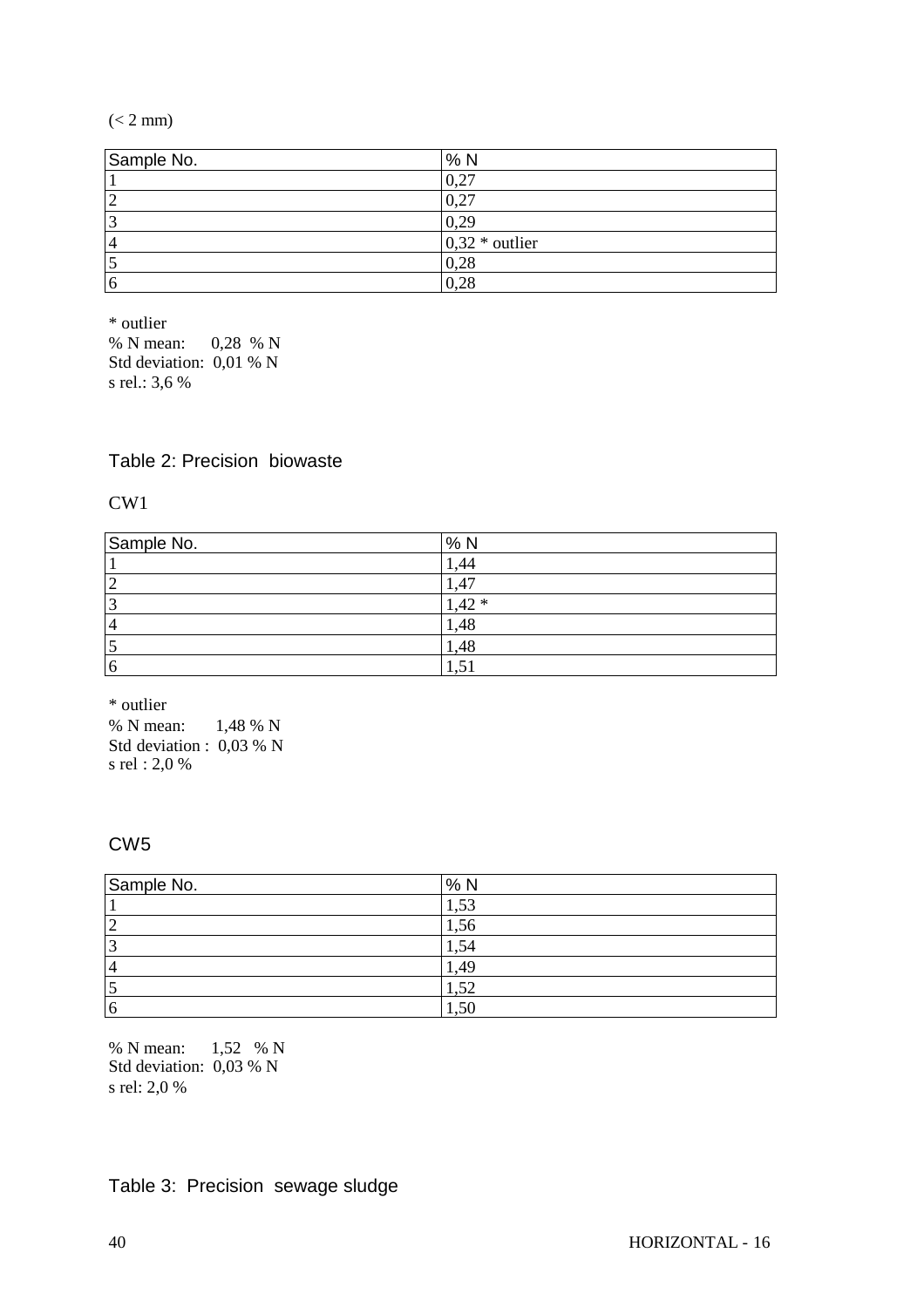(< 2 mm)

| Sample No. | % N |
|---|---|
| 1 | 0,27 |
| 2 | 0,27 |
| 3 | 0,29 |
| 4 | 0,32 * outlier |
| 5 | 0,28 |
| 6 | 0,28 |

* outlier
% N mean: 0,28 % N
Std deviation: 0,01 % N
s rel.: 3,6 %

## Table 2: Precision biowaste

CW1

| Sample No. | % N |
|---|---|
| 1 | 1,44 |
| 2 | 1,47 |
| 3 | 1,42 * |
| 4 | 1,48 |
| 5 | 1,48 |
| 6 | 1,51 |

* outlier
% N mean: 1,48 % N
Std deviation : 0,03 % N
s rel : 2,0 %

CW5

| Sample No. | % N |
|---|---|
| 1 | 1,53 |
| 2 | 1,56 |
| 3 | 1,54 |
| 4 | 1,49 |
| 5 | 1,52 |
| 6 | 1,50 |

% N mean: 1,52 % N
Std deviation: 0,03 % N
s rel: 2,0 %

## Table 3: Precision sewage sludge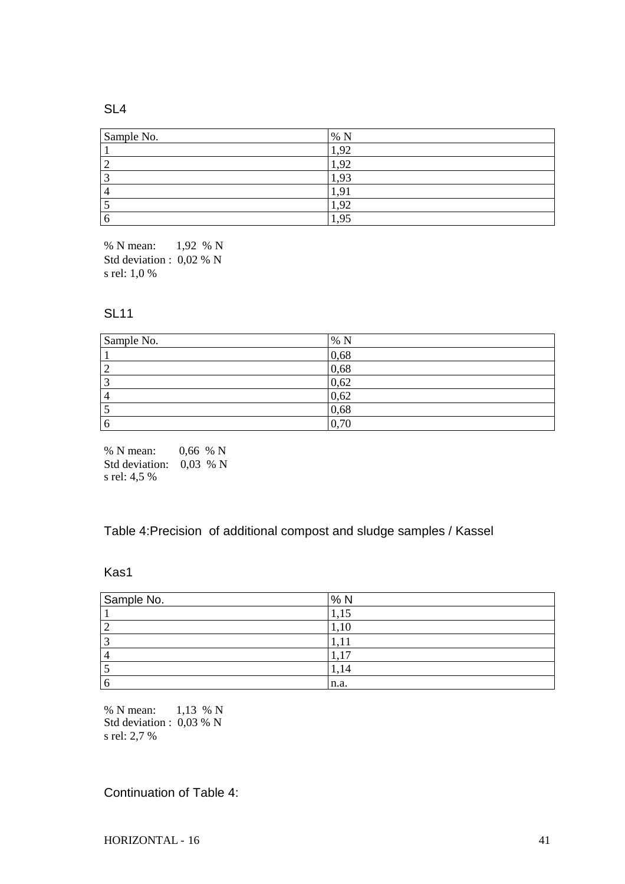SL4

| Sample No. | % N |
|---|---|
| 1 | 1,92 |
| 2 | 1,92 |
| 3 | 1,93 |
| 4 | 1,91 |
| 5 | 1,92 |
| 6 | 1,95 |

% N mean: 1,92 % N
Std deviation : 0,02 % N
s rel: 1,0 %

SL11

| Sample No. | % N |
|---|---|
| 1 | 0,68 |
| 2 | 0,68 |
| 3 | 0,62 |
| 4 | 0,62 |
| 5 | 0,68 |
| 6 | 0,70 |

% N mean: 0,66 % N
Std deviation: 0,03 % N
s rel: 4,5 %

Table 4:Precision of additional compost and sludge samples / Kassel

Kas1

| Sample No. | % N |
|---|---|
| 1 | 1,15 |
| 2 | 1,10 |
| 3 | 1,11 |
| 4 | 1,17 |
| 5 | 1,14 |
| 6 | n.a. |

% N mean: 1,13 % N
Std deviation : 0,03 % N
s rel: 2,7 %

Continuation of Table 4: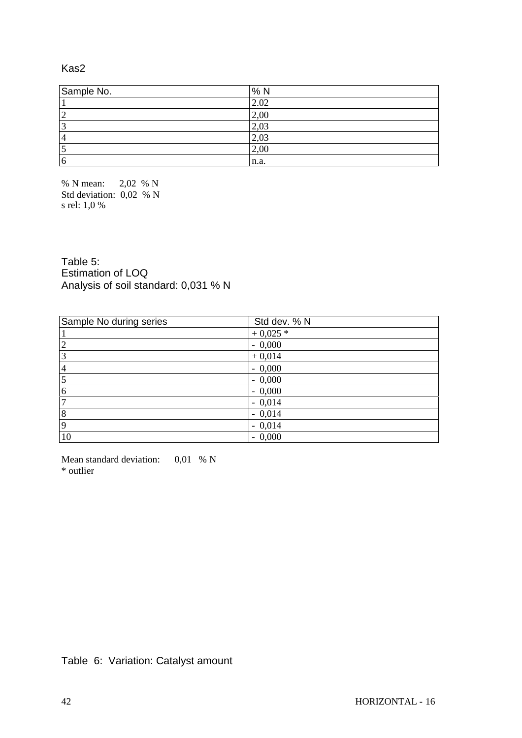Kas2

| Sample No. | % N |
|---|---|
| 1 | 2.02 |
| 2 | 2,00 |
| 3 | 2,03 |
| 4 | 2,03 |
| 5 | 2,00 |
| 6 | n.a. |

% N mean: 2,02 % N
Std deviation: 0,02 % N
s rel: 1,0 %

Table 5:
Estimation of LOQ
Analysis of soil standard: 0,031 % N

| Sample No during series | Std dev. % N |
|---|---|
| 1 | + 0,025 * |
| 2 | - 0,000 |
| 3 | + 0,014 |
| 4 | - 0,000 |
| 5 | - 0,000 |
| 6 | - 0,000 |
| 7 | - 0,014 |
| 8 | - 0,014 |
| 9 | - 0,014 |
| 10 | - 0,000 |

Mean standard deviation: 0,01 % N
* outlier

Table 6: Variation: Catalyst amount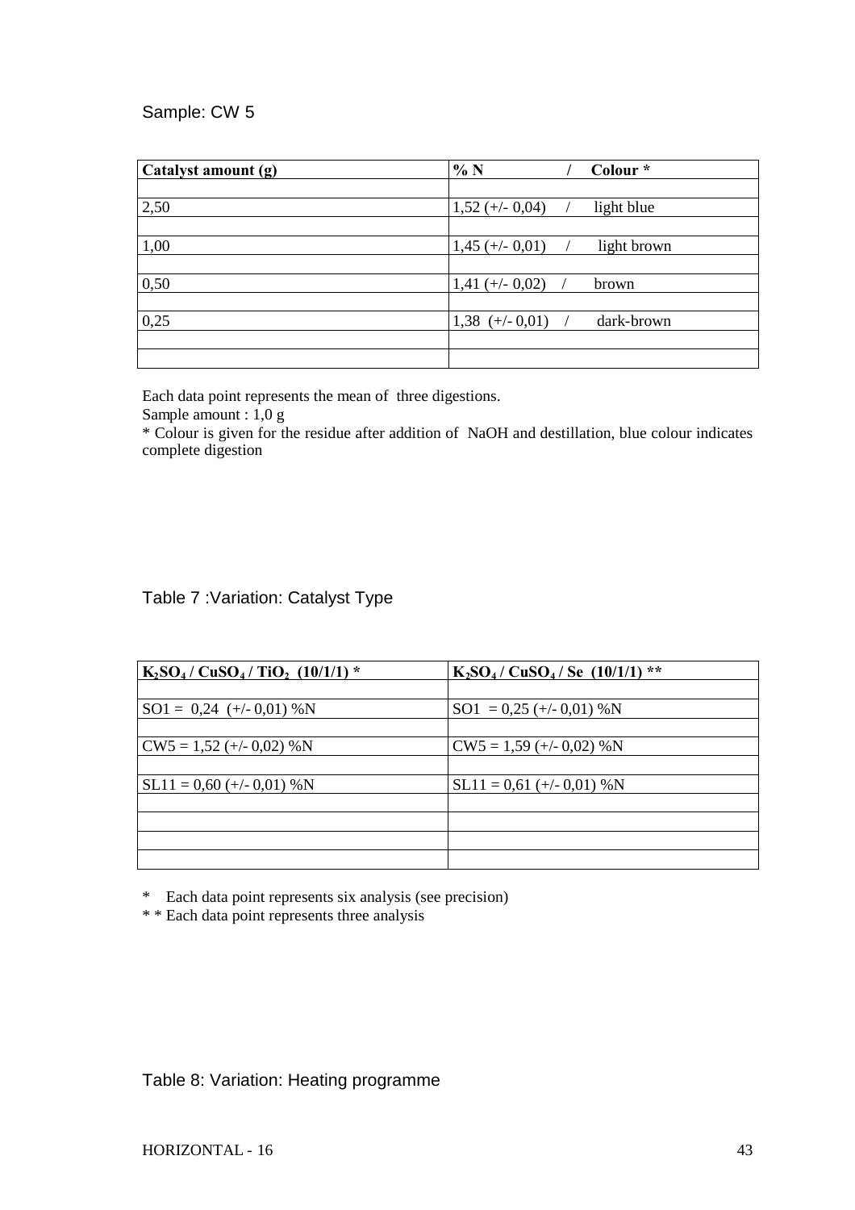Sample: CW 5

| Catalyst amount (g) | % N / Colour * |
|---|---|
| 2,50 | 1,52 (+/- 0,04) / light blue |
| 1,00 | 1,45 (+/- 0,01) / light brown |
| 0,50 | 1,41 (+/- 0,02) / brown |
| 0,25 | 1,38 (+/- 0,01) / dark-brown |

Each data point represents the mean of three digestions.

Sample amount : 1,0 g

* Colour is given for the residue after addition of NaOH and destillation, blue colour indicates complete digestion

## Table 7 :Variation: Catalyst Type

| $K_2SO_4$ / $CuSO_4$ / $TiO_2$ (10/1/1) * | $K_2SO_4$ / $CuSO_4$ / Se (10/1/1) ** |
|---|---|
| SO1 = 0,24 (+/- 0,01) %N | SO1 = 0,25 (+/- 0,01) %N |
| CW5 = 1,52 (+/- 0,02) %N | CW5 = 1,59 (+/- 0,02) %N |
| SL11 = 0,60 (+/- 0,01) %N | SL11 = 0,61 (+/- 0,01) %N |

* Each data point represents six analysis (see precision)

* * Each data point represents three analysis

## Table 8: Variation: Heating programme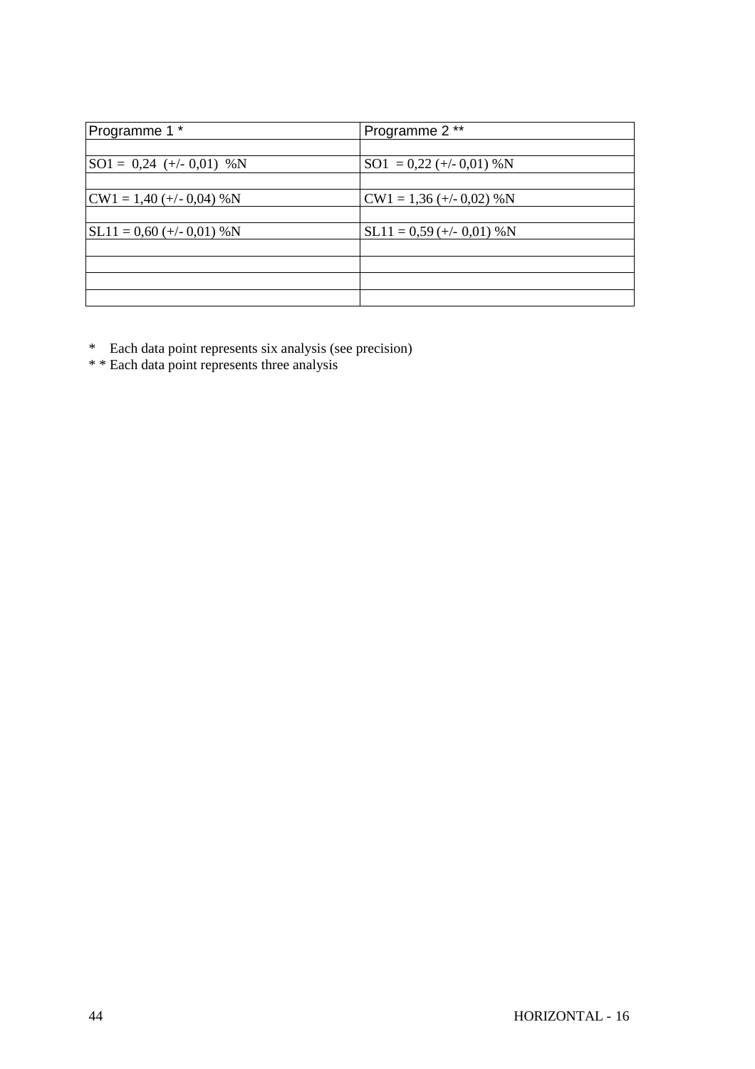| Programme 1 * | Programme 2 ** |
|---|---|
| | |
| SO1 = 0,24 (+/- 0,01) %N | SO1 = 0,22 (+/- 0,01) %N |
| | |
| CW1 = 1,40 (+/- 0,04) %N | CW1 = 1,36 (+/- 0,02) %N |
| | |
| SL11 = 0,60 (+/- 0,01) %N | SL11 = 0,59 (+/- 0,01) %N |
| | |
| | |
| | |
| | |

\* Each data point represents six analysis (see precision)

\* \* Each data point represents three analysis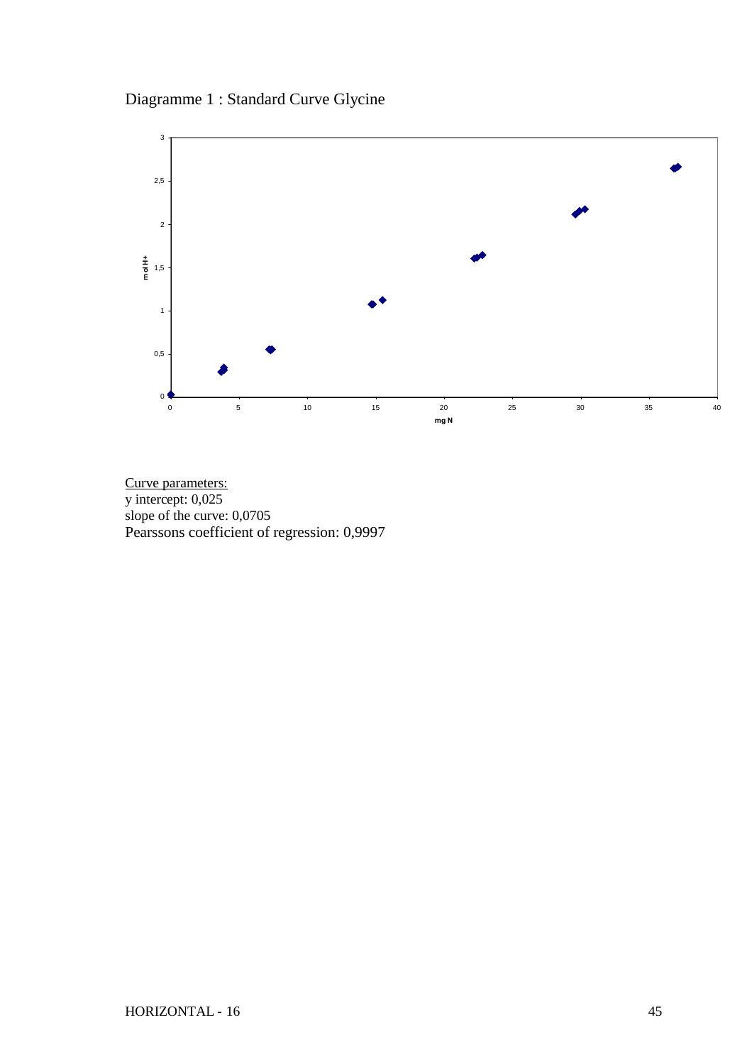Diagramme 1 : Standard Curve Glycine

Curve parameters:
y intercept: 0,025
slope of the curve: 0,0705
Pearssons coefficient of regression: 0,9997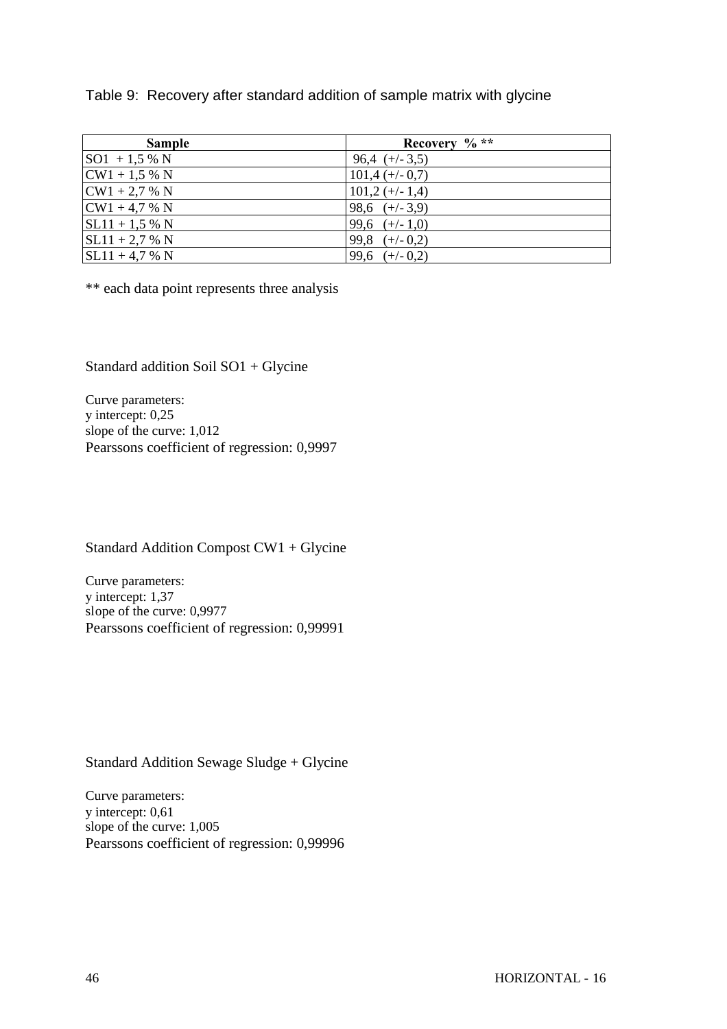Table 9: Recovery after standard addition of sample matrix with glycine

| Sample | Recovery % ** |
|---|---|
| SO1 + 1,5 % N | 96,4 (+/- 3,5) |
| CW1 + 1,5 % N | 101,4 (+/- 0,7) |
| CW1 + 2,7 % N | 101,2 (+/- 1,4) |
| CW1 + 4,7 % N | 98,6 (+/- 3,9) |
| SL11 + 1,5 % N | 99,6 (+/- 1,0) |
| SL11 + 2,7 % N | 99,8 (+/- 0,2) |
| SL11 + 4,7 % N | 99,6 (+/- 0,2) |

** each data point represents three analysis

Standard addition Soil SO1 + Glycine

Curve parameters:
y intercept: 0,25
slope of the curve: 1,012
Pearssons coefficient of regression: 0,9997

Standard Addition Compost CW1 + Glycine

Curve parameters:
y intercept: 1,37
slope of the curve: 0,9977
Pearssons coefficient of regression: 0,99991

Standard Addition Sewage Sludge + Glycine

Curve parameters:
y intercept: 0,61
slope of the curve: 1,005
Pearssons coefficient of regression: 0,99996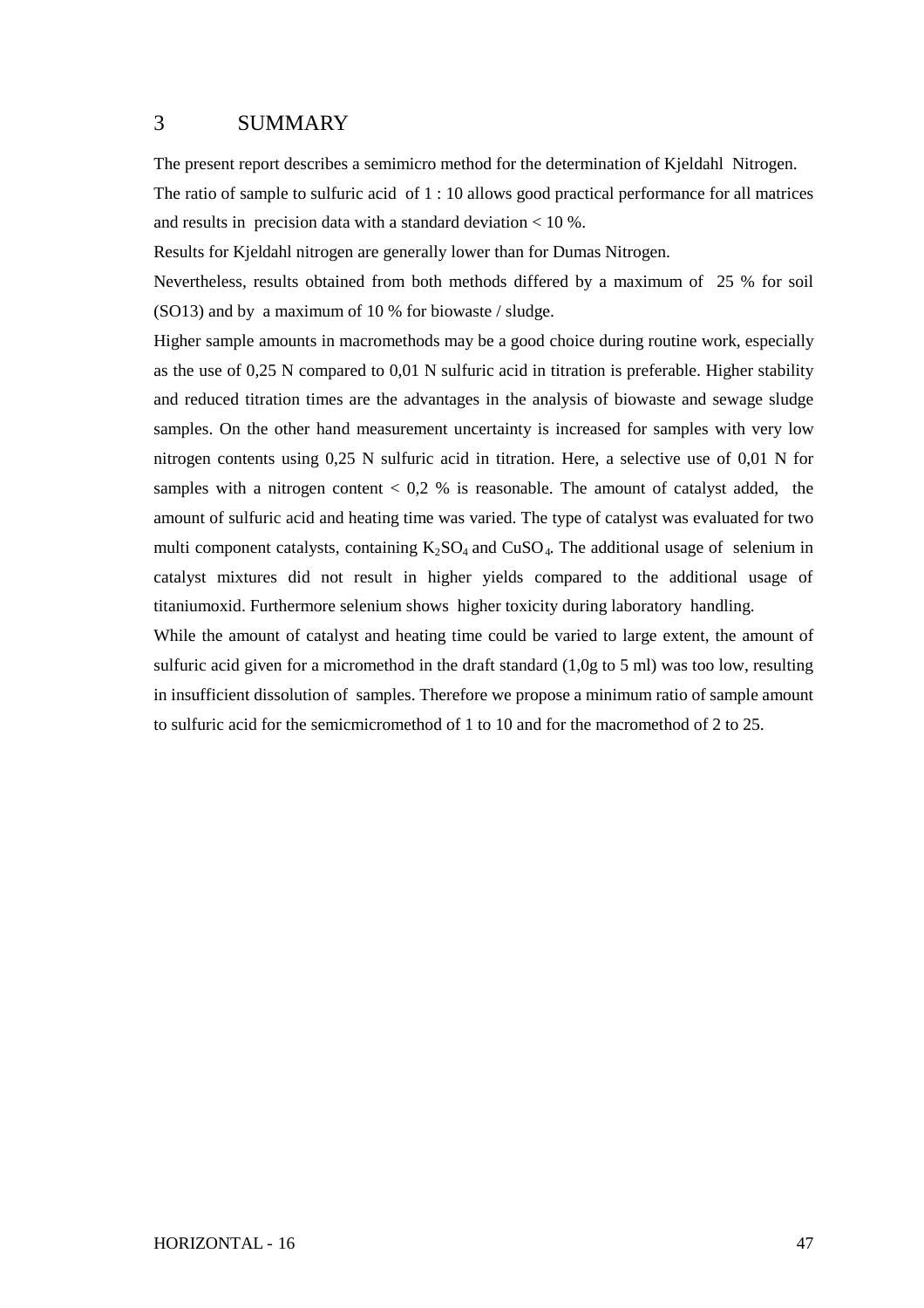# 3 SUMMARY

The present report describes a semimicro method for the determination of Kjeldahl Nitrogen.

The ratio of sample to sulfuric acid of 1 : 10 allows good practical performance for all matrices and results in precision data with a standard deviation < 10 %.

Results for Kjeldahl nitrogen are generally lower than for Dumas Nitrogen.

Nevertheless, results obtained from both methods differed by a maximum of 25 % for soil (SO13) and by a maximum of 10 % for biowaste / sludge.

Higher sample amounts in macromethods may be a good choice during routine work, especially as the use of 0,25 N compared to 0,01 N sulfuric acid in titration is preferable. Higher stability and reduced titration times are the advantages in the analysis of biowaste and sewage sludge samples. On the other hand measurement uncertainty is increased for samples with very low nitrogen contents using 0,25 N sulfuric acid in titration. Here, a selective use of 0,01 N for samples with a nitrogen content < 0,2 % is reasonable. The amount of catalyst added, the amount of sulfuric acid and heating time was varied. The type of catalyst was evaluated for two multi component catalysts, containing $K_2SO_4$ and $CuSO_4$. The additional usage of selenium in catalyst mixtures did not result in higher yields compared to the additional usage of titaniumoxid. Furthermore selenium shows higher toxicity during laboratory handling.

While the amount of catalyst and heating time could be varied to large extent, the amount of sulfuric acid given for a micromethod in the draft standard (1,0g to 5 ml) was too low, resulting in insufficient dissolution of samples. Therefore we propose a minimum ratio of sample amount to sulfuric acid for the semicmicromethod of 1 to 10 and for the macromethod of 2 to 25.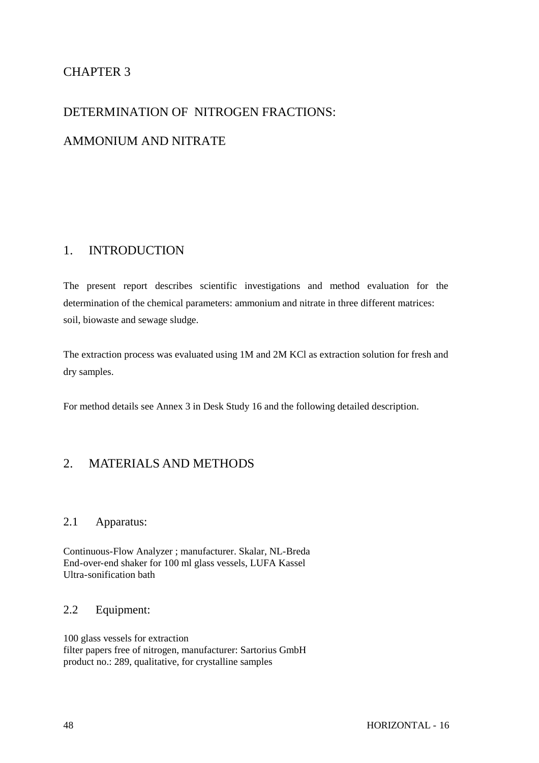# CHAPTER 3

# DETERMINATION OF NITROGEN FRACTIONS:

# AMMONIUM AND NITRATE

## 1. INTRODUCTION

The present report describes scientific investigations and method evaluation for the determination of the chemical parameters: ammonium and nitrate in three different matrices: soil, biowaste and sewage sludge.

The extraction process was evaluated using 1M and 2M KCl as extraction solution for fresh and dry samples.

For method details see Annex 3 in Desk Study 16 and the following detailed description.

## 2. MATERIALS AND METHODS

### 2.1 Apparatus:

Continuous-Flow Analyzer ; manufacturer. Skalar, NL-Breda
End-over-end shaker for 100 ml glass vessels, LUFA Kassel
Ultra-sonification bath

### 2.2 Equipment:

100 glass vessels for extraction
filter papers free of nitrogen, manufacturer: Sartorius GmbH
product no.: 289, qualitative, for crystalline samples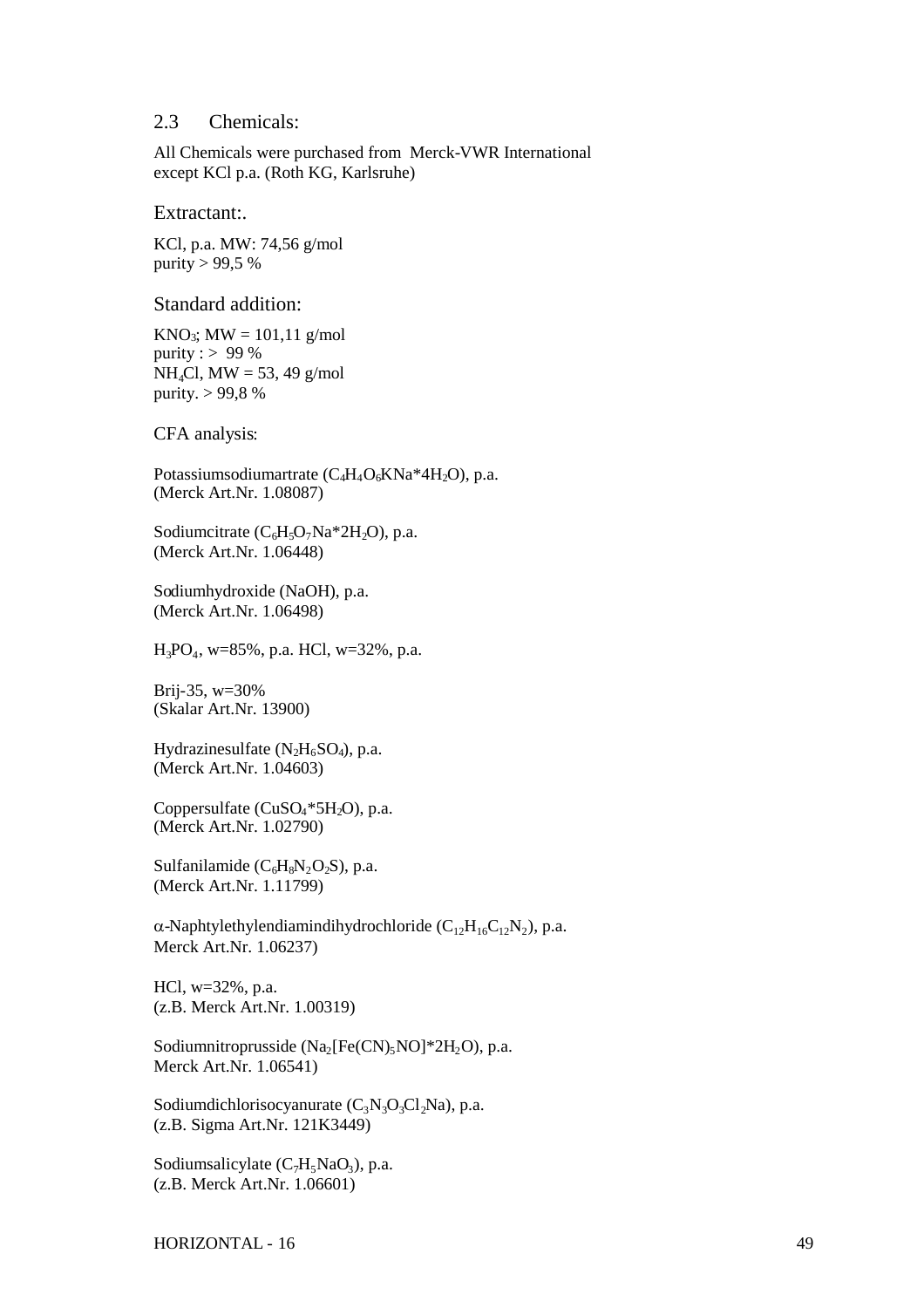## 2.3 Chemicals:

All Chemicals were purchased from Merck-VWR International except KCl p.a. (Roth KG, Karlsruhe)

### Extractant:.

KCl, p.a. MW: 74,56 g/mol
purity > 99,5 %

### Standard addition:

$KNO_3$; MW = 101,11 g/mol
purity : > 99 %
$NH_4Cl$, MW = 53, 49 g/mol
purity. > 99,8 %

### CFA analysis:

Potassiumsodiumartrate ($C_4H_4O_6KNa*4H_2O$), p.a.
(Merck Art.Nr. 1.08087)

Sodiumcitrate ($C_6H_5O_7Na*2H_2O$), p.a.
(Merck Art.Nr. 1.06448)

Sodiumhydroxide (NaOH), p.a.
(Merck Art.Nr. 1.06498)

$H_3PO_4$, w=85%, p.a. HCl, w=32%, p.a.

Brij-35, w=30%
(Skalar Art.Nr. 13900)

Hydrazinesulfate ($N_2H_6SO_4$), p.a.
(Merck Art.Nr. 1.04603)

Coppersulfate ($CuSO_4*5H_2O$), p.a.
(Merck Art.Nr. 1.02790)

Sulfanilamide ($C_6H_8N_2O_2S$), p.a.
(Merck Art.Nr. 1.11799)

$\alpha$-Naphtylethylendiamindihydrochloride ($C_{12}H_{16}C_{12}N_2$), p.a.
Merck Art.Nr. 1.06237)

HCl, w=32%, p.a.
(z.B. Merck Art.Nr. 1.00319)

Sodiumnitroprusside ($Na_2[Fe(CN)_5NO]*2H_2O$), p.a.
Merck Art.Nr. 1.06541)

Sodiumdichlorisocyanurate ($C_3N_3O_3Cl_2Na$), p.a.
(z.B. Sigma Art.Nr. 121K3449)

Sodiumsalicylate ($C_7H_5NaO_3$), p.a.
(z.B. Merck Art.Nr. 1.06601)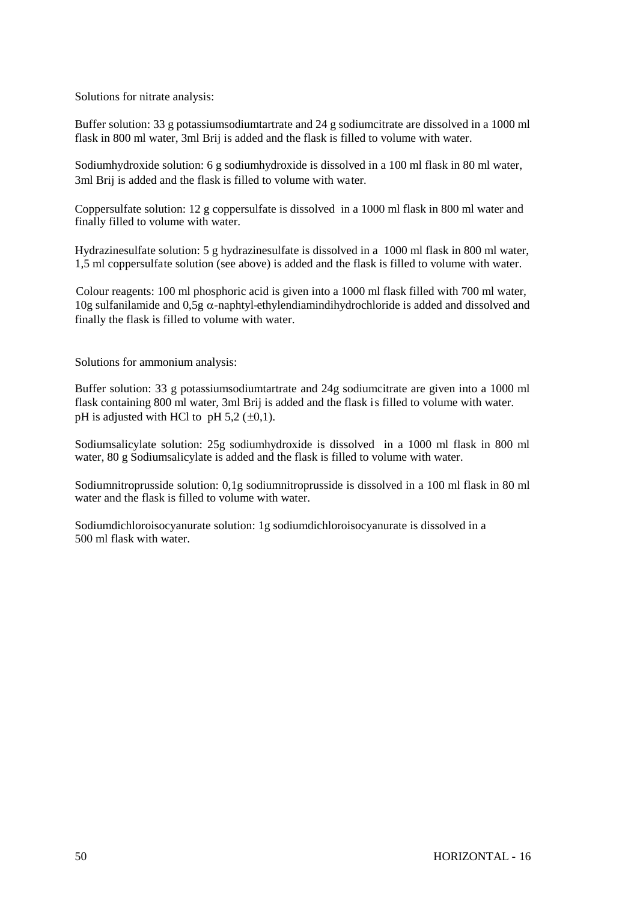Solutions for nitrate analysis:

Buffer solution: 33 g potassiumsodiumtartrate and 24 g sodiumcitrate are dissolved in a 1000 ml flask in 800 ml water, 3ml Brij is added and the flask is filled to volume with water.

Sodiumhydroxide solution: 6 g sodiumhydroxide is dissolved in a 100 ml flask in 80 ml water, 3ml Brij is added and the flask is filled to volume with water.

Coppersulfate solution: 12 g coppersulfate is dissolved in a 1000 ml flask in 800 ml water and finally filled to volume with water.

Hydrazinesulfate solution: 5 g hydrazinesulfate is dissolved in a 1000 ml flask in 800 ml water, 1,5 ml coppersulfate solution (see above) is added and the flask is filled to volume with water.

Colour reagents: 100 ml phosphoric acid is given into a 1000 ml flask filled with 700 ml water, 10g sulfanilamide and 0,5g $\alpha$-naphtyl-ethylendiamindihydrochloride is added and dissolved and finally the flask is filled to volume with water.

Solutions for ammonium analysis:

Buffer solution: 33 g potassiumsodiumtartrate and 24g sodiumcitrate are given into a 1000 ml flask containing 800 ml water, 3ml Brij is added and the flask is filled to volume with water. pH is adjusted with HCl to pH 5,2 ($\pm$0,1).

Sodiumsalicylate solution: 25g sodiumhydroxide is dissolved in a 1000 ml flask in 800 ml water, 80 g Sodiumsalicylate is added and the flask is filled to volume with water.

Sodiumnitroprusside solution: 0,1g sodiumnitroprusside is dissolved in a 100 ml flask in 80 ml water and the flask is filled to volume with water.

Sodiumdichloroisocyanurate solution: 1g sodiumdichloroisocyanurate is dissolved in a 500 ml flask with water.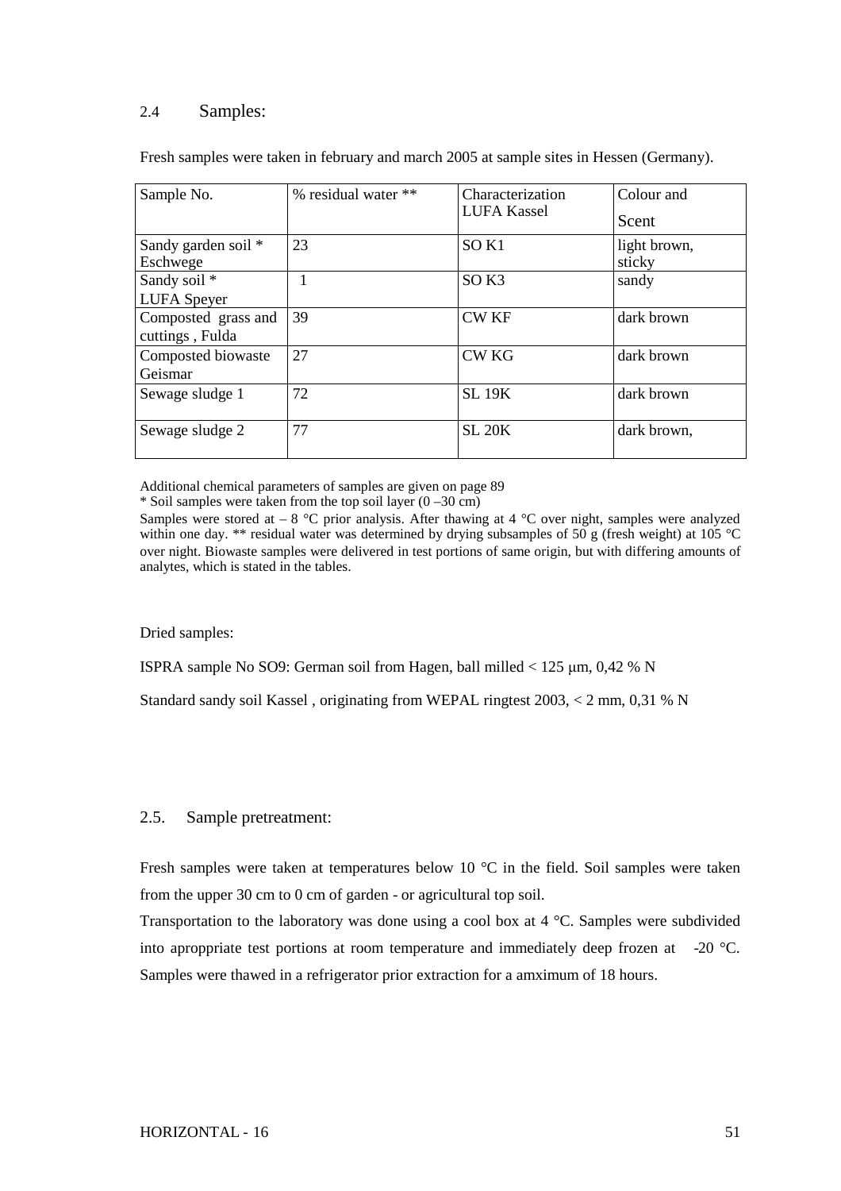## 2.4 Samples:

Fresh samples were taken in february and march 2005 at sample sites in Hessen (Germany).

| Sample No. | % residual water ** | Characterization LUFA Kassel | Colour and Scent |
|---|---|---|---|
| Sandy garden soil * Eschwege | 23 | SO K1 | light brown, sticky |
| Sandy soil * LUFA Speyer | 1 | SO K3 | sandy |
| Composted grass and cuttings , Fulda | 39 | CW KF | dark brown |
| Composted biowaste Geismar | 27 | CW KG | dark brown |
| Sewage sludge 1 | 72 | SL 19K | dark brown |
| Sewage sludge 2 | 77 | SL 20K | dark brown, |

Additional chemical parameters of samples are given on page 89

* Soil samples were taken from the top soil layer (0 –30 cm)

Samples were stored at – 8 °C prior analysis. After thawing at 4 °C over night, samples were analyzed within one day. ** residual water was determined by drying subsamples of 50 g (fresh weight) at 105 °C over night. Biowaste samples were delivered in test portions of same origin, but with differing amounts of analytes, which is stated in the tables.

Dried samples:

ISPRA sample No SO9: German soil from Hagen, ball milled < 125 µm, 0,42 % N

Standard sandy soil Kassel , originating from WEPAL ringtest 2003, < 2 mm, 0,31 % N

## 2.5. Sample pretreatment:

Fresh samples were taken at temperatures below 10 °C in the field. Soil samples were taken from the upper 30 cm to 0 cm of garden - or agricultural top soil.

Transportation to the laboratory was done using a cool box at 4 °C. Samples were subdivided into aproppriate test portions at room temperature and immediately deep frozen at -20 °C. Samples were thawed in a refrigerator prior extraction for a amximum of 18 hours.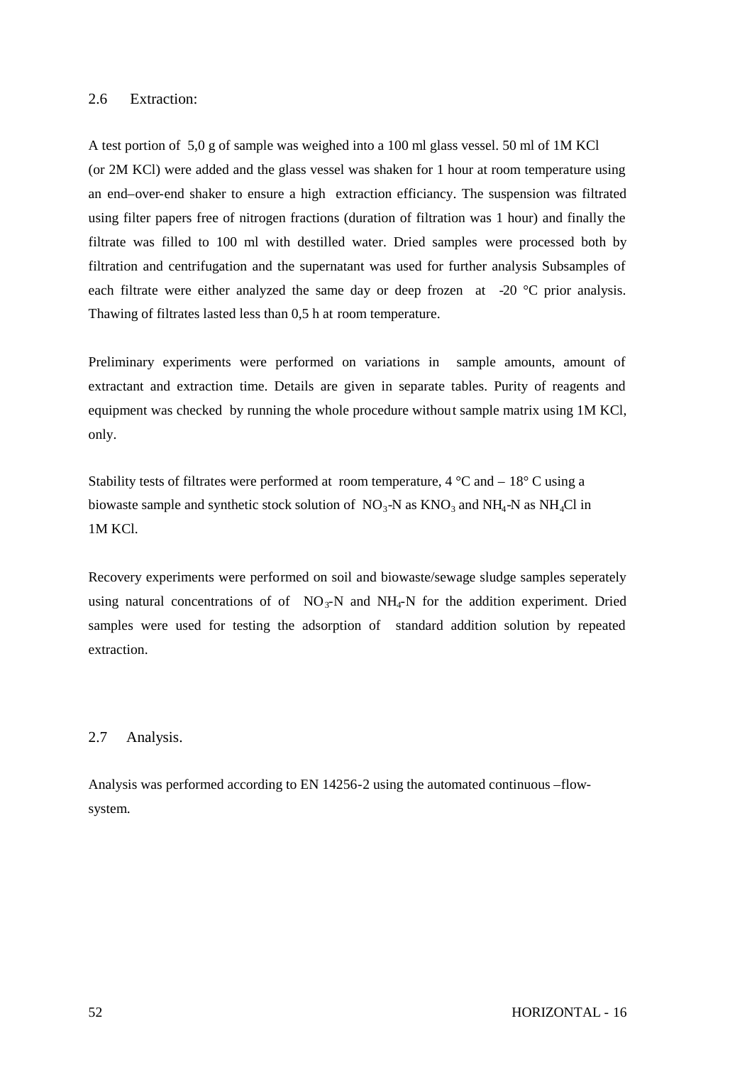## 2.6 Extraction:

A test portion of 5,0 g of sample was weighed into a 100 ml glass vessel. 50 ml of 1M KCl (or 2M KCl) were added and the glass vessel was shaken for 1 hour at room temperature using an end–over-end shaker to ensure a high extraction efficiancy. The suspension was filtrated using filter papers free of nitrogen fractions (duration of filtration was 1 hour) and finally the filtrate was filled to 100 ml with destilled water. Dried samples were processed both by filtration and centrifugation and the supernatant was used for further analysis Subsamples of each filtrate were either analyzed the same day or deep frozen at -20 °C prior analysis. Thawing of filtrates lasted less than 0,5 h at room temperature.

Preliminary experiments were performed on variations in sample amounts, amount of extractant and extraction time. Details are given in separate tables. Purity of reagents and equipment was checked by running the whole procedure without sample matrix using 1M KCl, only.

Stability tests of filtrates were performed at room temperature, 4 °C and – 18° C using a biowaste sample and synthetic stock solution of $NO_3$-N as $KNO_3$ and $NH_4$-N as $NH_4Cl$ in 1M KCl.

Recovery experiments were performed on soil and biowaste/sewage sludge samples seperately using natural concentrations of of $NO_3$-N and $NH_4$-N for the addition experiment. Dried samples were used for testing the adsorption of standard addition solution by repeated extraction.

## 2.7 Analysis.

Analysis was performed according to EN 14256-2 using the automated continuous –flow-system.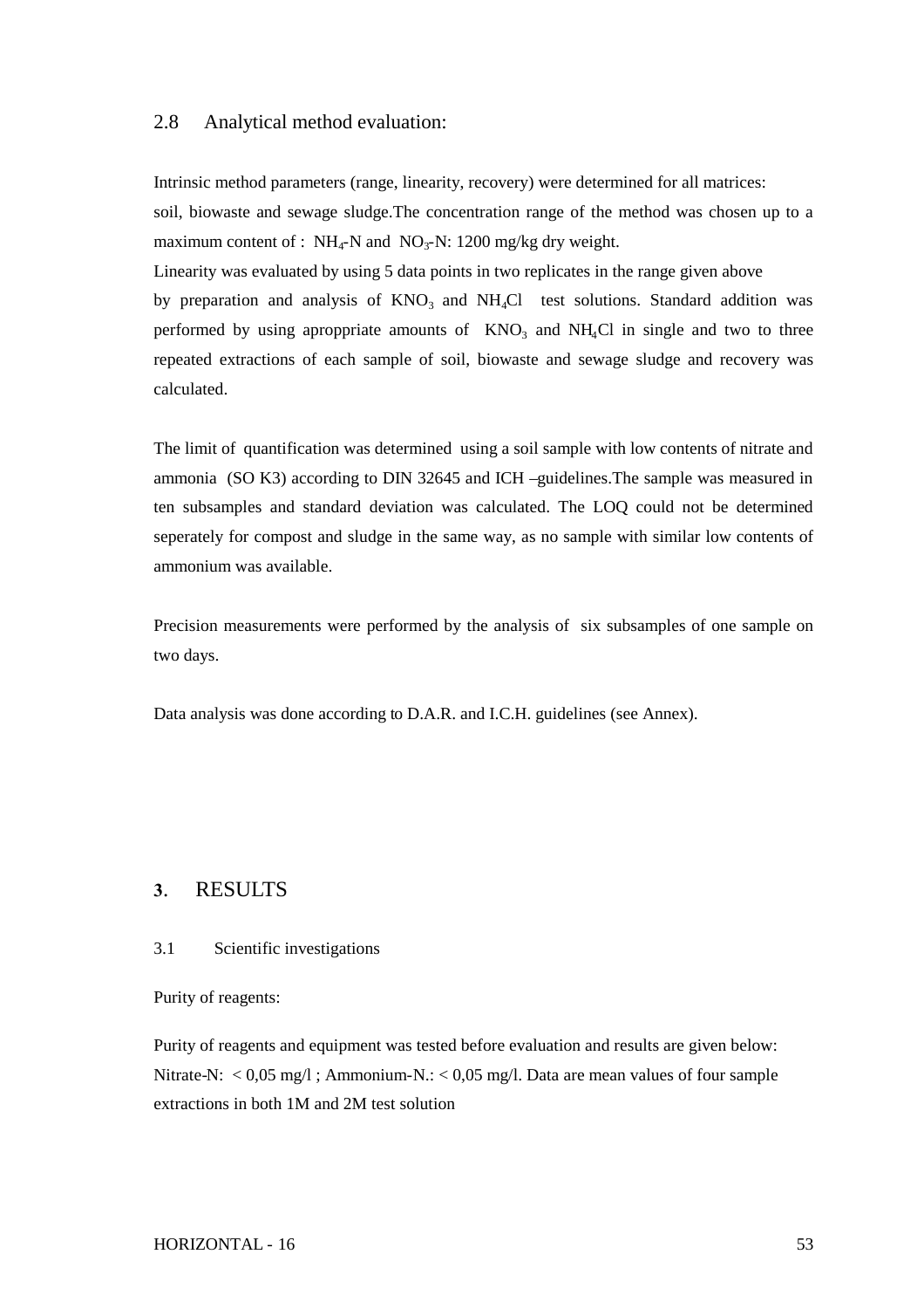## 2.8 Analytical method evaluation:

Intrinsic method parameters (range, linearity, recovery) were determined for all matrices: soil, biowaste and sewage sludge.The concentration range of the method was chosen up to a maximum content of : $NH_4$-N and $NO_3$-N: 1200 mg/kg dry weight.
Linearity was evaluated by using 5 data points in two replicates in the range given above by preparation and analysis of $KNO_3$ and $NH_4Cl$ test solutions. Standard addition was performed by using aproppriate amounts of $KNO_3$ and $NH_4Cl$ in single and two to three repeated extractions of each sample of soil, biowaste and sewage sludge and recovery was calculated.

The limit of quantification was determined using a soil sample with low contents of nitrate and ammonia (SO K3) according to DIN 32645 and ICH –guidelines.The sample was measured in ten subsamples and standard deviation was calculated. The LOQ could not be determined seperately for compost and sludge in the same way, as no sample with similar low contents of ammonium was available.

Precision measurements were performed by the analysis of six subsamples of one sample on two days.

Data analysis was done according to D.A.R. and I.C.H. guidelines (see Annex).

# 3. RESULTS

## 3.1 Scientific investigations

Purity of reagents:

Purity of reagents and equipment was tested before evaluation and results are given below:
Nitrate-N: < 0,05 mg/l ; Ammonium-N.: < 0,05 mg/l. Data are mean values of four sample extractions in both 1M and 2M test solution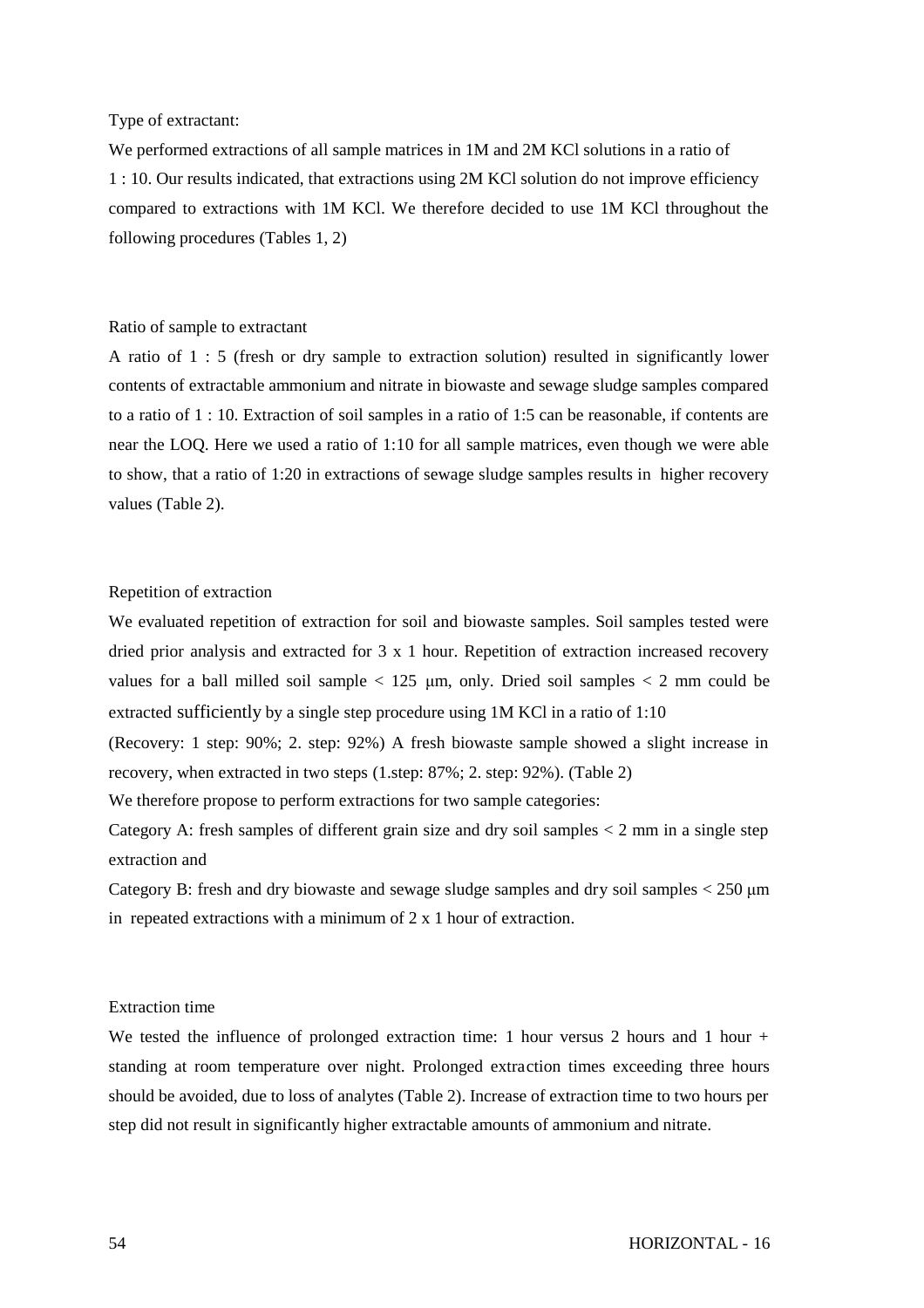Type of extractant:

We performed extractions of all sample matrices in 1M and 2M KCl solutions in a ratio of 1 : 10. Our results indicated, that extractions using 2M KCl solution do not improve efficiency compared to extractions with 1M KCl. We therefore decided to use 1M KCl throughout the following procedures (Tables 1, 2)

Ratio of sample to extractant

A ratio of 1 : 5 (fresh or dry sample to extraction solution) resulted in significantly lower contents of extractable ammonium and nitrate in biowaste and sewage sludge samples compared to a ratio of 1 : 10. Extraction of soil samples in a ratio of 1:5 can be reasonable, if contents are near the LOQ. Here we used a ratio of 1:10 for all sample matrices, even though we were able to show, that a ratio of 1:20 in extractions of sewage sludge samples results in higher recovery values (Table 2).

Repetition of extraction

We evaluated repetition of extraction for soil and biowaste samples. Soil samples tested were dried prior analysis and extracted for 3 x 1 hour. Repetition of extraction increased recovery values for a ball milled soil sample < 125 µm, only. Dried soil samples < 2 mm could be extracted sufficiently by a single step procedure using 1M KCl in a ratio of 1:10 (Recovery: 1 step: 90%; 2. step: 92%) A fresh biowaste sample showed a slight increase in recovery, when extracted in two steps (1.step: 87%; 2. step: 92%). (Table 2)

We therefore propose to perform extractions for two sample categories:

Category A: fresh samples of different grain size and dry soil samples < 2 mm in a single step extraction and

Category B: fresh and dry biowaste and sewage sludge samples and dry soil samples < 250 µm in repeated extractions with a minimum of 2 x 1 hour of extraction.

Extraction time

We tested the influence of prolonged extraction time: 1 hour versus 2 hours and 1 hour + standing at room temperature over night. Prolonged extraction times exceeding three hours should be avoided, due to loss of analytes (Table 2). Increase of extraction time to two hours per step did not result in significantly higher extractable amounts of ammonium and nitrate.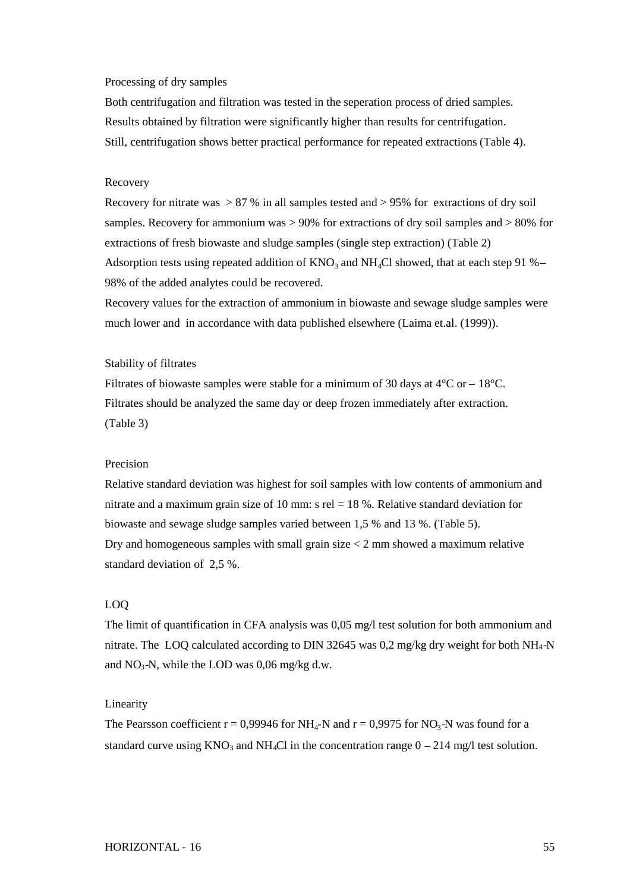### Processing of dry samples

Both centrifugation and filtration was tested in the seperation process of dried samples. Results obtained by filtration were significantly higher than results for centrifugation. Still, centrifugation shows better practical performance for repeated extractions (Table 4).

### Recovery

Recovery for nitrate was > 87 % in all samples tested and > 95% for extractions of dry soil samples. Recovery for ammonium was > 90% for extractions of dry soil samples and > 80% for extractions of fresh biowaste and sludge samples (single step extraction) (Table 2)

Adsorption tests using repeated addition of $KNO_3$ and $NH_4Cl$ showed, that at each step 91 %– 98% of the added analytes could be recovered.

Recovery values for the extraction of ammonium in biowaste and sewage sludge samples were much lower and in accordance with data published elsewhere (Laima et.al. (1999)).

### Stability of filtrates

Filtrates of biowaste samples were stable for a minimum of 30 days at 4°C or – 18°C. Filtrates should be analyzed the same day or deep frozen immediately after extraction. (Table 3)

### Precision

Relative standard deviation was highest for soil samples with low contents of ammonium and nitrate and a maximum grain size of 10 mm: s rel = 18 %. Relative standard deviation for biowaste and sewage sludge samples varied between 1,5 % and 13 %. (Table 5).

Dry and homogeneous samples with small grain size < 2 mm showed a maximum relative standard deviation of 2,5 %.

### LOQ

The limit of quantification in CFA analysis was 0,05 mg/l test solution for both ammonium and nitrate. The LOQ calculated according to DIN 32645 was 0,2 mg/kg dry weight for both $NH_4$-N and $NO_3$-N, while the LOD was 0,06 mg/kg d.w.

### Linearity

The Pearsson coefficient r = 0,99946 for $NH_4$-N and r = 0,9975 for $NO_3$-N was found for a standard curve using $KNO_3$ and $NH_4Cl$ in the concentration range 0 – 214 mg/l test solution.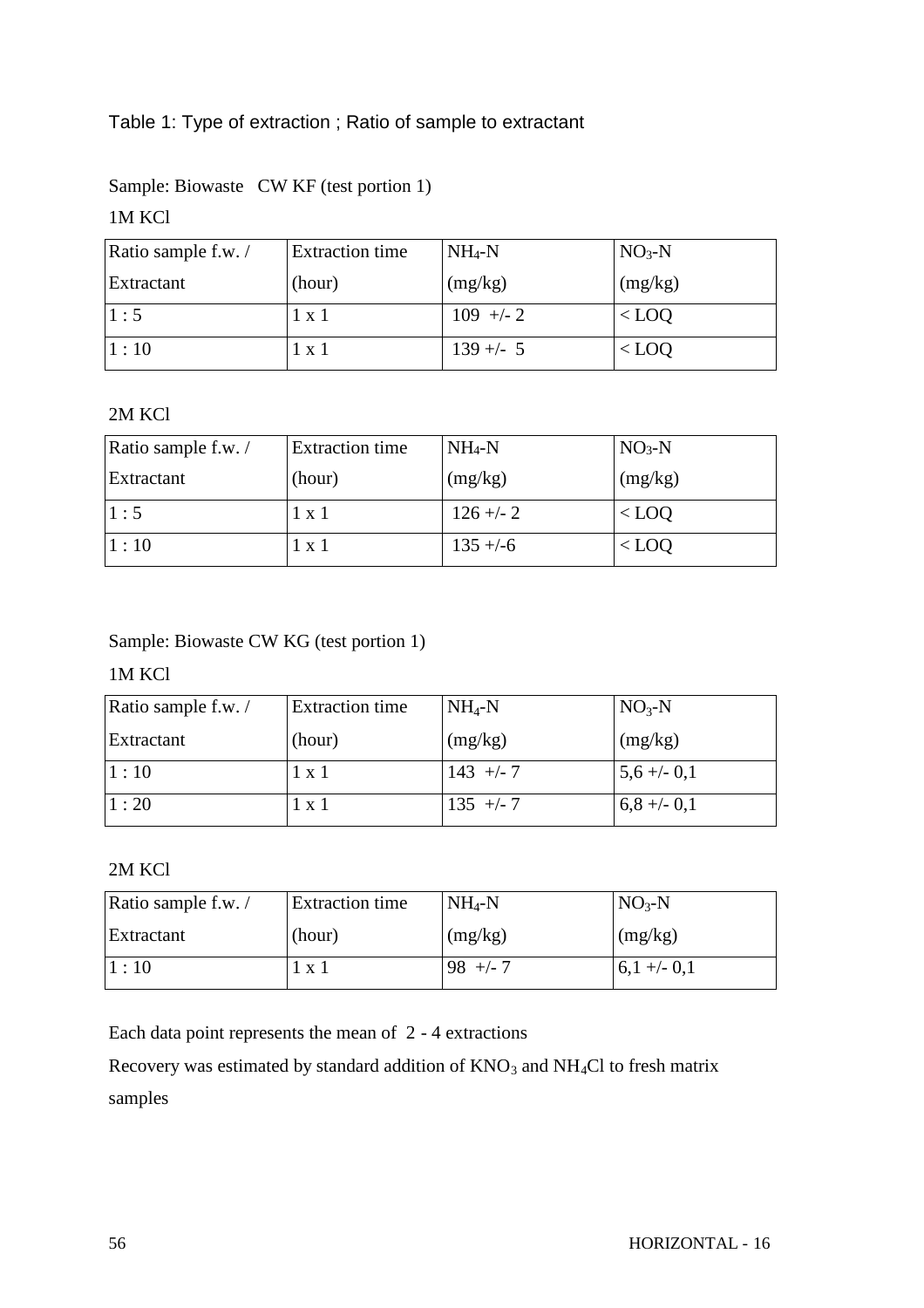Table 1: Type of extraction ; Ratio of sample to extractant

Sample: Biowaste CW KF (test portion 1)

1M KCl

| Ratio sample f.w. / Extractant | Extraction time (hour) | $NH_4$-N (mg/kg) | $NO_3$-N (mg/kg) |
|---|---|---|---|
| 1 : 5 | 1 x 1 | 109 +/- 2 | < LOQ |
| 1 : 10 | 1 x 1 | 139 +/- 5 | < LOQ |

2M KCl

| Ratio sample f.w. / Extractant | Extraction time (hour) | $NH_4$-N (mg/kg) | $NO_3$-N (mg/kg) |
|---|---|---|---|
| 1 : 5 | 1 x 1 | 126 +/- 2 | < LOQ |
| 1 : 10 | 1 x 1 | 135 +/-6 | < LOQ |

Sample: Biowaste CW KG (test portion 1)

1M KCl

| Ratio sample f.w. / Extractant | Extraction time (hour) | $NH_4$-N (mg/kg) | $NO_3$-N (mg/kg) |
|---|---|---|---|
| 1 : 10 | 1 x 1 | 143 +/- 7 | 5,6 +/- 0,1 |
| 1 : 20 | 1 x 1 | 135 +/- 7 | 6,8 +/- 0,1 |

2M KCl

| Ratio sample f.w. / Extractant | Extraction time (hour) | $NH_4$-N (mg/kg) | $NO_3$-N (mg/kg) |
|---|---|---|---|
| 1 : 10 | 1 x 1 | 98 +/- 7 | 6,1 +/- 0,1 |

Each data point represents the mean of 2 - 4 extractions

Recovery was estimated by standard addition of $KNO_3$ and $NH_4Cl$ to fresh matrix samples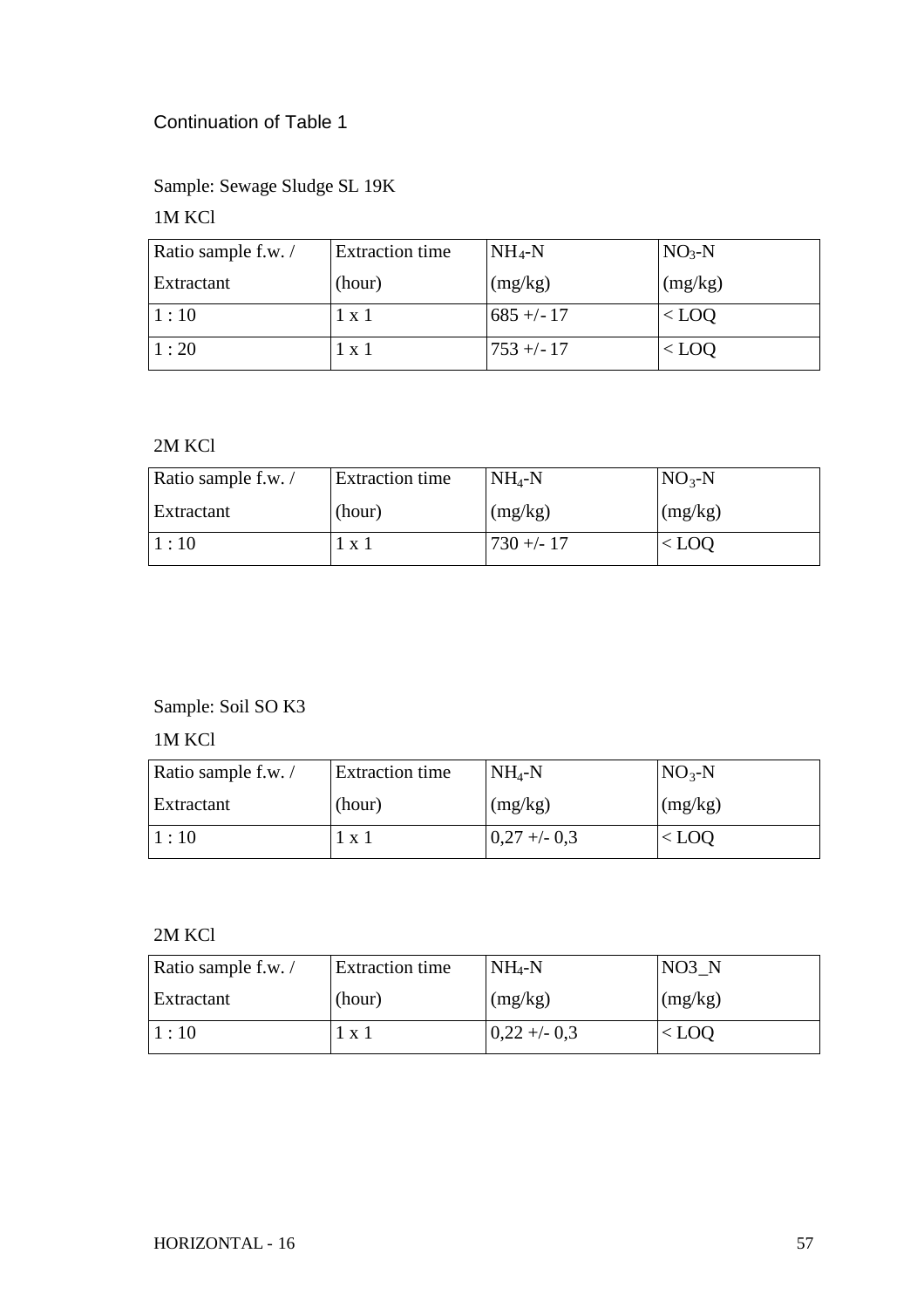Continuation of Table 1

Sample: Sewage Sludge SL 19K

1M KCl

| Ratio sample f.w. / Extractant | Extraction time (hour) | $NH_4$-N (mg/kg) | $NO_3$-N (mg/kg) |
|---|---|---|---|
| 1 : 10 | 1 x 1 | 685 +/- 17 | < LOQ |
| 1 : 20 | 1 x 1 | 753 +/- 17 | < LOQ |

2M KCl

| Ratio sample f.w. / Extractant | Extraction time (hour) | $NH_4$-N (mg/kg) | $NO_3$-N (mg/kg) |
|---|---|---|---|
| 1 : 10 | 1 x 1 | 730 +/- 17 | < LOQ |

Sample: Soil SO K3

1M KCl

| Ratio sample f.w. / Extractant | Extraction time (hour) | $NH_4$-N (mg/kg) | $NO_3$-N (mg/kg) |
|---|---|---|---|
| 1 : 10 | 1 x 1 | 0,27 +/- 0,3 | < LOQ |

2M KCl

| Ratio sample f.w. / Extractant | Extraction time (hour) | $NH_4$-N (mg/kg) | NO3_N (mg/kg) |
|---|---|---|---|
| 1 : 10 | 1 x 1 | 0,22 +/- 0,3 | < LOQ |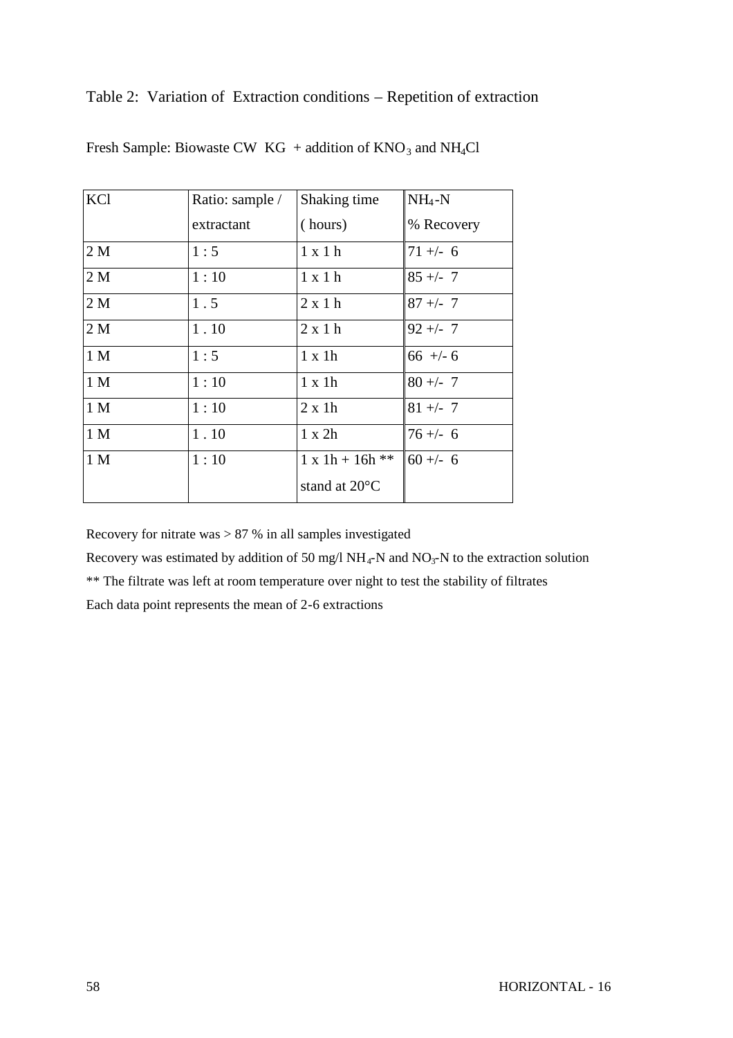Table 2: Variation of Extraction conditions – Repetition of extraction

Fresh Sample: Biowaste CW KG + addition of $KNO_3$ and $NH_4Cl$

| KCl | Ratio: sample / extractant | Shaking time ( hours) | $NH_4$-N % Recovery |
|---|---|---|---|
| 2 M | 1 : 5 | 1 x 1 h | 71 +/- 6 |
| 2 M | 1 : 10 | 1 x 1 h | 85 +/- 7 |
| 2 M | 1 . 5 | 2 x 1 h | 87 +/- 7 |
| 2 M | 1 . 10 | 2 x 1 h | 92 +/- 7 |
| 1 M | 1 : 5 | 1 x 1h | 66 +/- 6 |
| 1 M | 1 : 10 | 1 x 1h | 80 +/- 7 |
| 1 M | 1 : 10 | 2 x 1h | 81 +/- 7 |
| 1 M | 1 . 10 | 1 x 2h | 76 +/- 6 |
| 1 M | 1 : 10 | 1 x 1h + 16h ** stand at 20°C | 60 +/- 6 |

Recovery for nitrate was > 87 % in all samples investigated

Recovery was estimated by addition of 50 mg/l $NH_4$-N and $NO_3$-N to the extraction solution

** The filtrate was left at room temperature over night to test the stability of filtrates

Each data point represents the mean of 2-6 extractions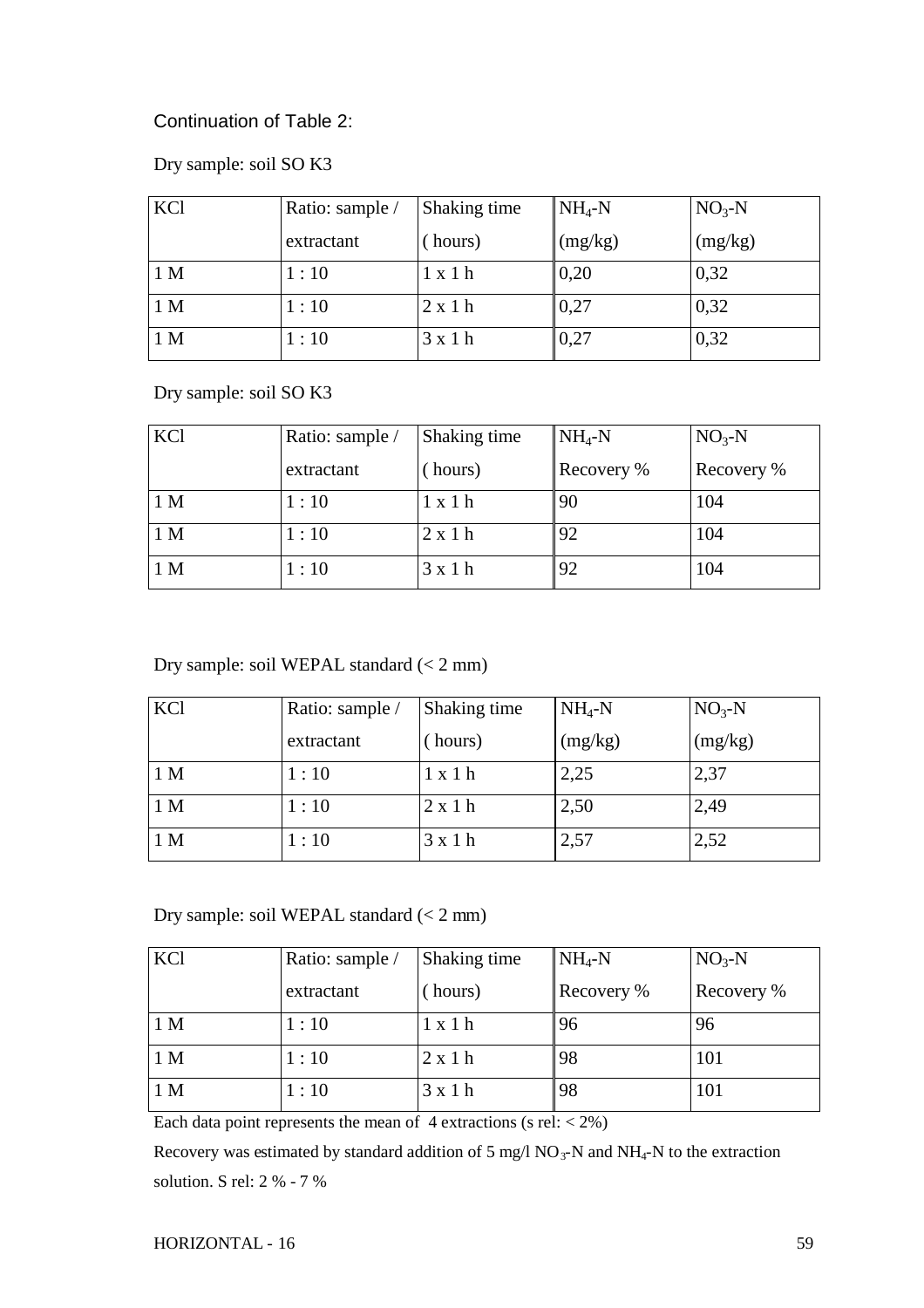Continuation of Table 2:

Dry sample: soil SO K3

| KCl | Ratio: sample / extractant | Shaking time ( hours) | $NH_4$-N (mg/kg) | $NO_3$-N (mg/kg) |
|---|---|---|---|---|
| 1 M | 1 : 10 | 1 x 1 h | 0,20 | 0,32 |
| 1 M | 1 : 10 | 2 x 1 h | 0,27 | 0,32 |
| 1 M | 1 : 10 | 3 x 1 h | 0,27 | 0,32 |

Dry sample: soil SO K3

| KCl | Ratio: sample / extractant | Shaking time ( hours) | $NH_4$-N Recovery % | $NO_3$-N Recovery % |
|---|---|---|---|---|
| 1 M | 1 : 10 | 1 x 1 h | 90 | 104 |
| 1 M | 1 : 10 | 2 x 1 h | 92 | 104 |
| 1 M | 1 : 10 | 3 x 1 h | 92 | 104 |

Dry sample: soil WEPAL standard (< 2 mm)

| KCl | Ratio: sample / extractant | Shaking time ( hours) | $NH_4$-N (mg/kg) | $NO_3$-N (mg/kg) |
|---|---|---|---|---|
| 1 M | 1 : 10 | 1 x 1 h | 2,25 | 2,37 |
| 1 M | 1 : 10 | 2 x 1 h | 2,50 | 2,49 |
| 1 M | 1 : 10 | 3 x 1 h | 2,57 | 2,52 |

Dry sample: soil WEPAL standard (< 2 mm)

| KCl | Ratio: sample / extractant | Shaking time ( hours) | $NH_4$-N Recovery % | $NO_3$-N Recovery % |
|---|---|---|---|---|
| 1 M | 1 : 10 | 1 x 1 h | 96 | 96 |
| 1 M | 1 : 10 | 2 x 1 h | 98 | 101 |
| 1 M | 1 : 10 | 3 x 1 h | 98 | 101 |

Each data point represents the mean of 4 extractions (s rel: < 2%)

Recovery was estimated by standard addition of 5 mg/l $NO_3$-N and $NH_4$-N to the extraction solution. S rel: 2 % - 7 %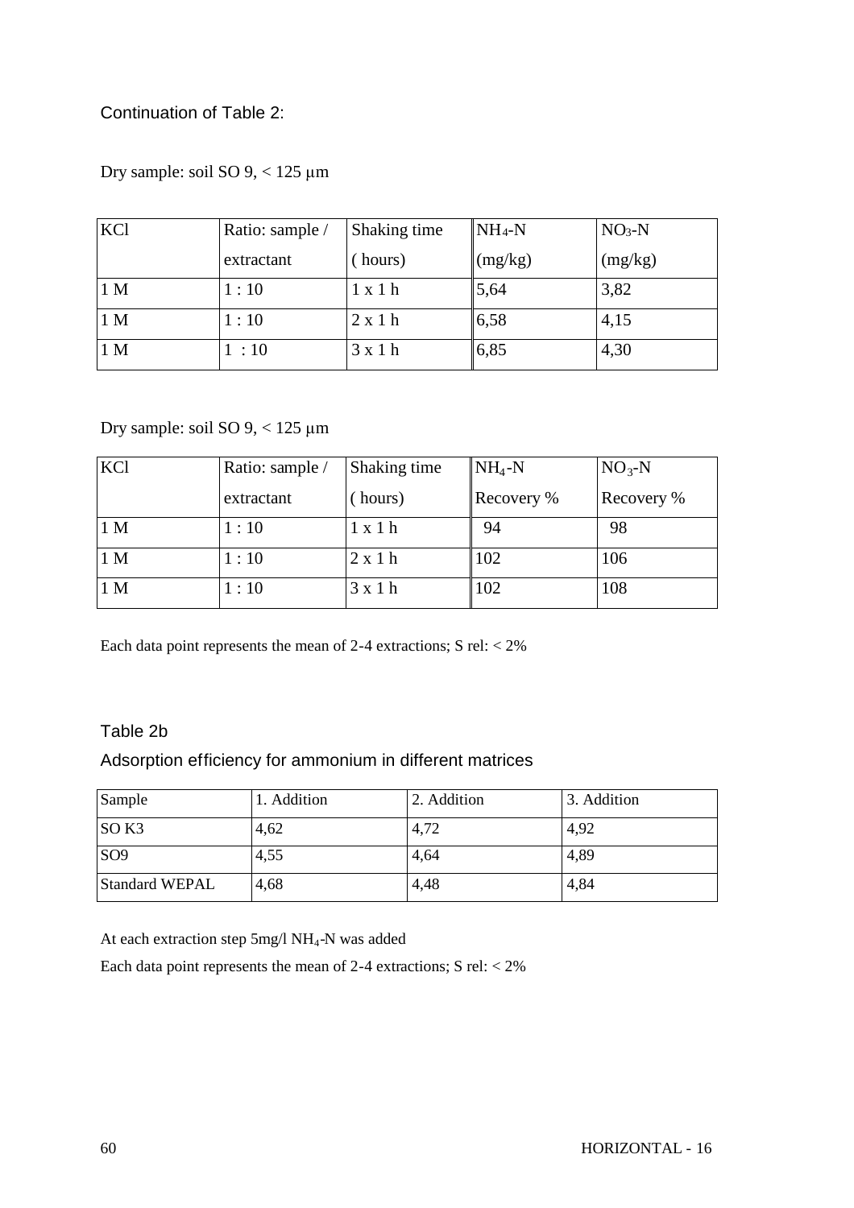Continuation of Table 2:

Dry sample: soil SO 9, < 125 µm

| KCl | Ratio: sample / extractant | Shaking time ( hours) | $NH_4$-N (mg/kg) | $NO_3$-N (mg/kg) |
|---|---|---|---|---|
| 1 M | 1 : 10 | 1 x 1 h | 5,64 | 3,82 |
| 1 M | 1 : 10 | 2 x 1 h | 6,58 | 4,15 |
| 1 M | 1 : 10 | 3 x 1 h | 6,85 | 4,30 |

Dry sample: soil SO 9, < 125 µm

| KCl | Ratio: sample / extractant | Shaking time ( hours) | $NH_4$-N Recovery % | $NO_3$-N Recovery % |
|---|---|---|---|---|
| 1 M | 1 : 10 | 1 x 1 h | 94 | 98 |
| 1 M | 1 : 10 | 2 x 1 h | 102 | 106 |
| 1 M | 1 : 10 | 3 x 1 h | 102 | 108 |

Each data point represents the mean of 2-4 extractions; S rel: < 2%

Table 2b

Adsorption efficiency for ammonium in different matrices

| Sample | 1. Addition | 2. Addition | 3. Addition |
|---|---|---|---|
| SO K3 | 4,62 | 4,72 | 4,92 |
| SO9 | 4,55 | 4,64 | 4,89 |
| Standard WEPAL | 4,68 | 4,48 | 4,84 |

At each extraction step 5mg/l $NH_4$-N was added

Each data point represents the mean of 2-4 extractions; S rel: < 2%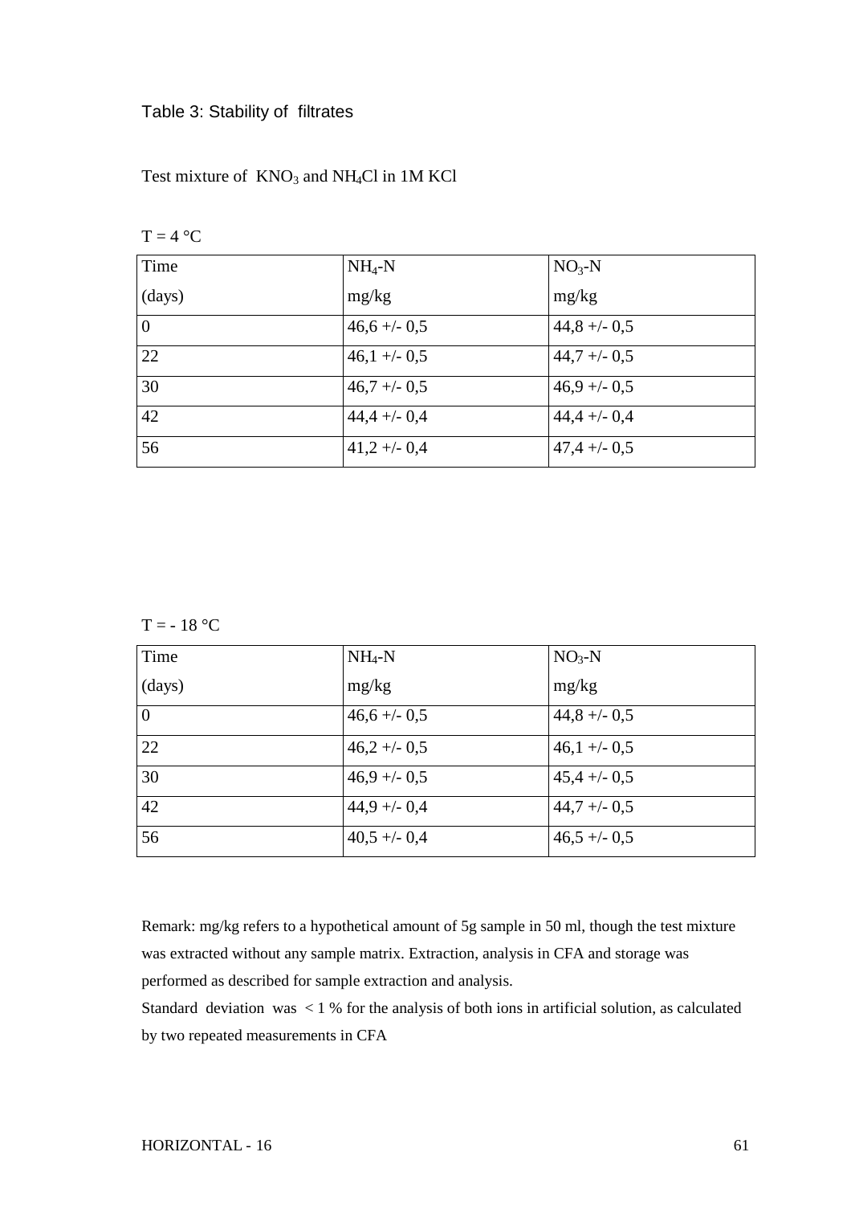Table 3: Stability of filtrates

Test mixture of $KNO_3$ and $NH_4Cl$ in 1M KCl

T = 4 °C

| Time (days) | $NH_4$-N mg/kg | $NO_3$-N mg/kg |
|---|---|---|
| 0 | 46,6 +/- 0,5 | 44,8 +/- 0,5 |
| 22 | 46,1 +/- 0,5 | 44,7 +/- 0,5 |
| 30 | 46,7 +/- 0,5 | 46,9 +/- 0,5 |
| 42 | 44,4 +/- 0,4 | 44,4 +/- 0,4 |
| 56 | 41,2 +/- 0,4 | 47,4 +/- 0,5 |

T = - 18 °C

| Time (days) | $NH_4$-N mg/kg | $NO_3$-N mg/kg |
|---|---|---|
| 0 | 46,6 +/- 0,5 | 44,8 +/- 0,5 |
| 22 | 46,2 +/- 0,5 | 46,1 +/- 0,5 |
| 30 | 46,9 +/- 0,5 | 45,4 +/- 0,5 |
| 42 | 44,9 +/- 0,4 | 44,7 +/- 0,5 |
| 56 | 40,5 +/- 0,4 | 46,5 +/- 0,5 |

Remark: mg/kg refers to a hypothetical amount of 5g sample in 50 ml, though the test mixture was extracted without any sample matrix. Extraction, analysis in CFA and storage was performed as described for sample extraction and analysis.

Standard deviation was < 1 % for the analysis of both ions in artificial solution, as calculated by two repeated measurements in CFA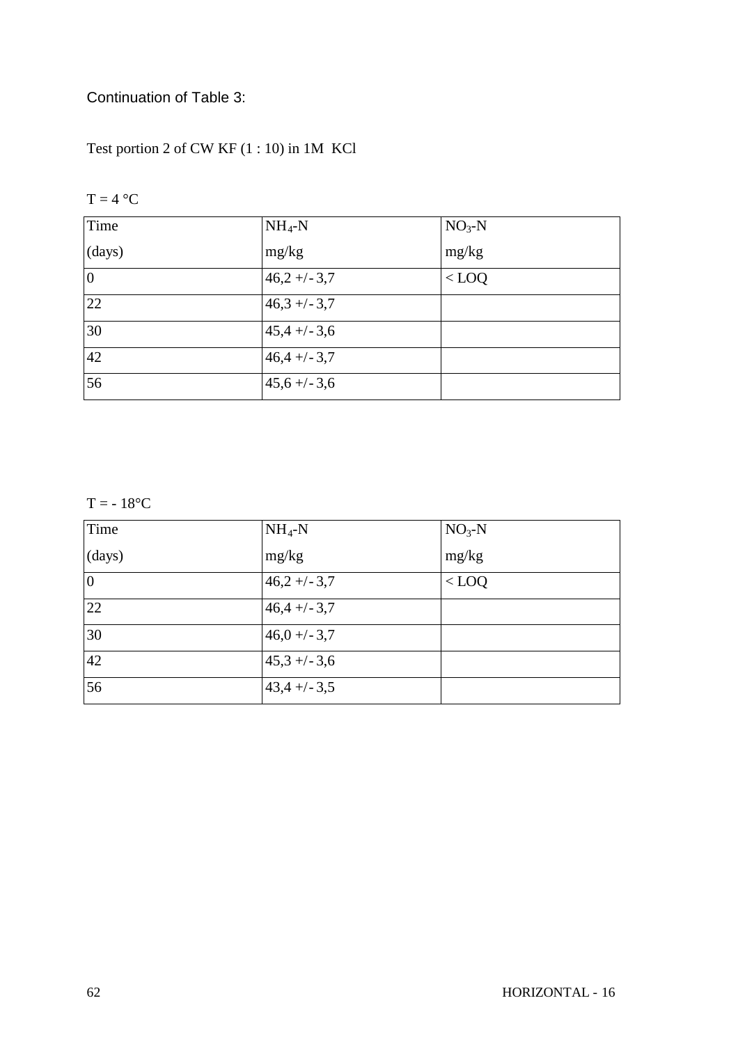Continuation of Table 3:

Test portion 2 of CW KF (1 : 10) in 1M KCl

T = 4 °C

| Time (days) | $NH_4$-N mg/kg | $NO_3$-N mg/kg |
|---|---|---|
| 0 | 46,2 +/- 3,7 | < LOQ |
| 22 | 46,3 +/- 3,7 | |
| 30 | 45,4 +/- 3,6 | |
| 42 | 46,4 +/- 3,7 | |
| 56 | 45,6 +/- 3,6 | |

T = - 18°C

| Time (days) | $NH_4$-N mg/kg | $NO_3$-N mg/kg |
|---|---|---|
| 0 | 46,2 +/- 3,7 | < LOQ |
| 22 | 46,4 +/- 3,7 | |
| 30 | 46,0 +/- 3,7 | |
| 42 | 45,3 +/- 3,6 | |
| 56 | 43,4 +/- 3,5 | |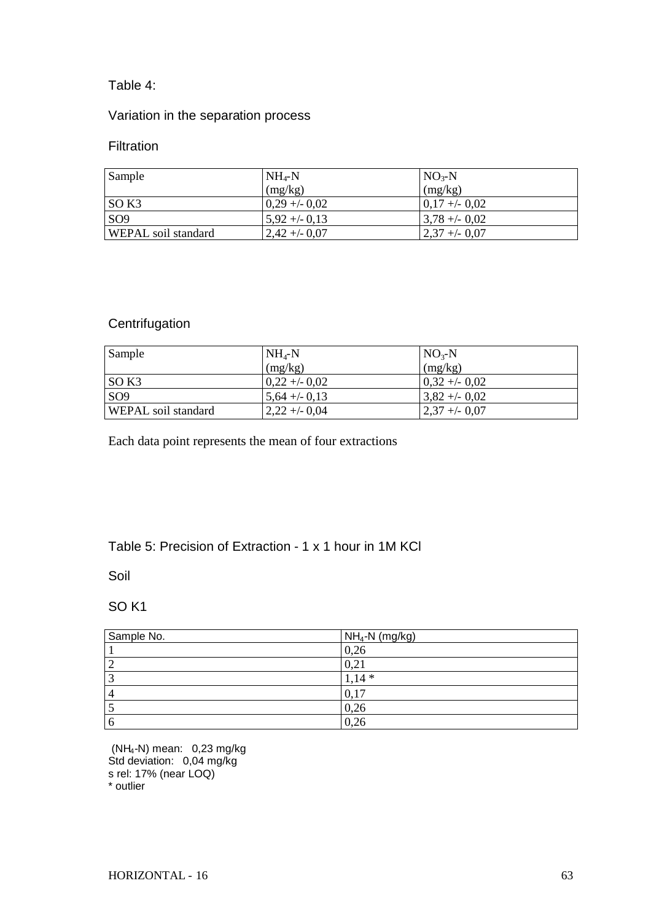Table 4:

Variation in the separation process

Filtration

| Sample | $NH_4$-N (mg/kg) | $NO_3$-N (mg/kg) |
|---|---|---|
| SO K3 | 0,29 +/- 0,02 | 0,17 +/- 0,02 |
| SO9 | 5,92 +/- 0,13 | 3,78 +/- 0,02 |
| WEPAL soil standard | 2,42 +/- 0,07 | 2,37 +/- 0,07 |

Centrifugation

| Sample | $NH_4$-N (mg/kg) | $NO_3$-N (mg/kg) |
|---|---|---|
| SO K3 | 0,22 +/- 0,02 | 0,32 +/- 0,02 |
| SO9 | 5,64 +/- 0,13 | 3,82 +/- 0,02 |
| WEPAL soil standard | 2,22 +/- 0,04 | 2,37 +/- 0,07 |

Each data point represents the mean of four extractions

Table 5: Precision of Extraction - 1 x 1 hour in 1M KCl

Soil

SO K1

| Sample No. | $NH_4$-N (mg/kg) |
|---|---|
| 1 | 0,26 |
| 2 | 0,21 |
| 3 | 1,14 * |
| 4 | 0,17 |
| 5 | 0,26 |
| 6 | 0,26 |

($NH_4$-N) mean: 0,23 mg/kg
Std deviation: 0,04 mg/kg
s rel: 17% (near LOQ)
* outlier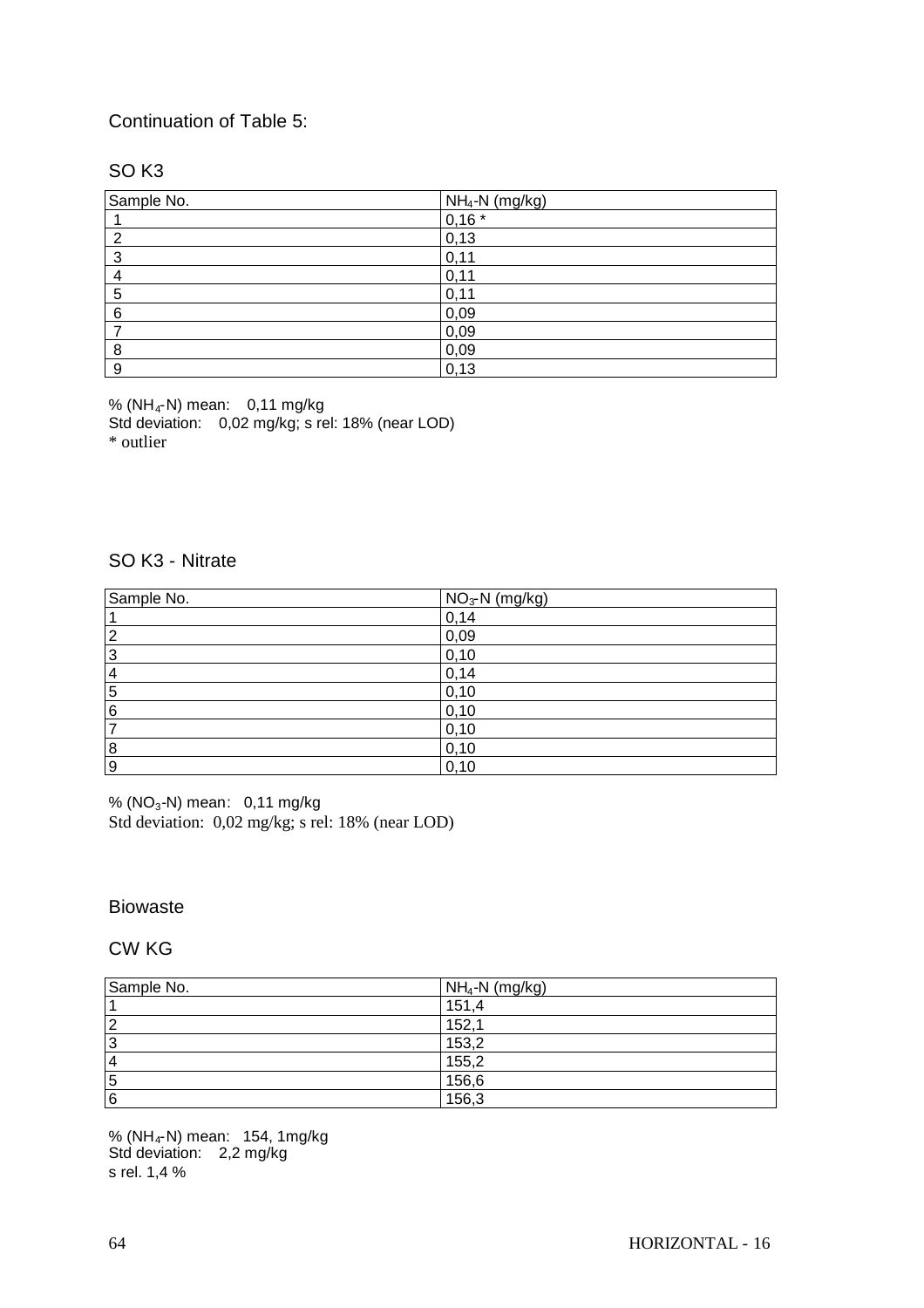Continuation of Table 5:

## SO K3

| Sample No. | $NH_4$-N (mg/kg) |
|---|---|
| 1 | 0,16 * |
| 2 | 0,13 |
| 3 | 0,11 |
| 4 | 0,11 |
| 5 | 0,11 |
| 6 | 0,09 |
| 7 | 0,09 |
| 8 | 0,09 |
| 9 | 0,13 |

% ($NH_4$-N) mean: 0,11 mg/kg
Std deviation: 0,02 mg/kg; s rel: 18% (near LOD)
* outlier

## SO K3 - Nitrate

| Sample No. | $NO_3$-N (mg/kg) |
|---|---|
| 1 | 0,14 |
| 2 | 0,09 |
| 3 | 0,10 |
| 4 | 0,14 |
| 5 | 0,10 |
| 6 | 0,10 |
| 7 | 0,10 |
| 8 | 0,10 |
| 9 | 0,10 |

% ($NO_3$-N) mean: 0,11 mg/kg
Std deviation: 0,02 mg/kg; s rel: 18% (near LOD)

## Biowaste

## CW KG

| Sample No. | $NH_4$-N (mg/kg) |
|---|---|
| 1 | 151,4 |
| 2 | 152,1 |
| 3 | 153,2 |
| 4 | 155,2 |
| 5 | 156,6 |
| 6 | 156,3 |

% ($NH_4$-N) mean: 154, 1mg/kg
Std deviation: 2,2 mg/kg
s rel. 1,4 %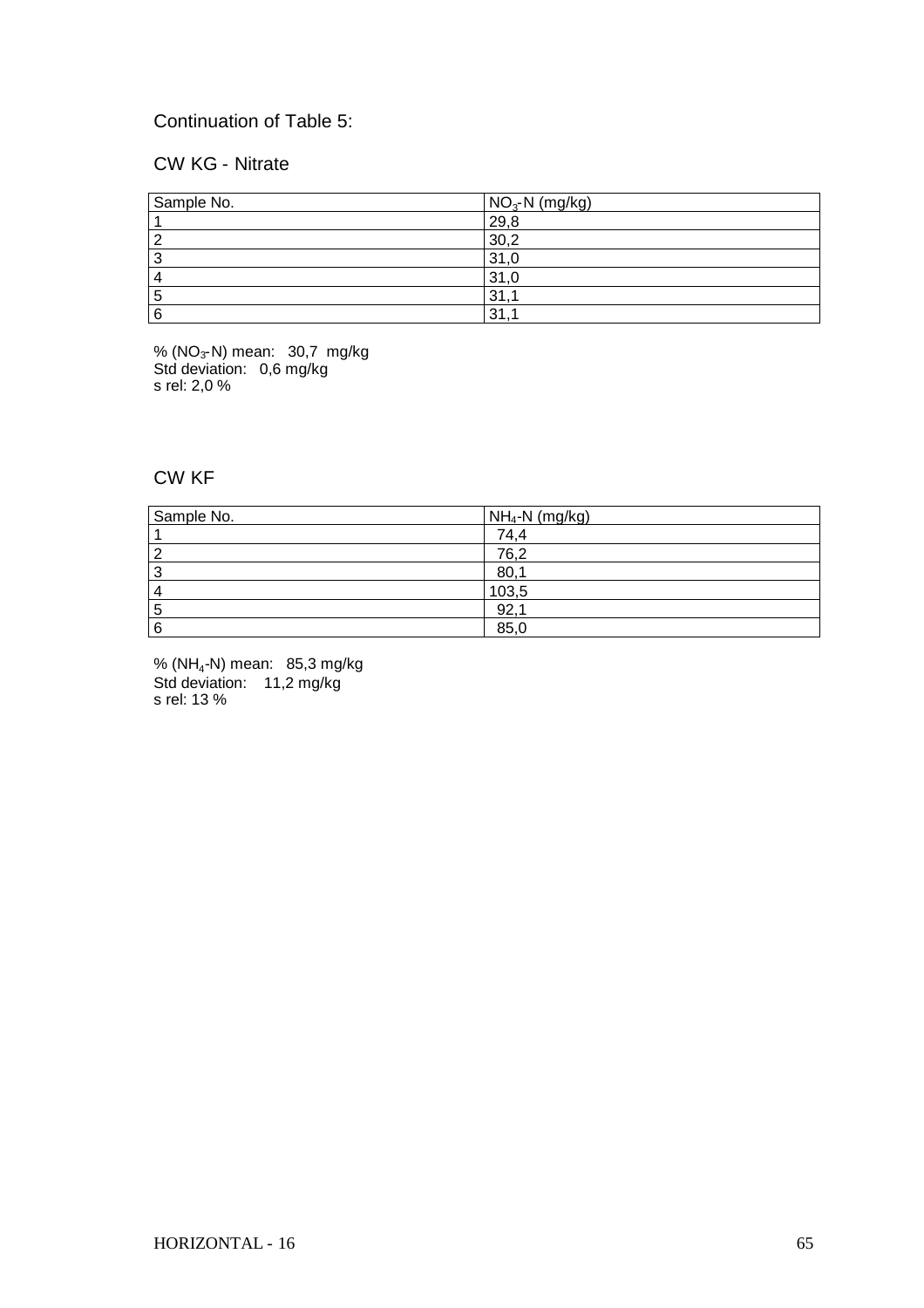Continuation of Table 5:

## CW KG - Nitrate

| Sample No. | $NO_3$-N (mg/kg) |
|---|---|
| 1 | 29,8 |
| 2 | 30,2 |
| 3 | 31,0 |
| 4 | 31,0 |
| 5 | 31,1 |
| 6 | 31,1 |

% ($NO_3$-N) mean: 30,7 mg/kg
Std deviation: 0,6 mg/kg
s rel: 2,0 %

## CW KF

| Sample No. | $NH_4$-N (mg/kg) |
|---|---|
| 1 | 74,4 |
| 2 | 76,2 |
| 3 | 80,1 |
| 4 | 103,5 |
| 5 | 92,1 |
| 6 | 85,0 |

% ($NH_4$-N) mean: 85,3 mg/kg
Std deviation: 11,2 mg/kg
s rel: 13 %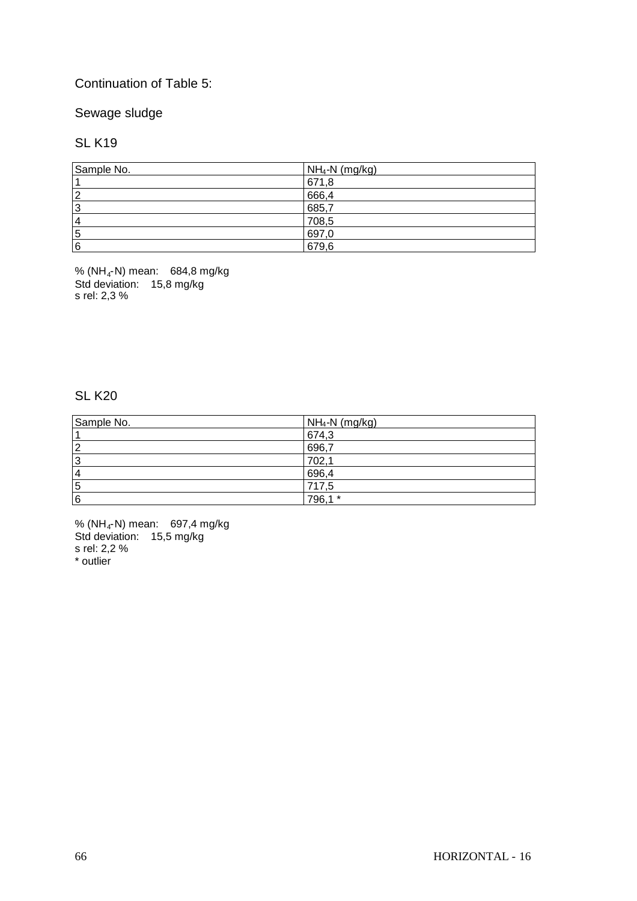Continuation of Table 5:

Sewage sludge

SL K19

| Sample No. | $NH_4$-N (mg/kg) |
|---|---|
| 1 | 671,8 |
| 2 | 666,4 |
| 3 | 685,7 |
| 4 | 708,5 |
| 5 | 697,0 |
| 6 | 679,6 |

% ($NH_4$-N) mean: 684,8 mg/kg
Std deviation: 15,8 mg/kg
s rel: 2,3 %

SL K20

| Sample No. | $NH_4$-N (mg/kg) |
|---|---|
| 1 | 674,3 |
| 2 | 696,7 |
| 3 | 702,1 |
| 4 | 696,4 |
| 5 | 717,5 |
| 6 | 796,1 * |

% ($NH_4$-N) mean: 697,4 mg/kg
Std deviation: 15,5 mg/kg
s rel: 2,2 %
* outlier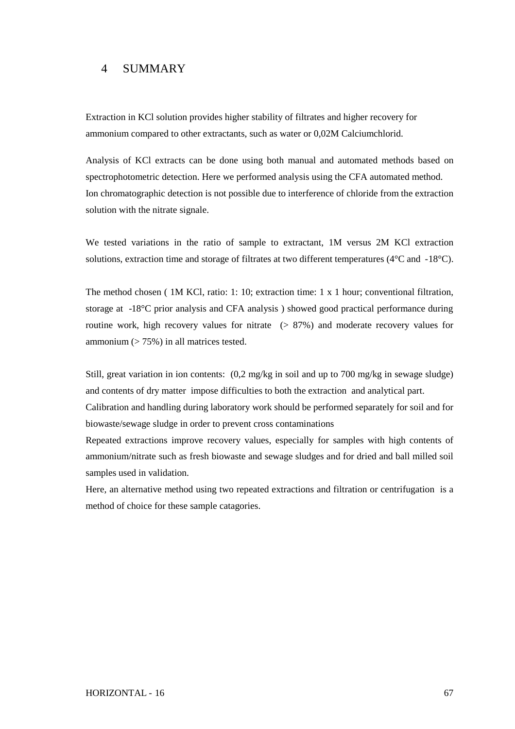# 4 SUMMARY

Extraction in KCl solution provides higher stability of filtrates and higher recovery for ammonium compared to other extractants, such as water or 0,02M Calciumchlorid.

Analysis of KCl extracts can be done using both manual and automated methods based on spectrophotometric detection. Here we performed analysis using the CFA automated method. Ion chromatographic detection is not possible due to interference of chloride from the extraction solution with the nitrate signale.

We tested variations in the ratio of sample to extractant, 1M versus 2M KCl extraction solutions, extraction time and storage of filtrates at two different temperatures (4°C and -18°C).

The method chosen ( 1M KCl, ratio: 1: 10; extraction time: 1 x 1 hour; conventional filtration, storage at -18°C prior analysis and CFA analysis ) showed good practical performance during routine work, high recovery values for nitrate (> 87%) and moderate recovery values for ammonium (> 75%) in all matrices tested.

Still, great variation in ion contents: (0,2 mg/kg in soil and up to 700 mg/kg in sewage sludge) and contents of dry matter impose difficulties to both the extraction and analytical part.
Calibration and handling during laboratory work should be performed separately for soil and for biowaste/sewage sludge in order to prevent cross contaminations
Repeated extractions improve recovery values, especially for samples with high contents of ammonium/nitrate such as fresh biowaste and sewage sludges and for dried and ball milled soil samples used in validation.
Here, an alternative method using two repeated extractions and filtration or centrifugation is a method of choice for these sample catagories.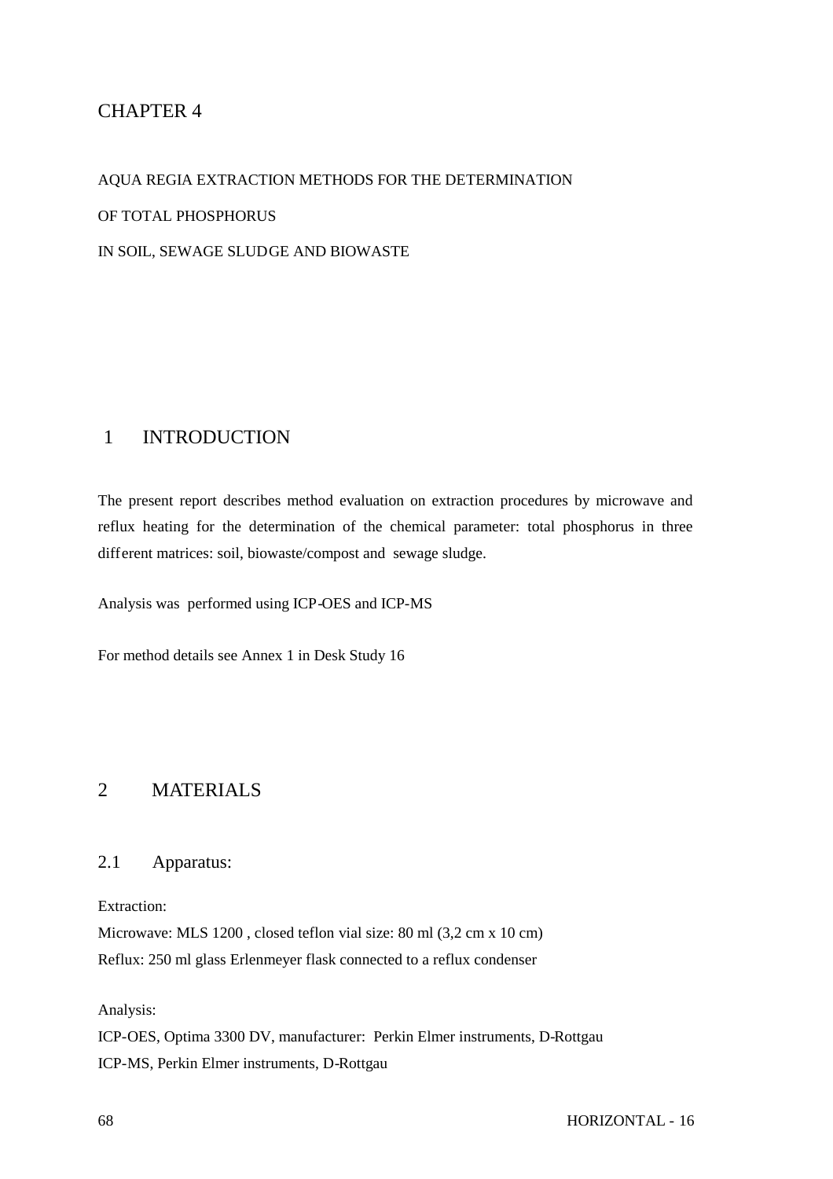# CHAPTER 4

AQUA REGIA EXTRACTION METHODS FOR THE DETERMINATION

OF TOTAL PHOSPHORUS

IN SOIL, SEWAGE SLUDGE AND BIOWASTE

## 1 INTRODUCTION

The present report describes method evaluation on extraction procedures by microwave and reflux heating for the determination of the chemical parameter: total phosphorus in three different matrices: soil, biowaste/compost and sewage sludge.

Analysis was performed using ICP-OES and ICP-MS

For method details see Annex 1 in Desk Study 16

## 2 MATERIALS

### 2.1 Apparatus:

Extraction:

Microwave: MLS 1200 , closed teflon vial size: 80 ml (3,2 cm x 10 cm)

Reflux: 250 ml glass Erlenmeyer flask connected to a reflux condenser

Analysis:

ICP-OES, Optima 3300 DV, manufacturer: Perkin Elmer instruments, D-Rottgau

ICP-MS, Perkin Elmer instruments, D-Rottgau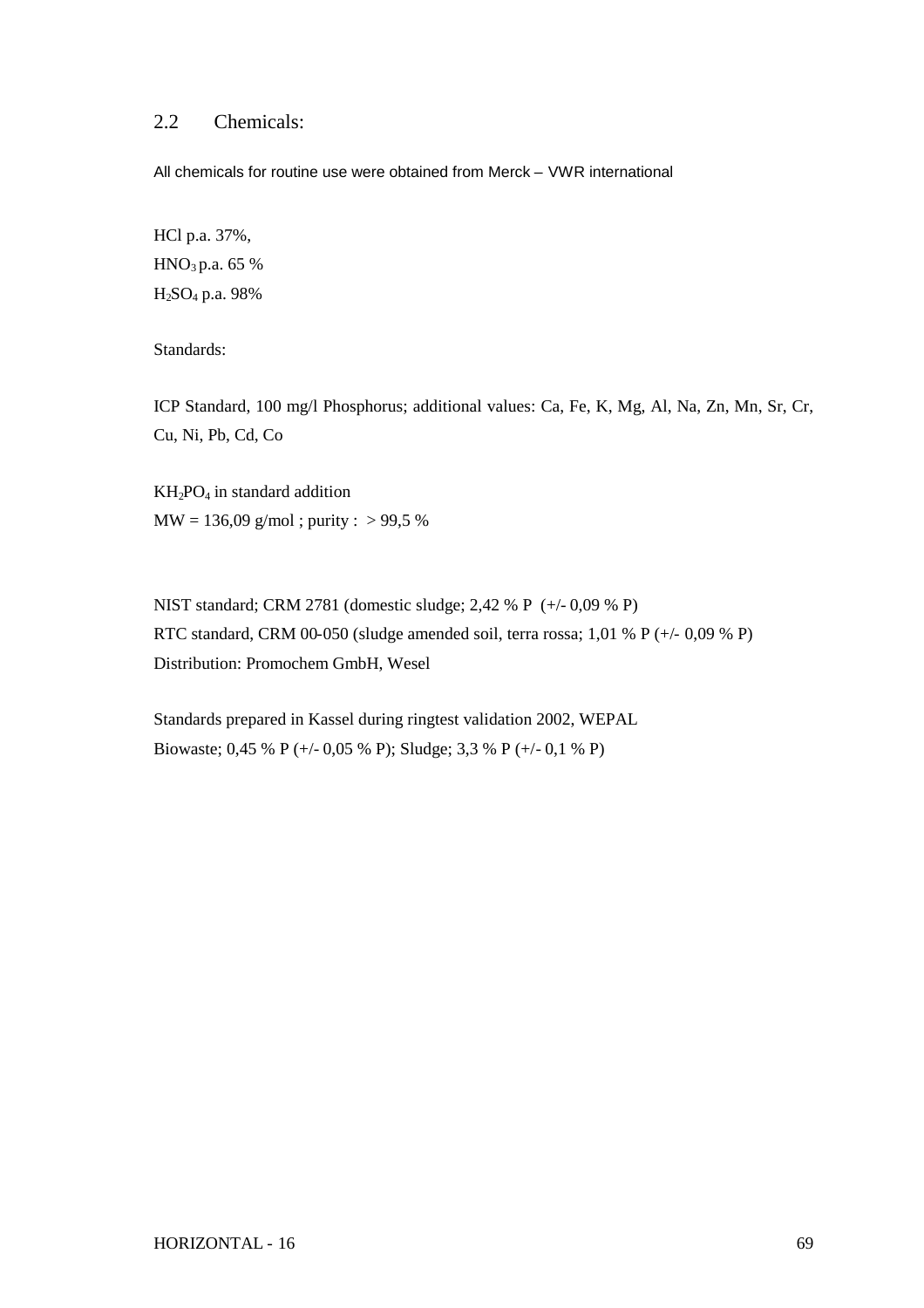## 2.2 Chemicals:

All chemicals for routine use were obtained from Merck – VWR international

HCl p.a. 37%,
$HNO_3$ p.a. 65 %
$H_2SO_4$ p.a. 98%

Standards:

ICP Standard, 100 mg/l Phosphorus; additional values: Ca, Fe, K, Mg, Al, Na, Zn, Mn, Sr, Cr, Cu, Ni, Pb, Cd, Co

$KH_2PO_4$ in standard addition
MW = 136,09 g/mol ; purity : > 99,5 %

NIST standard; CRM 2781 (domestic sludge; 2,42 % P (+/- 0,09 % P)
RTC standard, CRM 00-050 (sludge amended soil, terra rossa; 1,01 % P (+/- 0,09 % P)
Distribution: Promochem GmbH, Wesel

Standards prepared in Kassel during ringtest validation 2002, WEPAL
Biowaste; 0,45 % P (+/- 0,05 % P); Sludge; 3,3 % P (+/- 0,1 % P)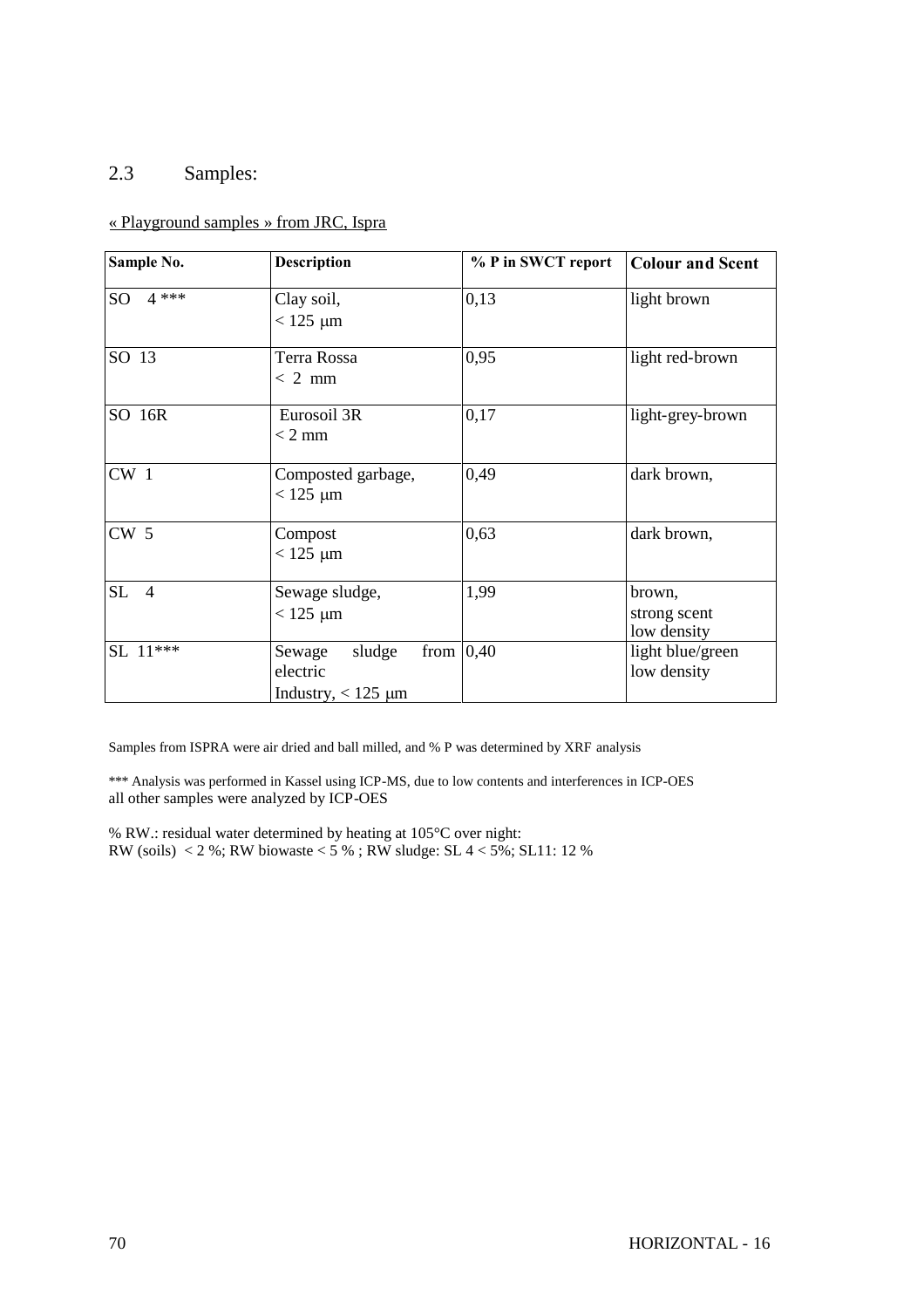## 2.3 Samples:

« Playground samples » from JRC, Ispra

| Sample No. | Description | % P in SWCT report | Colour and Scent |
|---|---|---|---|
| SO 4 *** | Clay soil, < 125 µm | 0,13 | light brown |
| SO 13 | Terra Rossa < 2 mm | 0,95 | light red-brown |
| SO 16R | Eurosoil 3R < 2 mm | 0,17 | light-grey-brown |
| CW 1 | Composted garbage, < 125 µm | 0,49 | dark brown, |
| CW 5 | Compost < 125 µm | 0,63 | dark brown, |
| SL 4 | Sewage sludge, < 125 µm | 1,99 | brown, strong scent low density |
| SL 11*** | Sewage sludge from electric Industry, < 125 µm | 0,40 | light blue/green low density |

Samples from ISPRA were air dried and ball milled, and % P was determined by XRF analysis

*** Analysis was performed in Kassel using ICP-MS, due to low contents and interferences in ICP-OES
all other samples were analyzed by ICP-OES

% RW.: residual water determined by heating at 105°C over night:
RW (soils) < 2 %; RW biowaste < 5 % ; RW sludge: SL 4 < 5%; SL11: 12 %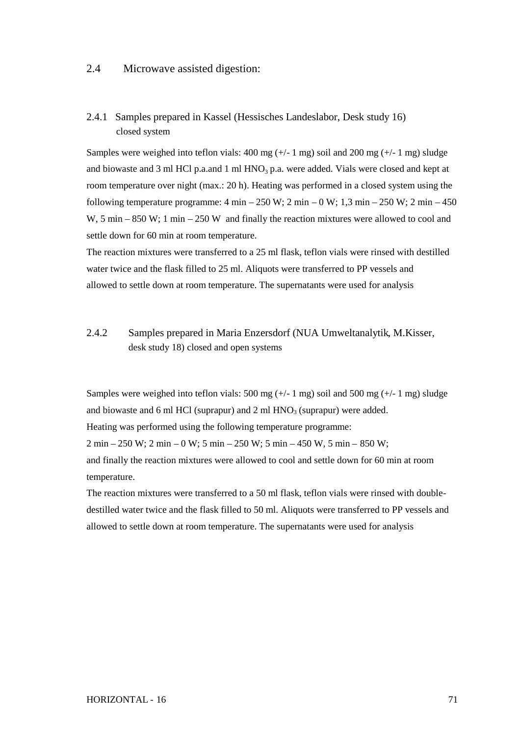## 2.4 Microwave assisted digestion:

### 2.4.1 Samples prepared in Kassel (Hessisches Landeslabor, Desk study 16) closed system

Samples were weighed into teflon vials: 400 mg (+/- 1 mg) soil and 200 mg (+/- 1 mg) sludge and biowaste and 3 ml HCl p.a.and 1 ml $HNO_3$ p.a. were added. Vials were closed and kept at room temperature over night (max.: 20 h). Heating was performed in a closed system using the following temperature programme: 4 min – 250 W; 2 min – 0 W; 1,3 min – 250 W; 2 min – 450 W, 5 min – 850 W; 1 min – 250 W and finally the reaction mixtures were allowed to cool and settle down for 60 min at room temperature.

The reaction mixtures were transferred to a 25 ml flask, teflon vials were rinsed with destilled water twice and the flask filled to 25 ml. Aliquots were transferred to PP vessels and allowed to settle down at room temperature. The supernatants were used for analysis

### 2.4.2 Samples prepared in Maria Enzersdorf (NUA Umweltanalytik, M.Kisser, desk study 18) closed and open systems

Samples were weighed into teflon vials: 500 mg (+/- 1 mg) soil and 500 mg (+/- 1 mg) sludge and biowaste and 6 ml HCl (suprapur) and 2 ml $HNO_3$ (suprapur) were added.

Heating was performed using the following temperature programme:

2 min – 250 W; 2 min – 0 W; 5 min – 250 W; 5 min – 450 W, 5 min – 850 W;

and finally the reaction mixtures were allowed to cool and settle down for 60 min at room temperature.

The reaction mixtures were transferred to a 50 ml flask, teflon vials were rinsed with double-destilled water twice and the flask filled to 50 ml. Aliquots were transferred to PP vessels and allowed to settle down at room temperature. The supernatants were used for analysis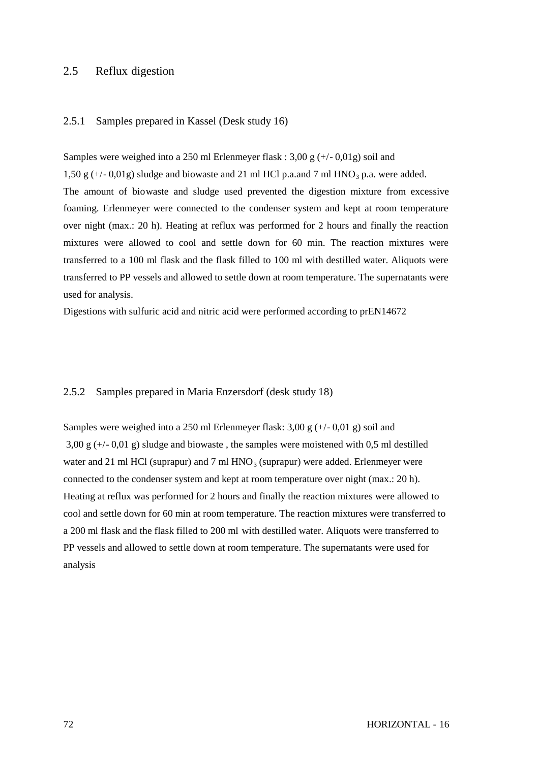## 2.5 Reflux digestion

### 2.5.1 Samples prepared in Kassel (Desk study 16)

Samples were weighed into a 250 ml Erlenmeyer flask : 3,00 g (+/- 0,01g) soil and 1,50 g (+/- 0,01g) sludge and biowaste and 21 ml HCl p.a.and 7 ml $HNO_3$ p.a. were added. The amount of biowaste and sludge used prevented the digestion mixture from excessive foaming. Erlenmeyer were connected to the condenser system and kept at room temperature over night (max.: 20 h). Heating at reflux was performed for 2 hours and finally the reaction mixtures were allowed to cool and settle down for 60 min. The reaction mixtures were transferred to a 100 ml flask and the flask filled to 100 ml with destilled water. Aliquots were transferred to PP vessels and allowed to settle down at room temperature. The supernatants were used for analysis.

Digestions with sulfuric acid and nitric acid were performed according to prEN14672

### 2.5.2 Samples prepared in Maria Enzersdorf (desk study 18)

Samples were weighed into a 250 ml Erlenmeyer flask: 3,00 g (+/- 0,01 g) soil and 3,00 g (+/- 0,01 g) sludge and biowaste , the samples were moistened with 0,5 ml destilled water and 21 ml HCl (suprapur) and 7 ml $HNO_3$ (suprapur) were added. Erlenmeyer were connected to the condenser system and kept at room temperature over night (max.: 20 h). Heating at reflux was performed for 2 hours and finally the reaction mixtures were allowed to cool and settle down for 60 min at room temperature. The reaction mixtures were transferred to a 200 ml flask and the flask filled to 200 ml with destilled water. Aliquots were transferred to PP vessels and allowed to settle down at room temperature. The supernatants were used for analysis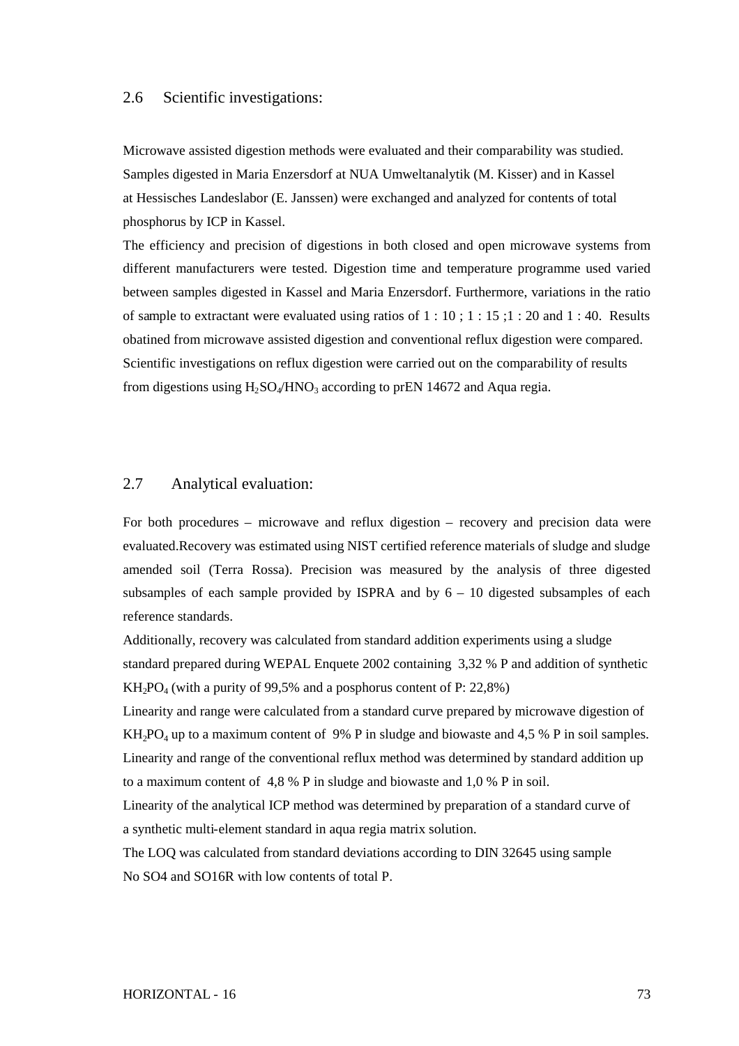## 2.6 Scientific investigations:

Microwave assisted digestion methods were evaluated and their comparability was studied. Samples digested in Maria Enzersdorf at NUA Umweltanalytik (M. Kisser) and in Kassel at Hessisches Landeslabor (E. Janssen) were exchanged and analyzed for contents of total phosphorus by ICP in Kassel.

The efficiency and precision of digestions in both closed and open microwave systems from different manufacturers were tested. Digestion time and temperature programme used varied between samples digested in Kassel and Maria Enzersdorf. Furthermore, variations in the ratio of sample to extractant were evaluated using ratios of 1 : 10 ; 1 : 15 ;1 : 20 and 1 : 40. Results obatined from microwave assisted digestion and conventional reflux digestion were compared. Scientific investigations on reflux digestion were carried out on the comparability of results from digestions using $H_2SO_4$/$HNO_3$ according to prEN 14672 and Aqua regia.

## 2.7 Analytical evaluation:

For both procedures – microwave and reflux digestion – recovery and precision data were evaluated.Recovery was estimated using NIST certified reference materials of sludge and sludge amended soil (Terra Rossa). Precision was measured by the analysis of three digested subsamples of each sample provided by ISPRA and by 6 – 10 digested subsamples of each reference standards.

Additionally, recovery was calculated from standard addition experiments using a sludge standard prepared during WEPAL Enquete 2002 containing 3,32 % P and addition of synthetic $KH_2PO_4$ (with a purity of 99,5% and a posphorus content of P: 22,8%)

Linearity and range were calculated from a standard curve prepared by microwave digestion of $KH_2PO_4$ up to a maximum content of 9% P in sludge and biowaste and 4,5 % P in soil samples. Linearity and range of the conventional reflux method was determined by standard addition up to a maximum content of 4,8 % P in sludge and biowaste and 1,0 % P in soil.

Linearity of the analytical ICP method was determined by preparation of a standard curve of a synthetic multi-element standard in aqua regia matrix solution.

The LOQ was calculated from standard deviations according to DIN 32645 using sample No SO4 and SO16R with low contents of total P.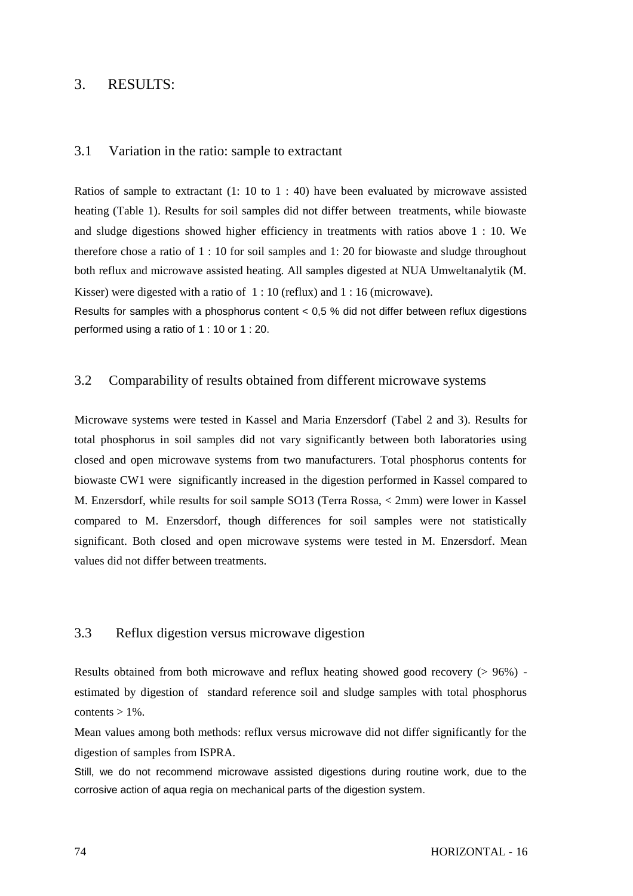# 3. RESULTS:

## 3.1 Variation in the ratio: sample to extractant

Ratios of sample to extractant (1: 10 to 1 : 40) have been evaluated by microwave assisted heating (Table 1). Results for soil samples did not differ between treatments, while biowaste and sludge digestions showed higher efficiency in treatments with ratios above 1 : 10. We therefore chose a ratio of 1 : 10 for soil samples and 1: 20 for biowaste and sludge throughout both reflux and microwave assisted heating. All samples digested at NUA Umweltanalytik (M. Kisser) were digested with a ratio of 1 : 10 (reflux) and 1 : 16 (microwave).

Results for samples with a phosphorus content < 0,5 % did not differ between reflux digestions performed using a ratio of 1 : 10 or 1 : 20.

## 3.2 Comparability of results obtained from different microwave systems

Microwave systems were tested in Kassel and Maria Enzersdorf (Tabel 2 and 3). Results for total phosphorus in soil samples did not vary significantly between both laboratories using closed and open microwave systems from two manufacturers. Total phosphorus contents for biowaste CW1 were significantly increased in the digestion performed in Kassel compared to M. Enzersdorf, while results for soil sample SO13 (Terra Rossa, < 2mm) were lower in Kassel compared to M. Enzersdorf, though differences for soil samples were not statistically significant. Both closed and open microwave systems were tested in M. Enzersdorf. Mean values did not differ between treatments.

## 3.3 Reflux digestion versus microwave digestion

Results obtained from both microwave and reflux heating showed good recovery (> 96%) - estimated by digestion of standard reference soil and sludge samples with total phosphorus contents > 1%.

Mean values among both methods: reflux versus microwave did not differ significantly for the digestion of samples from ISPRA.

Still, we do not recommend microwave assisted digestions during routine work, due to the corrosive action of aqua regia on mechanical parts of the digestion system.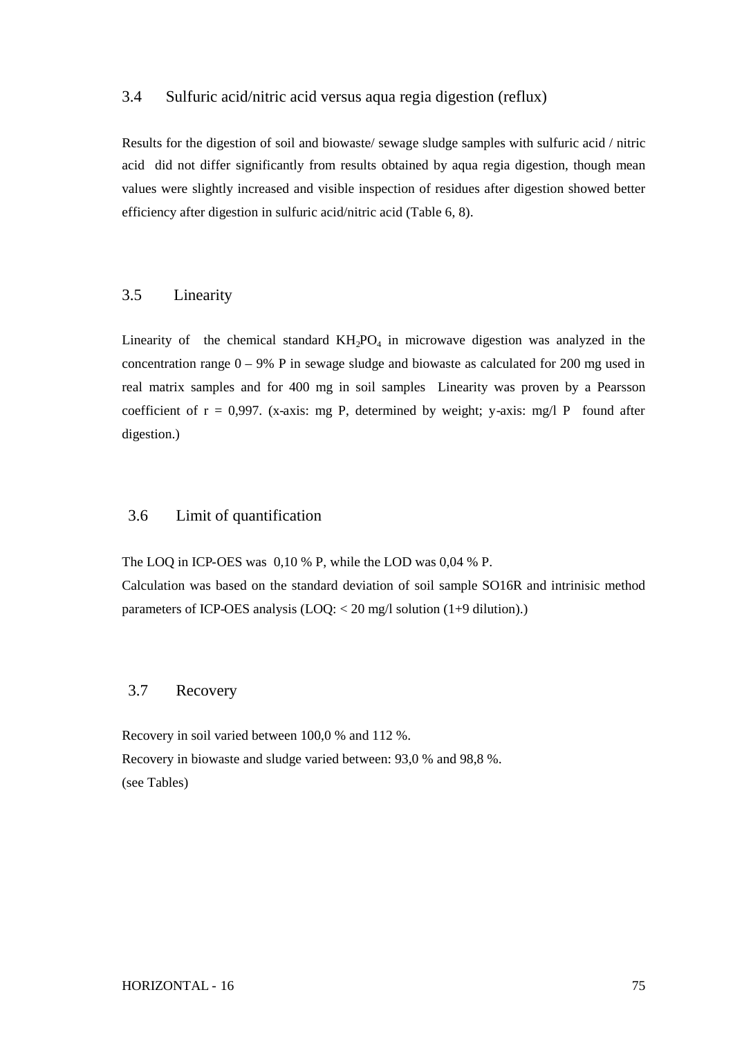## 3.4 Sulfuric acid/nitric acid versus aqua regia digestion (reflux)

Results for the digestion of soil and biowaste/ sewage sludge samples with sulfuric acid / nitric acid did not differ significantly from results obtained by aqua regia digestion, though mean values were slightly increased and visible inspection of residues after digestion showed better efficiency after digestion in sulfuric acid/nitric acid (Table 6, 8).

## 3.5 Linearity

Linearity of the chemical standard $KH_2PO_4$ in microwave digestion was analyzed in the concentration range 0 – 9% P in sewage sludge and biowaste as calculated for 200 mg used in real matrix samples and for 400 mg in soil samples Linearity was proven by a Pearsson coefficient of r = 0,997. (x-axis: mg P, determined by weight; y-axis: mg/l P found after digestion.)

## 3.6 Limit of quantification

The LOQ in ICP-OES was 0,10 % P, while the LOD was 0,04 % P.
Calculation was based on the standard deviation of soil sample SO16R and intrinisic method parameters of ICP-OES analysis (LOQ: < 20 mg/l solution (1+9 dilution).)

## 3.7 Recovery

Recovery in soil varied between 100,0 % and 112 %.
Recovery in biowaste and sludge varied between: 93,0 % and 98,8 %.
(see Tables)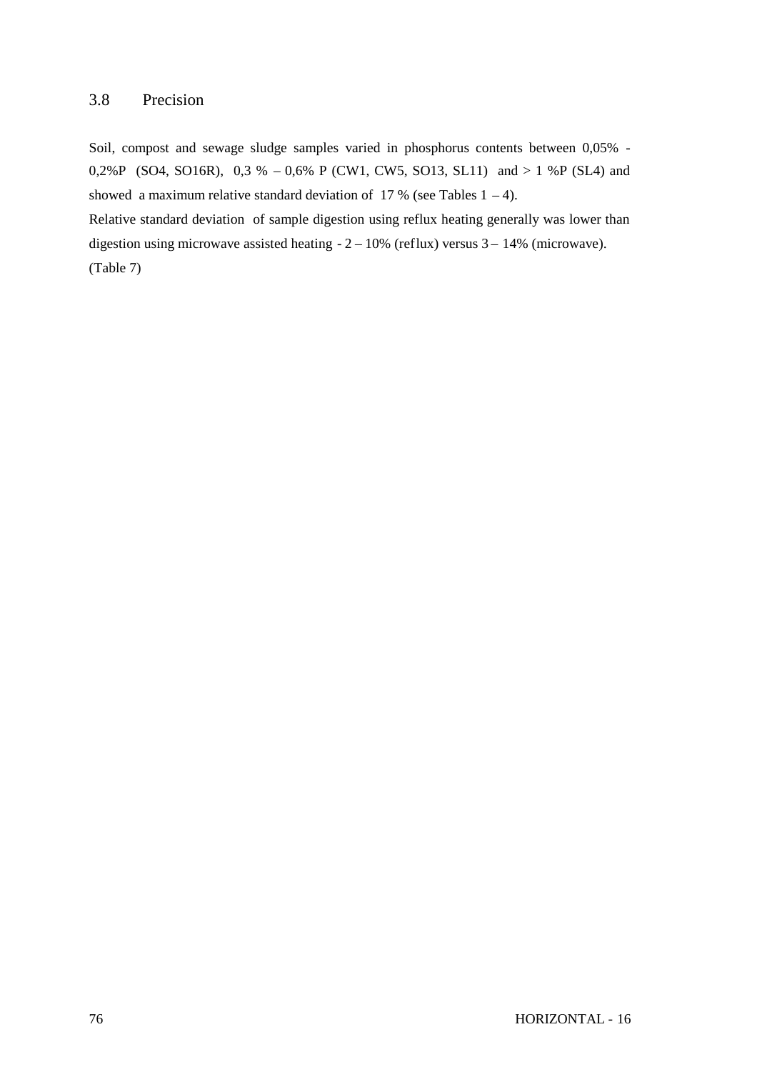## 3.8 Precision

Soil, compost and sewage sludge samples varied in phosphorus contents between 0,05% - 0,2%P (SO4, SO16R), 0,3 % – 0,6% P (CW1, CW5, SO13, SL11) and > 1 %P (SL4) and showed a maximum relative standard deviation of 17 % (see Tables 1 – 4).

Relative standard deviation of sample digestion using reflux heating generally was lower than digestion using microwave assisted heating - 2 – 10% (reflux) versus 3 – 14% (microwave). (Table 7)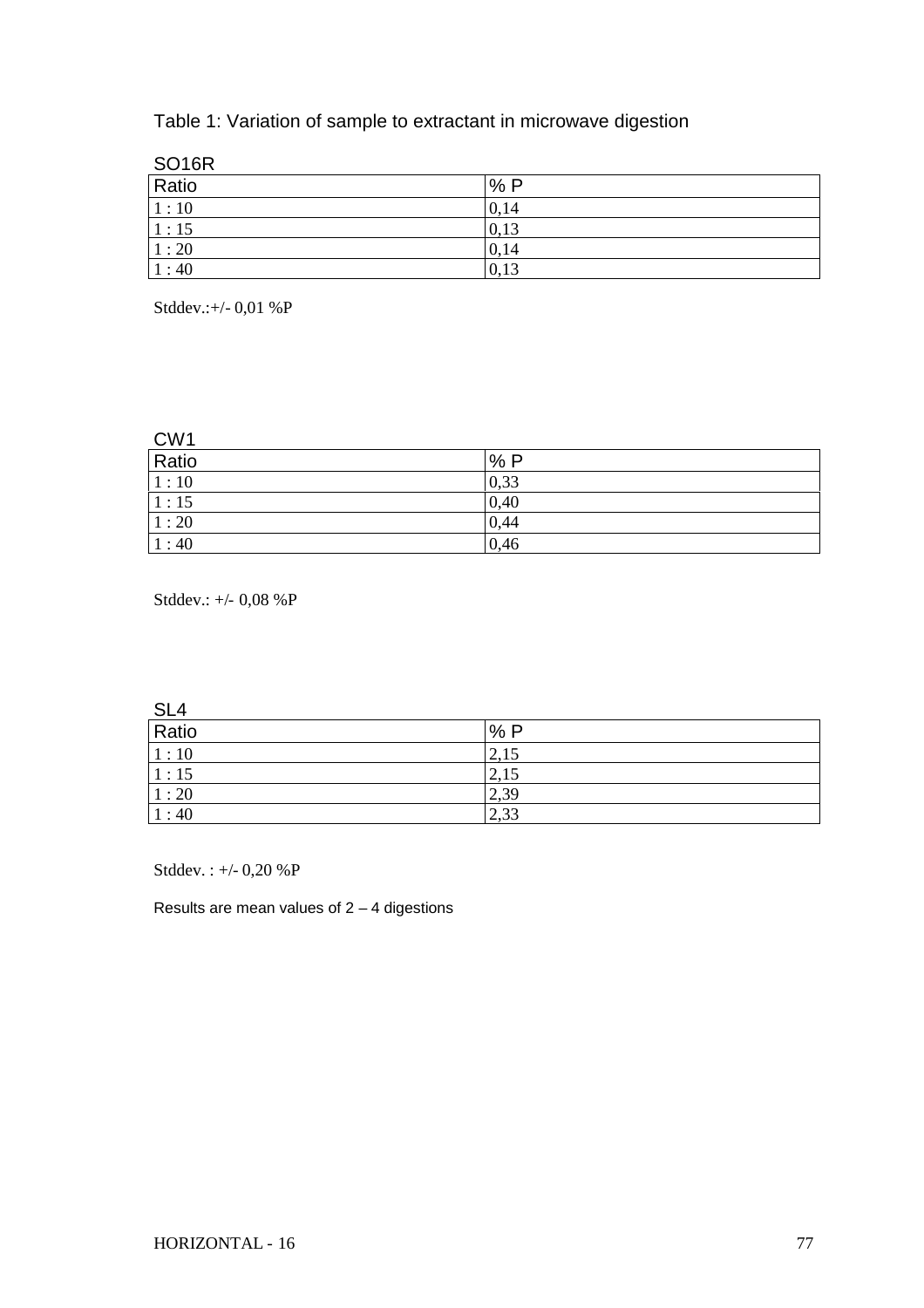Table 1: Variation of sample to extractant in microwave digestion

SO16R

| Ratio | % P |
|---|---|
| 1 : 10 | 0,14 |
| 1 : 15 | 0,13 |
| 1 : 20 | 0,14 |
| 1 : 40 | 0,13 |

Stddev.:+/- 0,01 %P

CW1

| Ratio | % P |
|---|---|
| 1 : 10 | 0,33 |
| 1 : 15 | 0,40 |
| 1 : 20 | 0,44 |
| 1 : 40 | 0,46 |

Stddev.: +/- 0,08 %P

SL4

| Ratio | % P |
|---|---|
| 1 : 10 | 2,15 |
| 1 : 15 | 2,15 |
| 1 : 20 | 2,39 |
| 1 : 40 | 2,33 |

Stddev. : +/- 0,20 %P

Results are mean values of 2 – 4 digestions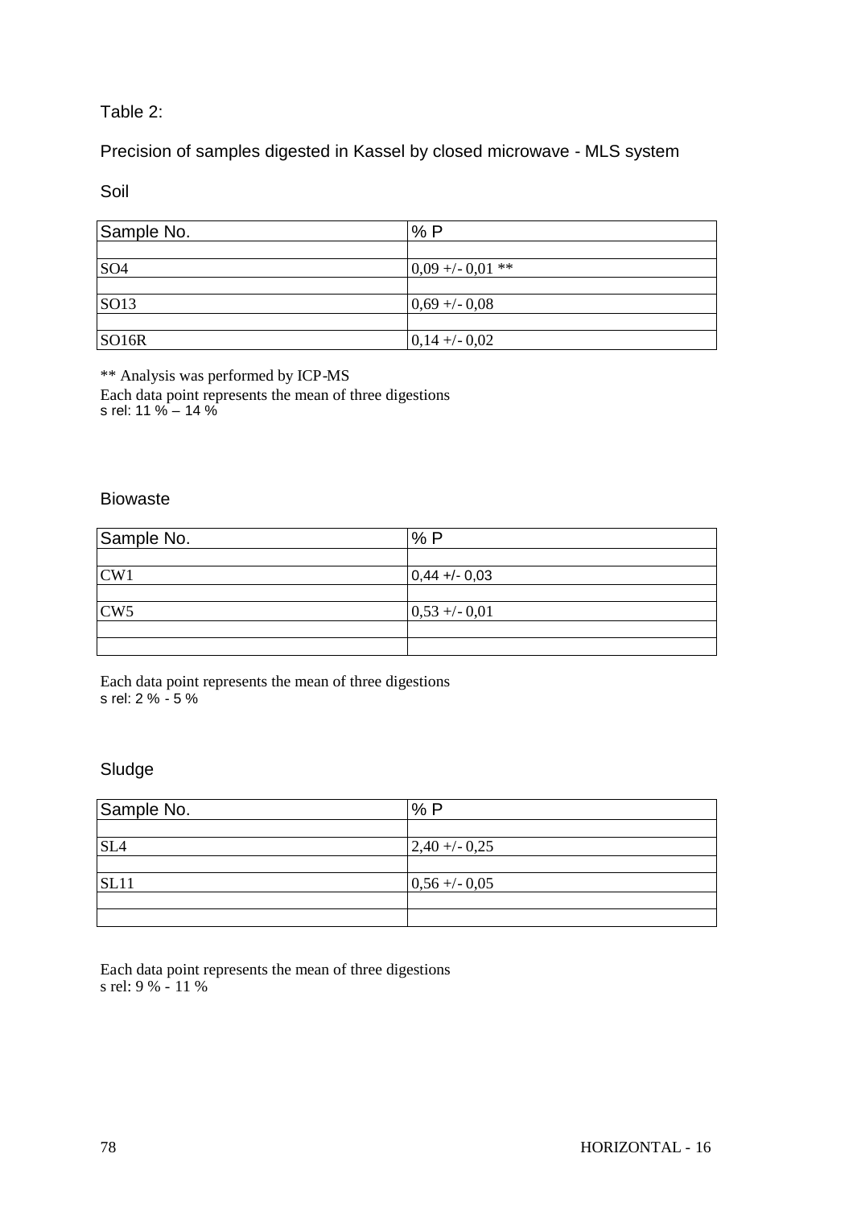Table 2:

Precision of samples digested in Kassel by closed microwave - MLS system

Soil

| Sample No. | % P |
|---|---|
| | |
| SO4 | 0,09 +/- 0,01 ** |
| | |
| SO13 | 0,69 +/- 0,08 |
| | |
| SO16R | 0,14 +/- 0,02 |

** Analysis was performed by ICP-MS
Each data point represents the mean of three digestions
s rel: 11 % – 14 %

Biowaste

| Sample No. | % P |
|---|---|
| | |
| CW1 | 0,44 +/- 0,03 |
| | |
| CW5 | 0,53 +/- 0,01 |
| | |
| | |

Each data point represents the mean of three digestions
s rel: 2 % - 5 %

Sludge

| Sample No. | % P |
|---|---|
| | |
| SL4 | 2,40 +/- 0,25 |
| | |
| SL11 | 0,56 +/- 0,05 |
| | |
| | |

Each data point represents the mean of three digestions
s rel: 9 % - 11 %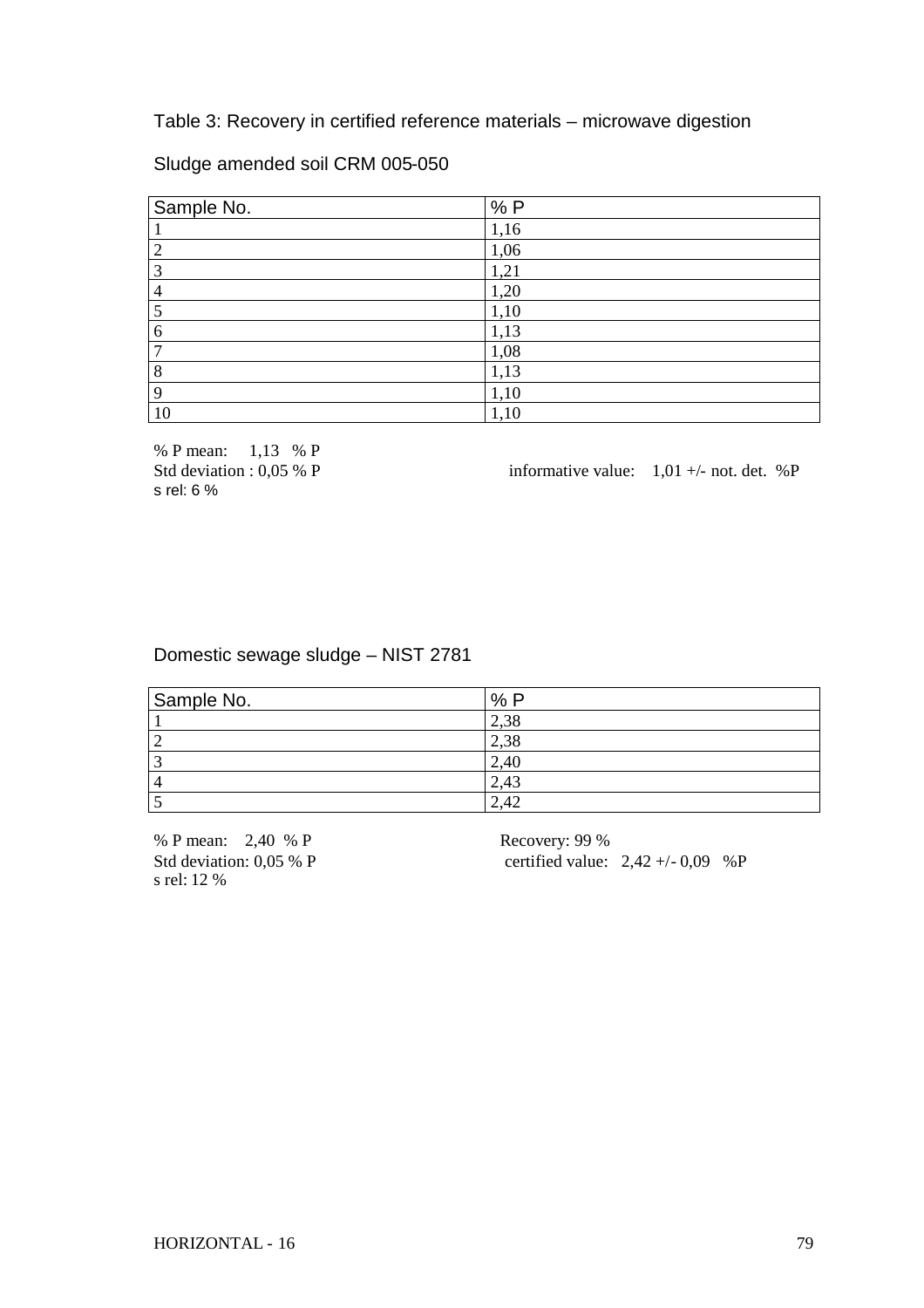Table 3: Recovery in certified reference materials – microwave digestion

Sludge amended soil CRM 005-050

| Sample No. | % P |
|---|---|
| 1 | 1,16 |
| 2 | 1,06 |
| 3 | 1,21 |
| 4 | 1,20 |
| 5 | 1,10 |
| 6 | 1,13 |
| 7 | 1,08 |
| 8 | 1,13 |
| 9 | 1,10 |
| 10 | 1,10 |

% P mean: 1,13 % P
Std deviation : 0,05 % P
s rel: 6 %

informative value: 1,01 +/- not. det. %P

Domestic sewage sludge – NIST 2781

| Sample No. | % P |
|---|---|
| 1 | 2,38 |
| 2 | 2,38 |
| 3 | 2,40 |
| 4 | 2,43 |
| 5 | 2,42 |

% P mean: 2,40 % P
Std deviation: 0,05 % P
s rel: 12 %

Recovery: 99 %
certified value: 2,42 +/- 0,09 %P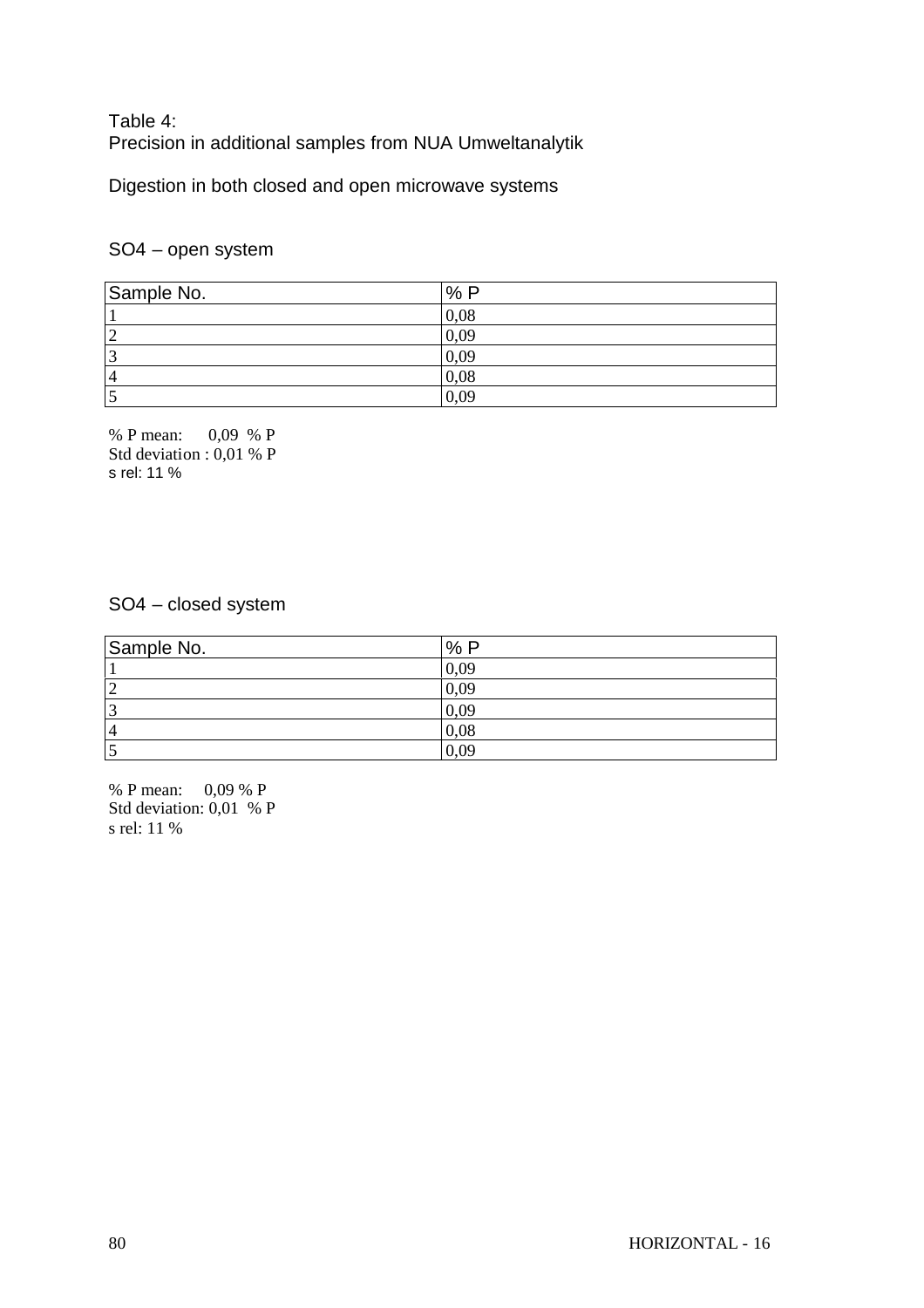Table 4:
Precision in additional samples from NUA Umweltanalytik

Digestion in both closed and open microwave systems

SO4 – open system

| Sample No. | % P |
|---|---|
| 1 | 0,08 |
| 2 | 0,09 |
| 3 | 0,09 |
| 4 | 0,08 |
| 5 | 0,09 |

% P mean: 0,09 % P
Std deviation : 0,01 % P
s rel: 11 %

SO4 – closed system

| Sample No. | % P |
|---|---|
| 1 | 0,09 |
| 2 | 0,09 |
| 3 | 0,09 |
| 4 | 0,08 |
| 5 | 0,09 |

% P mean: 0,09 % P
Std deviation: 0,01 % P
s rel: 11 %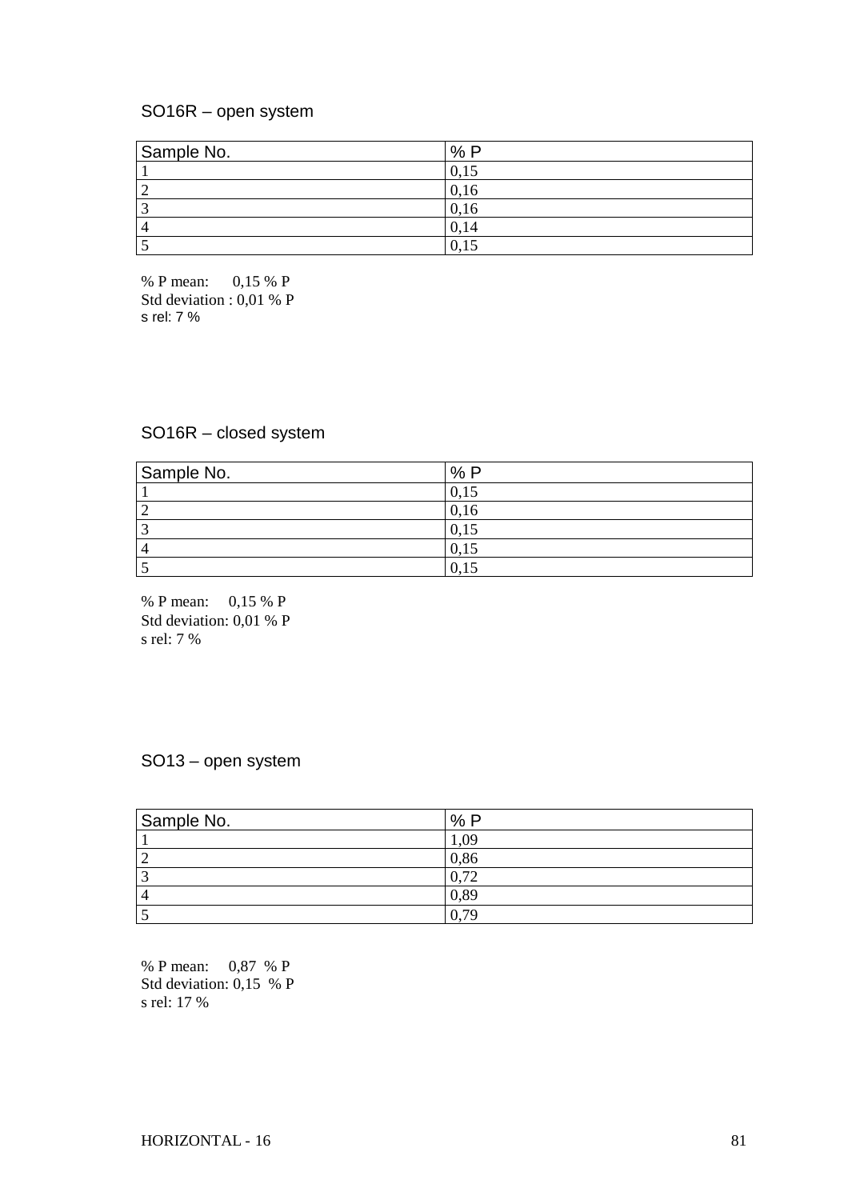### SO16R – open system

| Sample No. | % P |
|---|---|
| 1 | 0,15 |
| 2 | 0,16 |
| 3 | 0,16 |
| 4 | 0,14 |
| 5 | 0,15 |

% P mean: 0,15 % P
Std deviation : 0,01 % P
s rel: 7 %

### SO16R – closed system

| Sample No. | % P |
|---|---|
| 1 | 0,15 |
| 2 | 0,16 |
| 3 | 0,15 |
| 4 | 0,15 |
| 5 | 0,15 |

% P mean: 0,15 % P
Std deviation: 0,01 % P
s rel: 7 %

### SO13 – open system

| Sample No. | % P |
|---|---|
| 1 | 1,09 |
| 2 | 0,86 |
| 3 | 0,72 |
| 4 | 0,89 |
| 5 | 0,79 |

% P mean: 0,87 % P
Std deviation: 0,15 % P
s rel: 17 %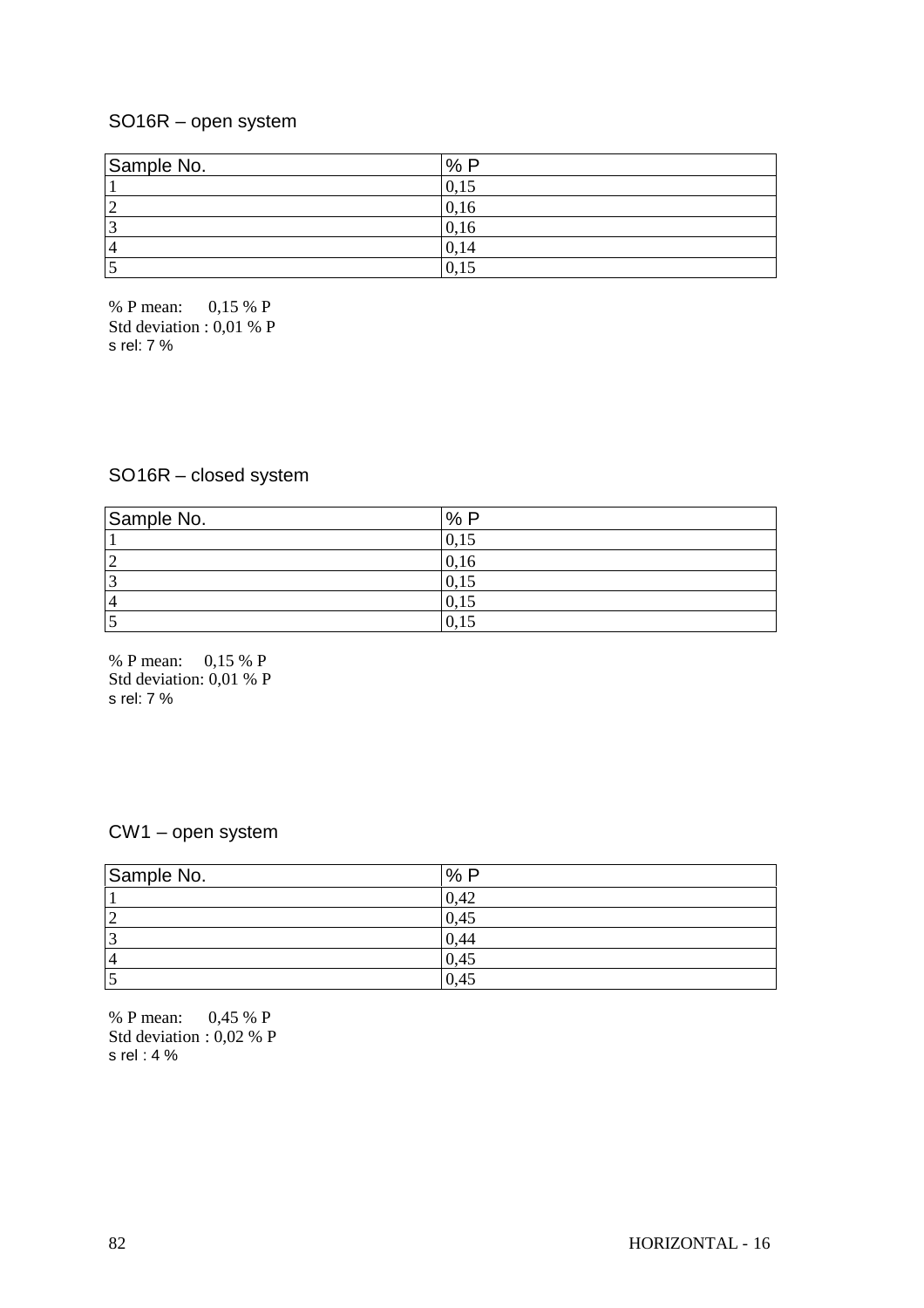### SO16R – open system

| Sample No. | % P |
|---|---|
| 1 | 0,15 |
| 2 | 0,16 |
| 3 | 0,16 |
| 4 | 0,14 |
| 5 | 0,15 |

% P mean: 0,15 % P
Std deviation : 0,01 % P
s rel: 7 %

### SO16R – closed system

| Sample No. | % P |
|---|---|
| 1 | 0,15 |
| 2 | 0,16 |
| 3 | 0,15 |
| 4 | 0,15 |
| 5 | 0,15 |

% P mean: 0,15 % P
Std deviation: 0,01 % P
s rel: 7 %

### CW1 – open system

| Sample No. | % P |
|---|---|
| 1 | 0,42 |
| 2 | 0,45 |
| 3 | 0,44 |
| 4 | 0,45 |
| 5 | 0,45 |

% P mean: 0,45 % P
Std deviation : 0,02 % P
s rel : 4 %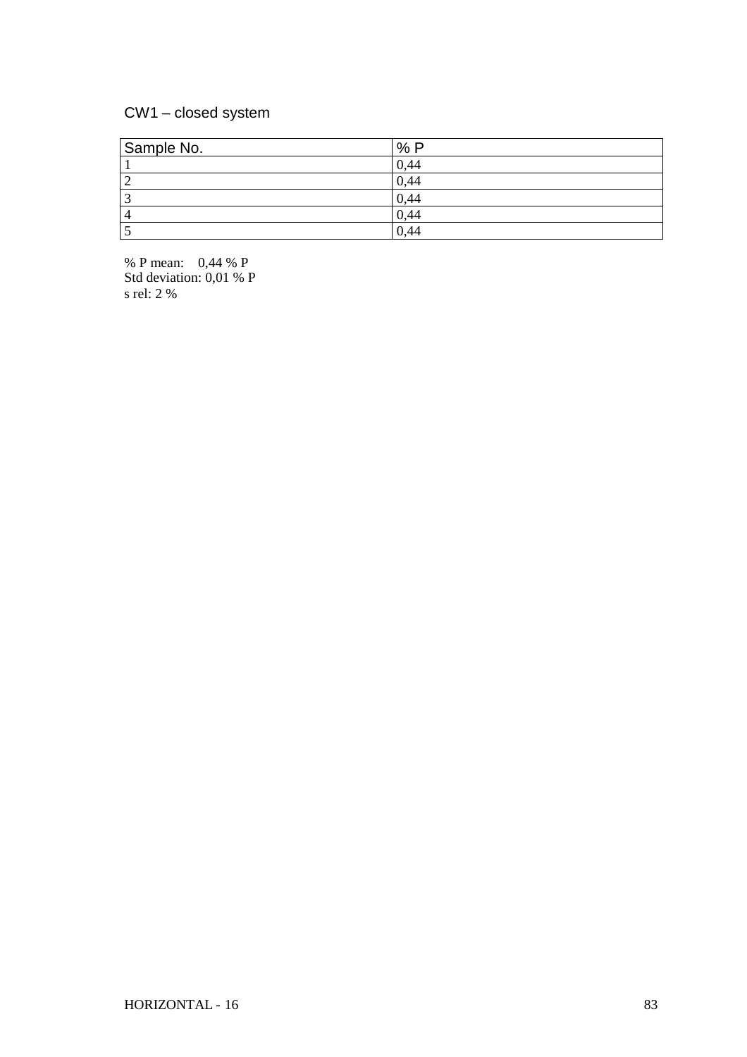CW1 – closed system

| Sample No. | % P |
|---|---|
| 1 | 0,44 |
| 2 | 0,44 |
| 3 | 0,44 |
| 4 | 0,44 |
| 5 | 0,44 |

% P mean: 0,44 % P
Std deviation: 0,01 % P
s rel: 2 %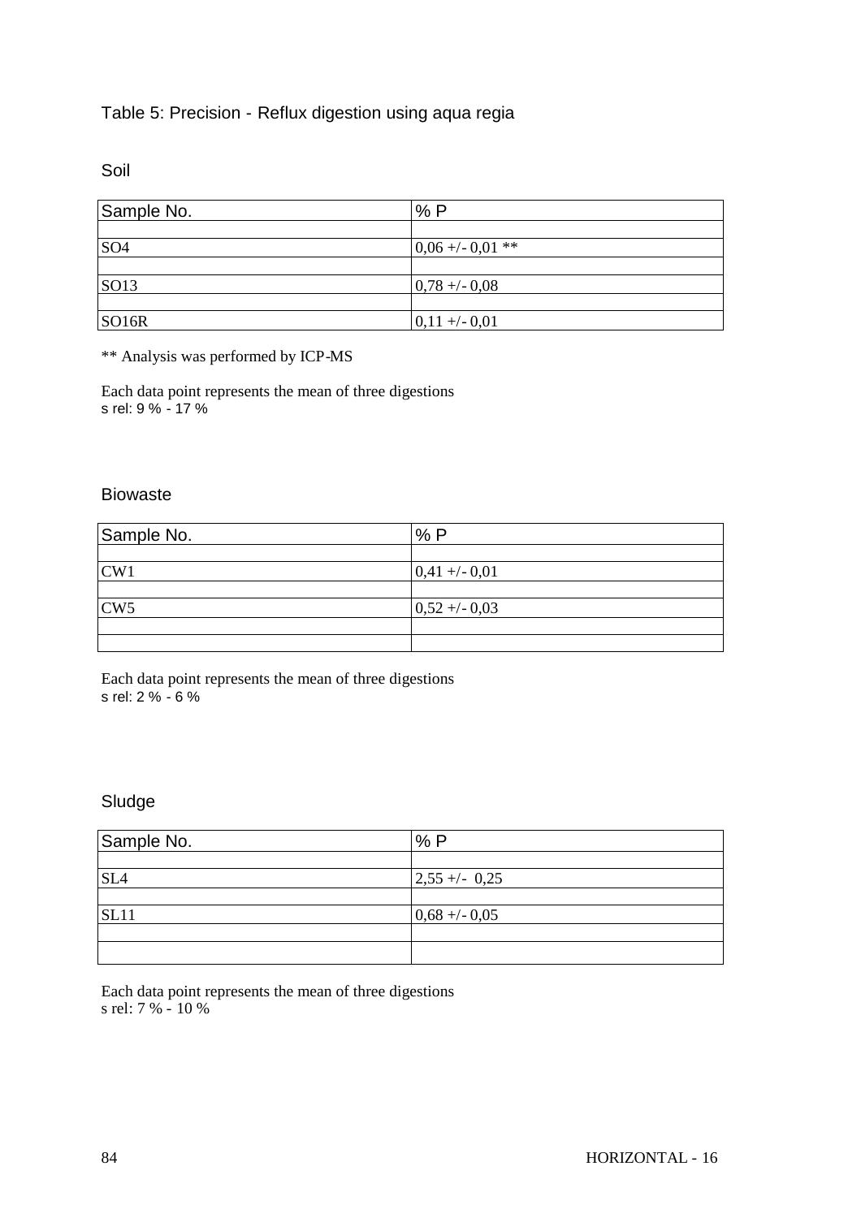Table 5: Precision - Reflux digestion using aqua regia

Soil

| Sample No. | % P |
|---|---|
| SO4 | 0,06 +/- 0,01 ** |
| SO13 | 0,78 +/- 0,08 |
| SO16R | 0,11 +/- 0,01 |

** Analysis was performed by ICP-MS

Each data point represents the mean of three digestions
s rel: 9 % - 17 %

Biowaste

| Sample No. | % P |
|---|---|
| CW1 | 0,41 +/- 0,01 |
| CW5 | 0,52 +/- 0,03 |

Each data point represents the mean of three digestions
s rel: 2 % - 6 %

Sludge

| Sample No. | % P |
|---|---|
| SL4 | 2,55 +/- 0,25 |
| SL11 | 0,68 +/- 0,05 |

Each data point represents the mean of three digestions
s rel: 7 % - 10 %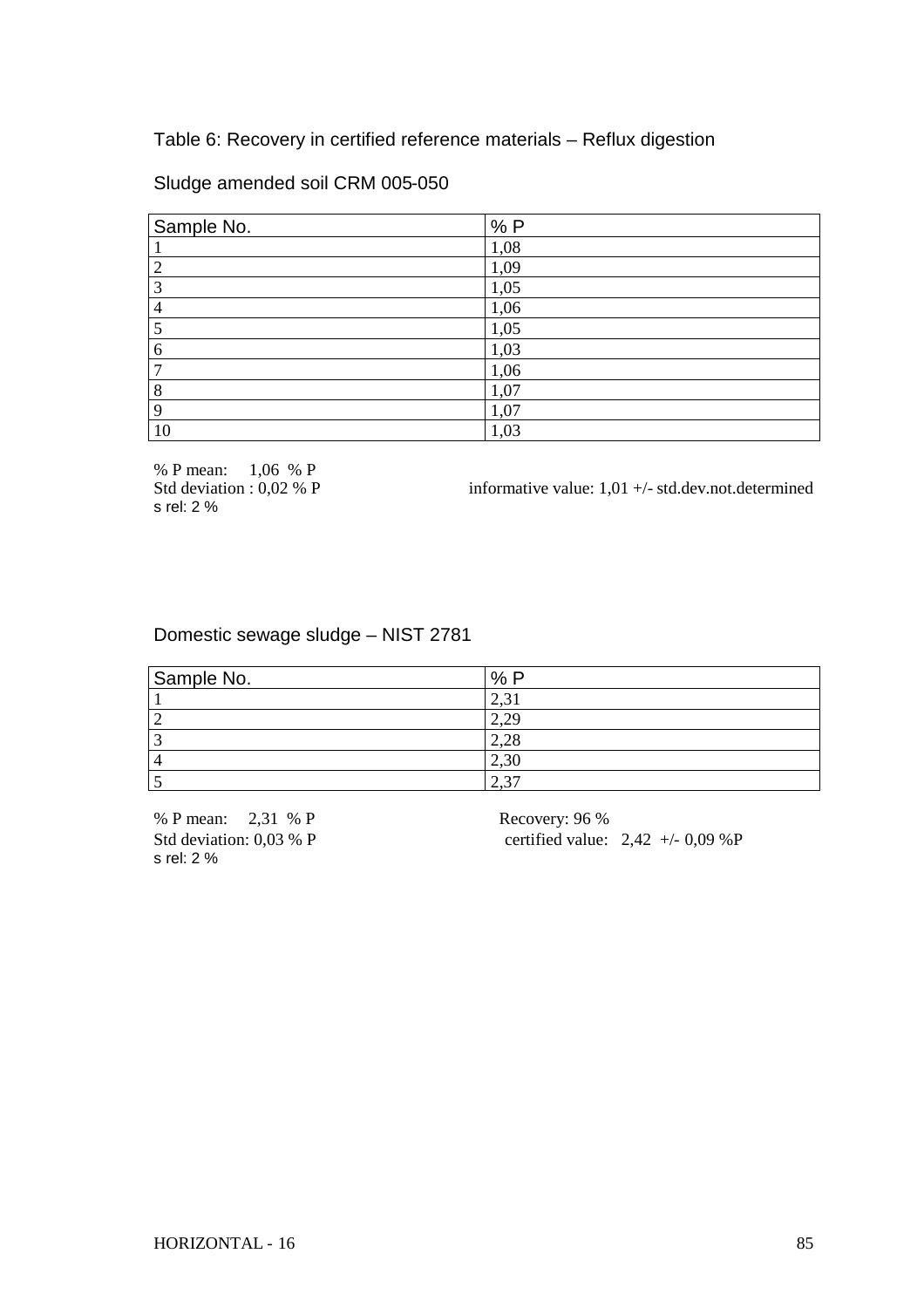Table 6: Recovery in certified reference materials – Reflux digestion

Sludge amended soil CRM 005-050

| Sample No. | % P |
|---|---|
| 1 | 1,08 |
| 2 | 1,09 |
| 3 | 1,05 |
| 4 | 1,06 |
| 5 | 1,05 |
| 6 | 1,03 |
| 7 | 1,06 |
| 8 | 1,07 |
| 9 | 1,07 |
| 10 | 1,03 |

% P mean: 1,06 % P
Std deviation : 0,02 % P
s rel: 2 %

informative value: 1,01 +/- std.dev.not.determined

Domestic sewage sludge – NIST 2781

| Sample No. | % P |
|---|---|
| 1 | 2,31 |
| 2 | 2,29 |
| 3 | 2,28 |
| 4 | 2,30 |
| 5 | 2,37 |

% P mean: 2,31 % P
Std deviation: 0,03 % P
s rel: 2 %

Recovery: 96 %
certified value: 2,42 +/- 0,09 %P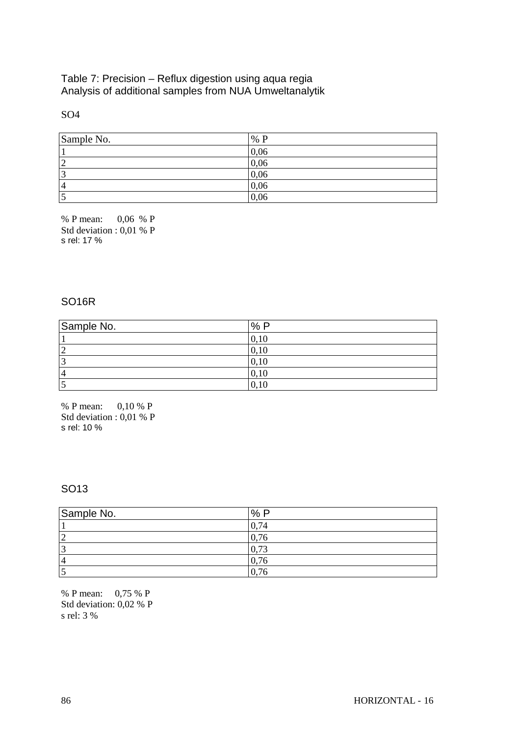Table 7: Precision – Reflux digestion using aqua regia
Analysis of additional samples from NUA Umweltanalytik

SO4

| Sample No. | % P |
|---|---|
| 1 | 0,06 |
| 2 | 0,06 |
| 3 | 0,06 |
| 4 | 0,06 |
| 5 | 0,06 |

% P mean: 0,06 % P
Std deviation : 0,01 % P
s rel: 17 %

SO16R

| Sample No. | % P |
|---|---|
| 1 | 0,10 |
| 2 | 0,10 |
| 3 | 0,10 |
| 4 | 0,10 |
| 5 | 0,10 |

% P mean: 0,10 % P
Std deviation : 0,01 % P
s rel: 10 %

SO13

| Sample No. | % P |
|---|---|
| 1 | 0,74 |
| 2 | 0,76 |
| 3 | 0,73 |
| 4 | 0,76 |
| 5 | 0,76 |

% P mean: 0,75 % P
Std deviation: 0,02 % P
s rel: 3 %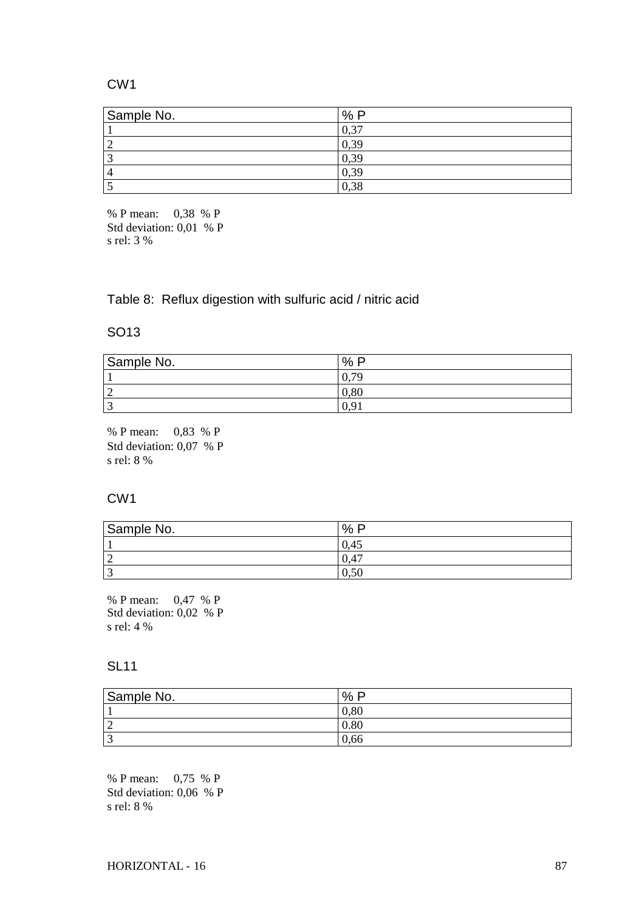CW1

| Sample No. | % P |
|---|---|
| 1 | 0,37 |
| 2 | 0,39 |
| 3 | 0,39 |
| 4 | 0,39 |
| 5 | 0,38 |

% P mean: 0,38 % P
Std deviation: 0,01 % P
s rel: 3 %

## Table 8: Reflux digestion with sulfuric acid / nitric acid

SO13

| Sample No. | % P |
|---|---|
| 1 | 0,79 |
| 2 | 0,80 |
| 3 | 0,91 |

% P mean: 0,83 % P
Std deviation: 0,07 % P
s rel: 8 %

CW1

| Sample No. | % P |
|---|---|
| 1 | 0,45 |
| 2 | 0,47 |
| 3 | 0,50 |

% P mean: 0,47 % P
Std deviation: 0,02 % P
s rel: 4 %

SL11

| Sample No. | % P |
|---|---|
| 1 | 0,80 |
| 2 | 0.80 |
| 3 | 0,66 |

% P mean: 0,75 % P
Std deviation: 0,06 % P
s rel: 8 %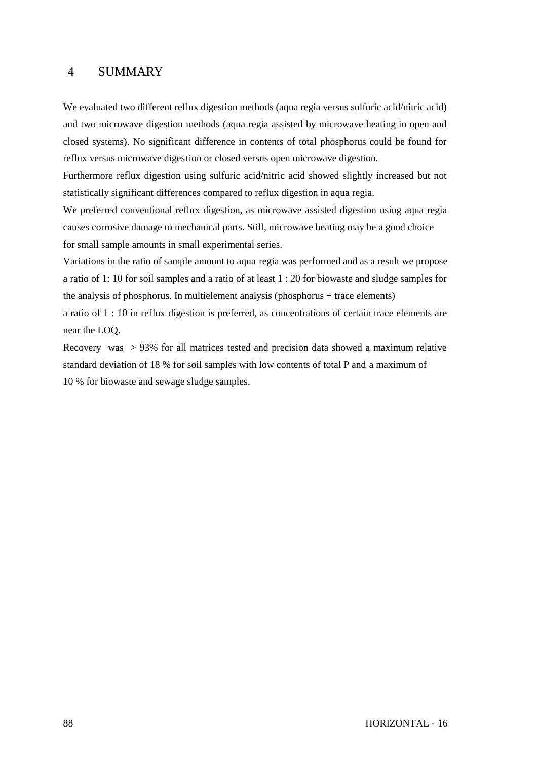# 4 SUMMARY

We evaluated two different reflux digestion methods (aqua regia versus sulfuric acid/nitric acid) and two microwave digestion methods (aqua regia assisted by microwave heating in open and closed systems). No significant difference in contents of total phosphorus could be found for reflux versus microwave digestion or closed versus open microwave digestion.

Furthermore reflux digestion using sulfuric acid/nitric acid showed slightly increased but not statistically significant differences compared to reflux digestion in aqua regia.

We preferred conventional reflux digestion, as microwave assisted digestion using aqua regia causes corrosive damage to mechanical parts. Still, microwave heating may be a good choice for small sample amounts in small experimental series.

Variations in the ratio of sample amount to aqua regia was performed and as a result we propose a ratio of 1: 10 for soil samples and a ratio of at least 1 : 20 for biowaste and sludge samples for the analysis of phosphorus. In multielement analysis (phosphorus + trace elements) a ratio of 1 : 10 in reflux digestion is preferred, as concentrations of certain trace elements are near the LOQ.

Recovery was > 93% for all matrices tested and precision data showed a maximum relative standard deviation of 18 % for soil samples with low contents of total P and a maximum of 10 % for biowaste and sewage sludge samples.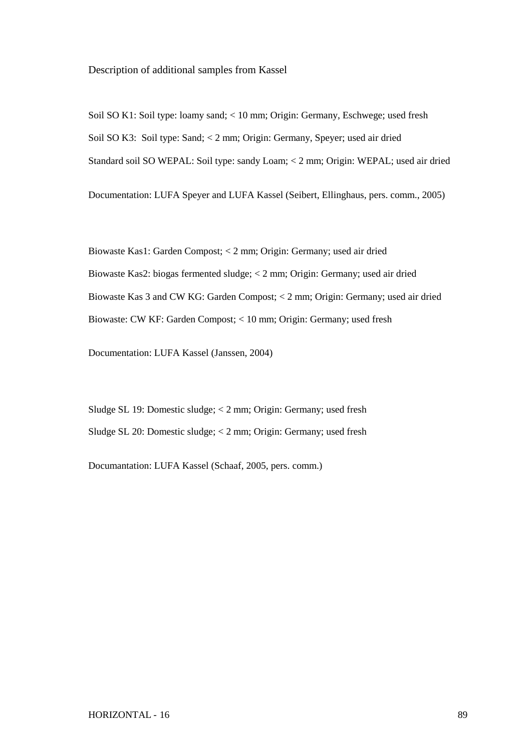Description of additional samples from Kassel

Soil SO K1: Soil type: loamy sand; < 10 mm; Origin: Germany, Eschwege; used fresh

Soil SO K3: Soil type: Sand; < 2 mm; Origin: Germany, Speyer; used air dried

Standard soil SO WEPAL: Soil type: sandy Loam; < 2 mm; Origin: WEPAL; used air dried

Documentation: LUFA Speyer and LUFA Kassel (Seibert, Ellinghaus, pers. comm., 2005)

Biowaste Kas1: Garden Compost; < 2 mm; Origin: Germany; used air dried

Biowaste Kas2: biogas fermented sludge; < 2 mm; Origin: Germany; used air dried

Biowaste Kas 3 and CW KG: Garden Compost; < 2 mm; Origin: Germany; used air dried

Biowaste: CW KF: Garden Compost; < 10 mm; Origin: Germany; used fresh

Documentation: LUFA Kassel (Janssen, 2004)

Sludge SL 19: Domestic sludge; < 2 mm; Origin: Germany; used fresh

Sludge SL 20: Domestic sludge; < 2 mm; Origin: Germany; used fresh

Documantation: LUFA Kassel (Schaaf, 2005, pers. comm.)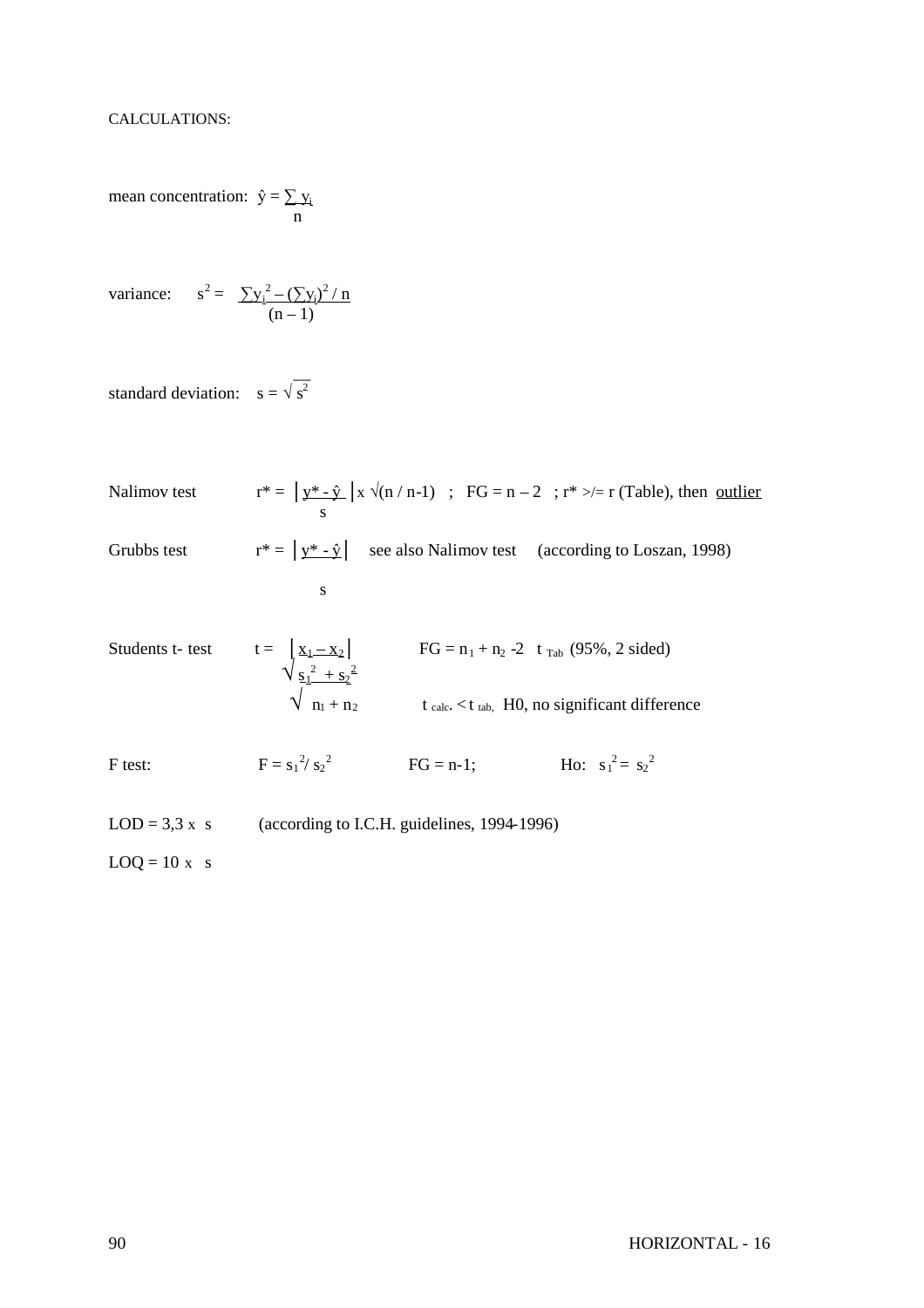CALCULATIONS:

mean concentration: $\hat{y} = \dfrac{\sum y_i}{n}$

variance: $s^2 = \dfrac{\sum y_i^2 - (\sum y_i)^2 / n}{(n-1)}$

standard deviation: $s = \sqrt{s^2}$

Nalimov test $r^* = \left| \dfrac{y^* - \hat{y}}{s} \right| \times \sqrt{(n / n\text{-}1)}$ ; FG = n – 2 ; $r^* \geq r$ (Table), then outlier

Grubbs test $r^* = \left| \dfrac{y^* - \hat{y}}{s} \right|$ see also Nalimov test (according to Loszan, 1998)

Students t- test $t = \dfrac{|x_1 - x_2|}{\sqrt{\dfrac{s_1^2 + s_2^2}{\sqrt{n_1 + n_2}}}}$ FG = $n_1 + n_2$ -2 $t_{Tab}$ (95%, 2 sided)

$t_{calc.} < t_{tab,}$ H0, no significant difference

F test: $F = s_1^2 / s_2^2$ FG = n-1; Ho: $s_1^2 = s_2^2$

LOD = 3,3 x s (according to I.C.H. guidelines, 1994-1996)

LOQ = 10 x s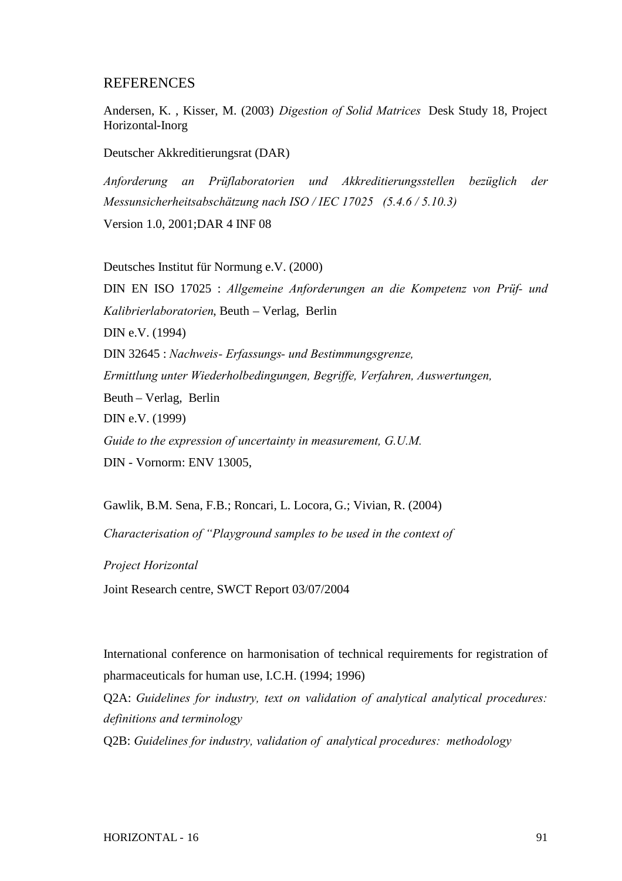# REFERENCES

Andersen, K. , Kisser, M. (2003) *Digestion of Solid Matrices* Desk Study 18, Project Horizontal-Inorg

Deutscher Akkreditierungsrat (DAR)

*Anforderung an Prüflaboratorien und Akkreditierungsstellen bezüglich der Messunsicherheitsabschätzung nach ISO / IEC 17025 (5.4.6 / 5.10.3)*

Version 1.0, 2001;DAR 4 INF 08

Deutsches Institut für Normung e.V. (2000)

DIN EN ISO 17025 : *Allgemeine Anforderungen an die Kompetenz von Prüf- und Kalibrierlaboratorien*, Beuth – Verlag, Berlin

DIN e.V. (1994)

DIN 32645 : *Nachweis- Erfassungs- und Bestimmungsgrenze, Ermittlung unter Wiederholbedingungen, Begriffe, Verfahren, Auswertungen,*

Beuth – Verlag, Berlin

DIN e.V. (1999)

*Guide to the expression of uncertainty in measurement, G.U.M.*

DIN - Vornorm: ENV 13005,

Gawlik, B.M. Sena, F.B.; Roncari, L. Locora, G.; Vivian, R. (2004)

*Characterisation of "Playground samples to be used in the context of*

*Project Horizontal*

Joint Research centre, SWCT Report 03/07/2004

International conference on harmonisation of technical requirements for registration of pharmaceuticals for human use, I.C.H. (1994; 1996)

Q2A: *Guidelines for industry, text on validation of analytical analytical procedures: definitions and terminology*

Q2B: *Guidelines for industry, validation of analytical procedures: methodology*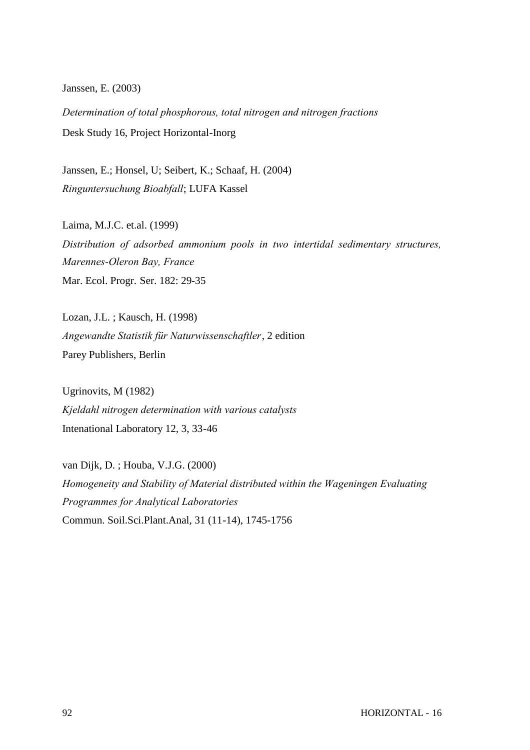Janssen, E. (2003)

*Determination of total phosphorous, total nitrogen and nitrogen fractions*

Desk Study 16, Project Horizontal-Inorg

Janssen, E.; Honsel, U; Seibert, K.; Schaaf, H. (2004)

*Ringuntersuchung Bioabfall*; LUFA Kassel

Laima, M.J.C. et.al. (1999)

*Distribution of adsorbed ammonium pools in two intertidal sedimentary structures, Marennes-Oleron Bay, France*

Mar. Ecol. Progr. Ser. 182: 29-35

Lozan, J.L. ; Kausch, H. (1998)

*Angewandte Statistik für Naturwissenschaftler*, 2 edition

Parey Publishers, Berlin

Ugrinovits, M (1982)

*Kjeldahl nitrogen determination with various catalysts*

Intenational Laboratory 12, 3, 33-46

van Dijk, D. ; Houba, V.J.G. (2000)

*Homogeneity and Stability of Material distributed within the Wageningen Evaluating Programmes for Analytical Laboratories*

Commun. Soil.Sci.Plant.Anal, 31 (11-14), 1745-1756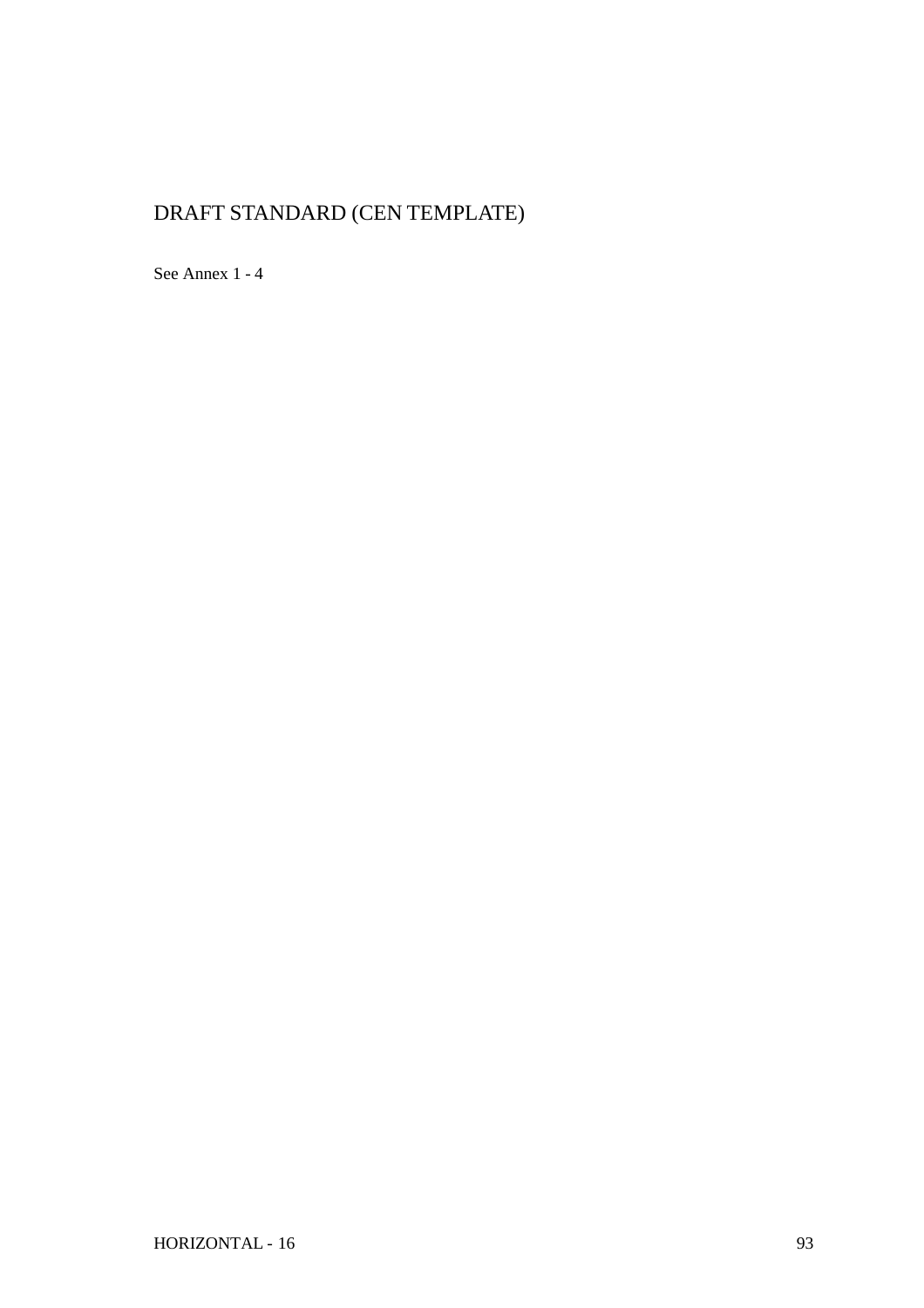# DRAFT STANDARD (CEN TEMPLATE)

See Annex 1 - 4